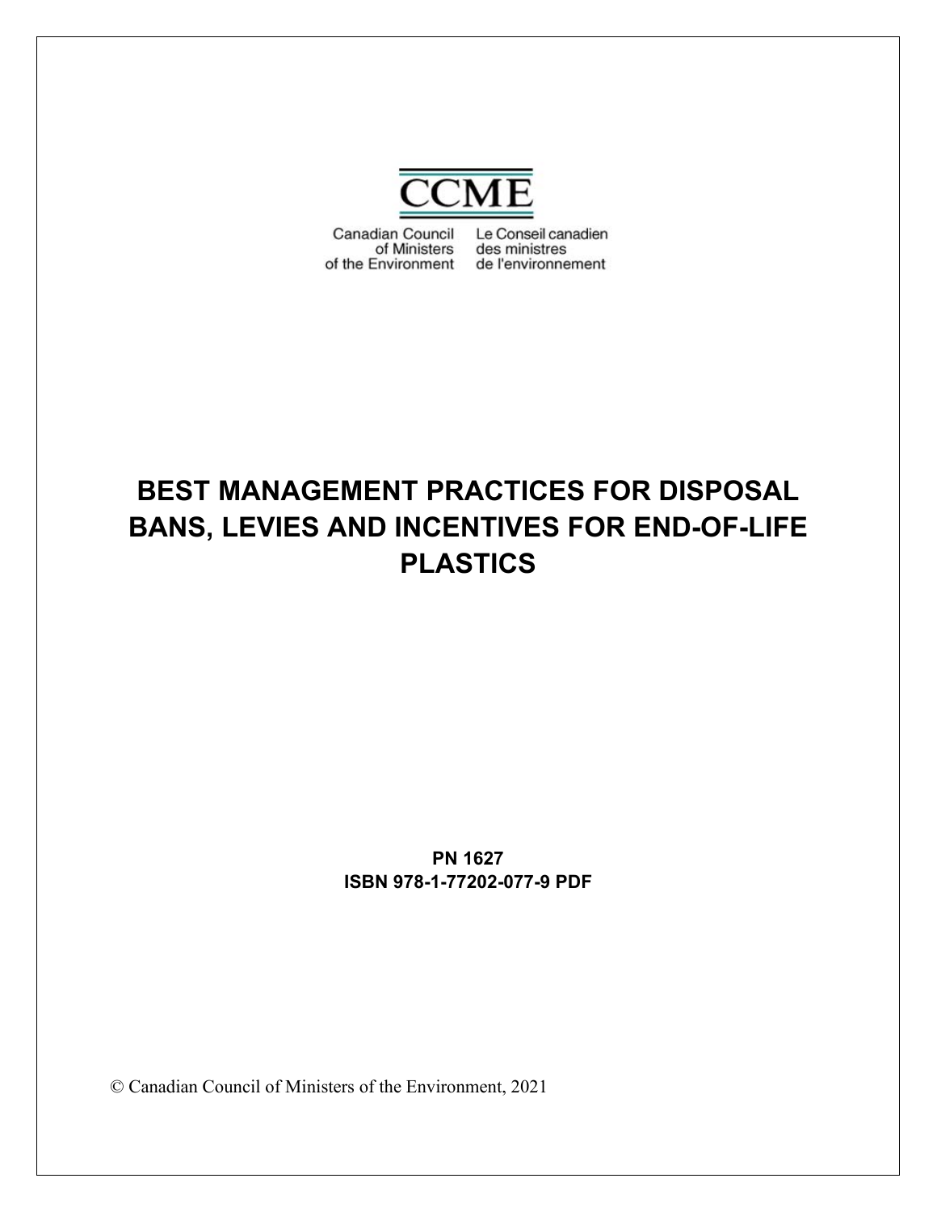CCME

Canadian Council of Ministers of the Environment

Le Conseil canadien des ministres de l'environnement

# BEST MANAGEMENT PRACTICES FOR DISPOSAL BANS, LEVIES AND INCENTIVES FOR END-OF-LIFE PLASTICS

**PN 1627**
**ISBN 978-1-77202-077-9 PDF**

© Canadian Council of Ministers of the Environment, 2021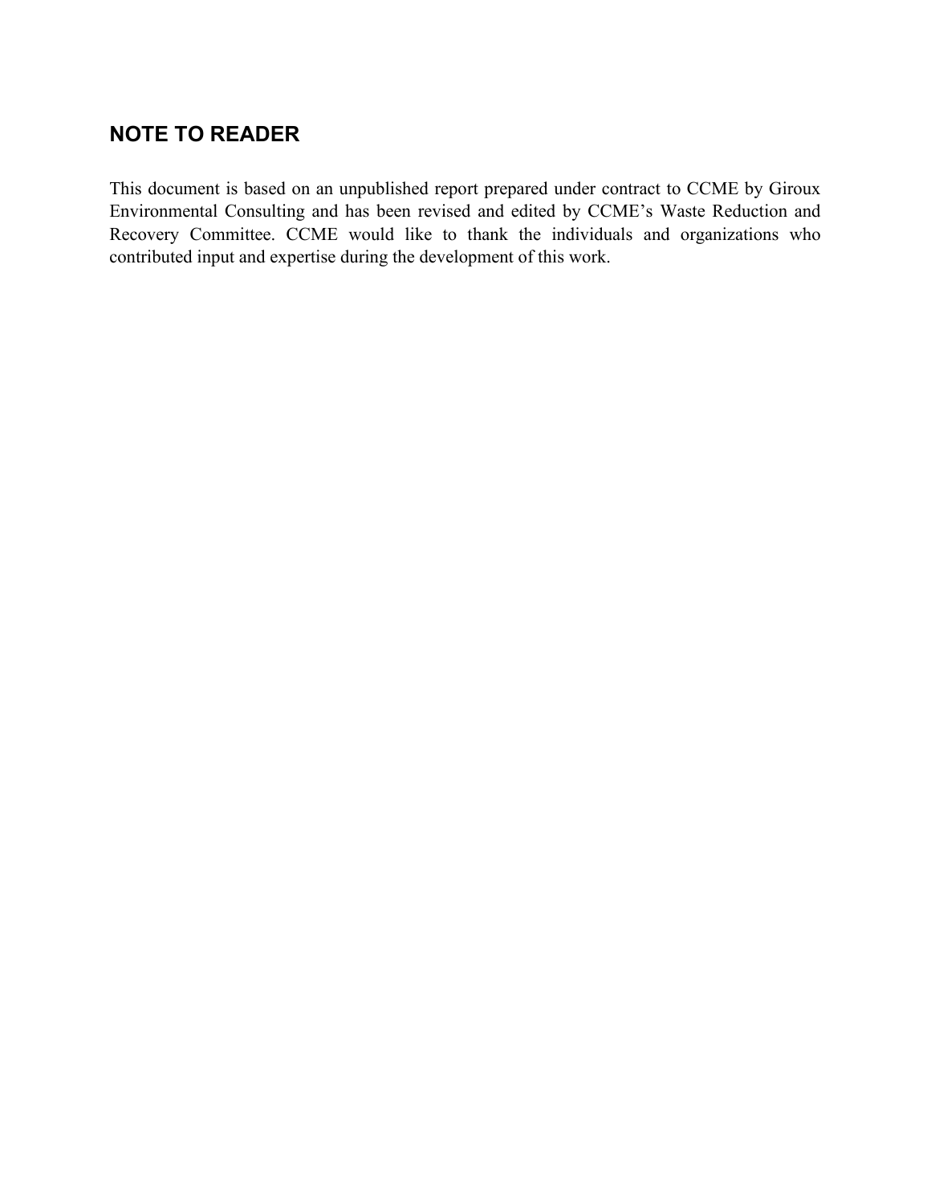## NOTE TO READER

This document is based on an unpublished report prepared under contract to CCME by Giroux Environmental Consulting and has been revised and edited by CCME's Waste Reduction and Recovery Committee. CCME would like to thank the individuals and organizations who contributed input and expertise during the development of this work.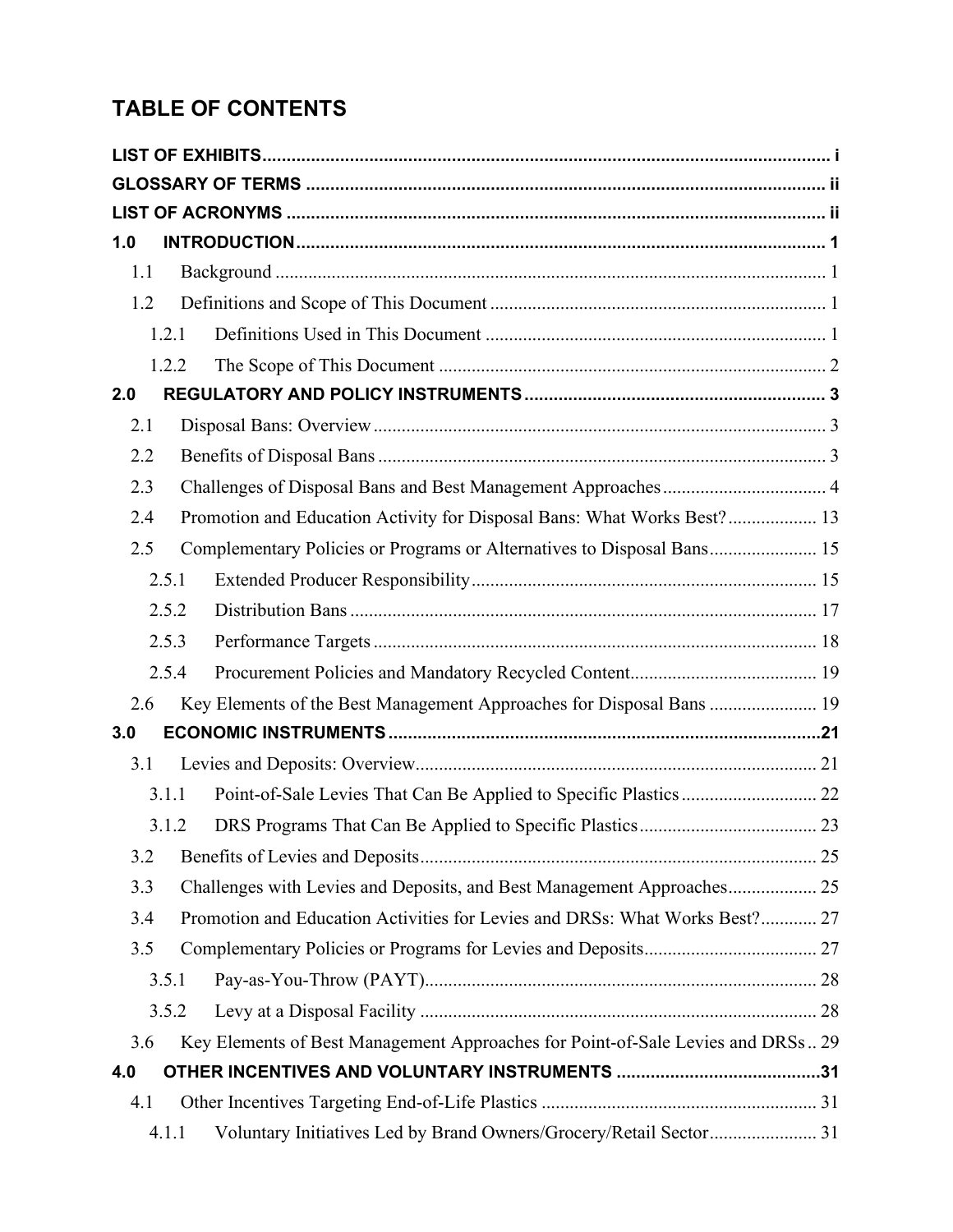# TABLE OF CONTENTS

**LIST OF EXHIBITS** ..... i

**GLOSSARY OF TERMS** ..... ii

**LIST OF ACRONYMS** ..... ii

**1.0 INTRODUCTION** ..... 1

- 1.1 Background ..... 1
- 1.2 Definitions and Scope of This Document ..... 1
  - 1.2.1 Definitions Used in This Document ..... 1
  - 1.2.2 The Scope of This Document ..... 2

**2.0 REGULATORY AND POLICY INSTRUMENTS** ..... 3

- 2.1 Disposal Bans: Overview ..... 3
- 2.2 Benefits of Disposal Bans ..... 3
- 2.3 Challenges of Disposal Bans and Best Management Approaches ..... 4
- 2.4 Promotion and Education Activity for Disposal Bans: What Works Best? ..... 13
- 2.5 Complementary Policies or Programs or Alternatives to Disposal Bans ..... 15
  - 2.5.1 Extended Producer Responsibility ..... 15
  - 2.5.2 Distribution Bans ..... 17
  - 2.5.3 Performance Targets ..... 18
  - 2.5.4 Procurement Policies and Mandatory Recycled Content ..... 19
- 2.6 Key Elements of the Best Management Approaches for Disposal Bans ..... 19

**3.0 ECONOMIC INSTRUMENTS** ..... 21

- 3.1 Levies and Deposits: Overview ..... 21
  - 3.1.1 Point-of-Sale Levies That Can Be Applied to Specific Plastics ..... 22
  - 3.1.2 DRS Programs That Can Be Applied to Specific Plastics ..... 23
- 3.2 Benefits of Levies and Deposits ..... 25
- 3.3 Challenges with Levies and Deposits, and Best Management Approaches ..... 25
- 3.4 Promotion and Education Activities for Levies and DRSs: What Works Best? ..... 27
- 3.5 Complementary Policies or Programs for Levies and Deposits ..... 27
  - 3.5.1 Pay-as-You-Throw (PAYT) ..... 28
  - 3.5.2 Levy at a Disposal Facility ..... 28
- 3.6 Key Elements of Best Management Approaches for Point-of-Sale Levies and DRSs ..... 29

**4.0 OTHER INCENTIVES AND VOLUNTARY INSTRUMENTS** ..... 31

- 4.1 Other Incentives Targeting End-of-Life Plastics ..... 31
  - 4.1.1 Voluntary Initiatives Led by Brand Owners/Grocery/Retail Sector ..... 31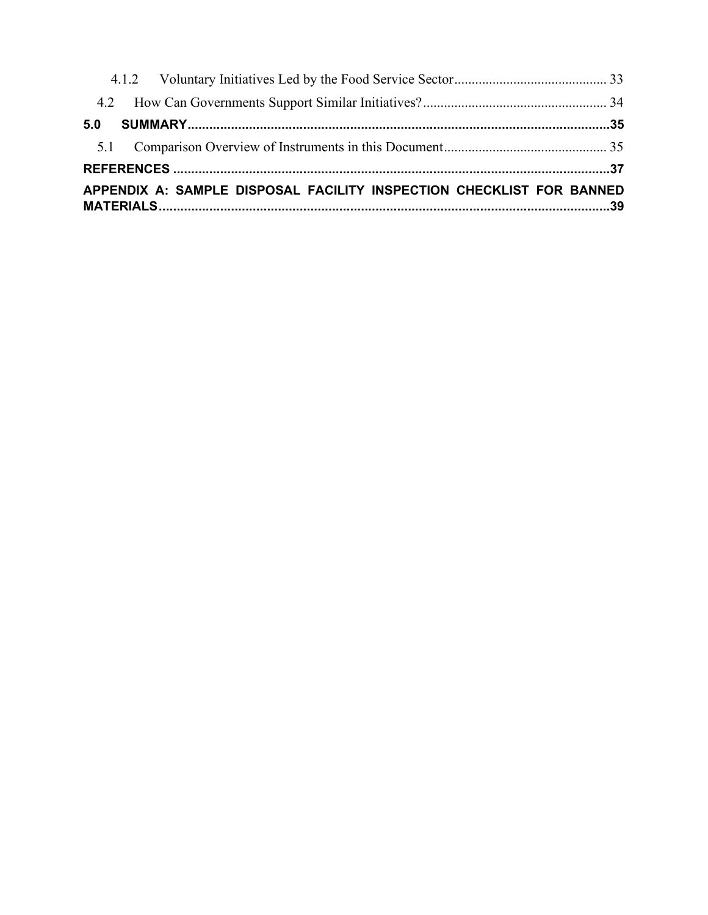4.1.2 Voluntary Initiatives Led by the Food Service Sector ........................................ 33

4.2 How Can Governments Support Similar Initiatives? ................................................ 34

**5.0 SUMMARY ........................................................................................................ 35**

5.1 Comparison Overview of Instruments in this Document .......................................... 35

**REFERENCES ........................................................................................................ 37**

**APPENDIX A: SAMPLE DISPOSAL FACILITY INSPECTION CHECKLIST FOR BANNED MATERIALS ........................................................................................................ 39**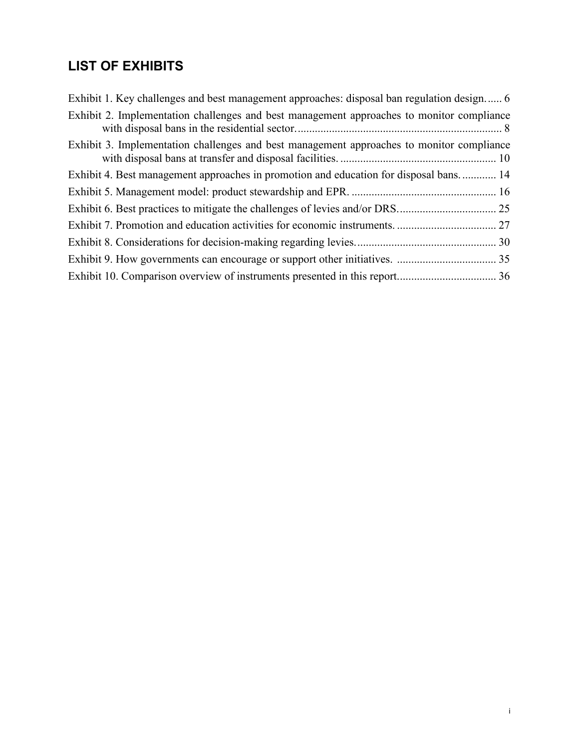## LIST OF EXHIBITS

Exhibit 1. Key challenges and best management approaches: disposal ban regulation design. ..... 6

Exhibit 2. Implementation challenges and best management approaches to monitor compliance with disposal bans in the residential sector. ........................................................................ 8

Exhibit 3. Implementation challenges and best management approaches to monitor compliance with disposal bans at transfer and disposal facilities. ...................................................... 10

Exhibit 4. Best management approaches in promotion and education for disposal bans. ............ 14

Exhibit 5. Management model: product stewardship and EPR. .................................................. 16

Exhibit 6. Best practices to mitigate the challenges of levies and/or DRS. .................................. 25

Exhibit 7. Promotion and education activities for economic instruments. .................................. 27

Exhibit 8. Considerations for decision-making regarding levies. ................................................ 30

Exhibit 9. How governments can encourage or support other initiatives. .................................. 35

Exhibit 10. Comparison overview of instruments presented in this report. ................................. 36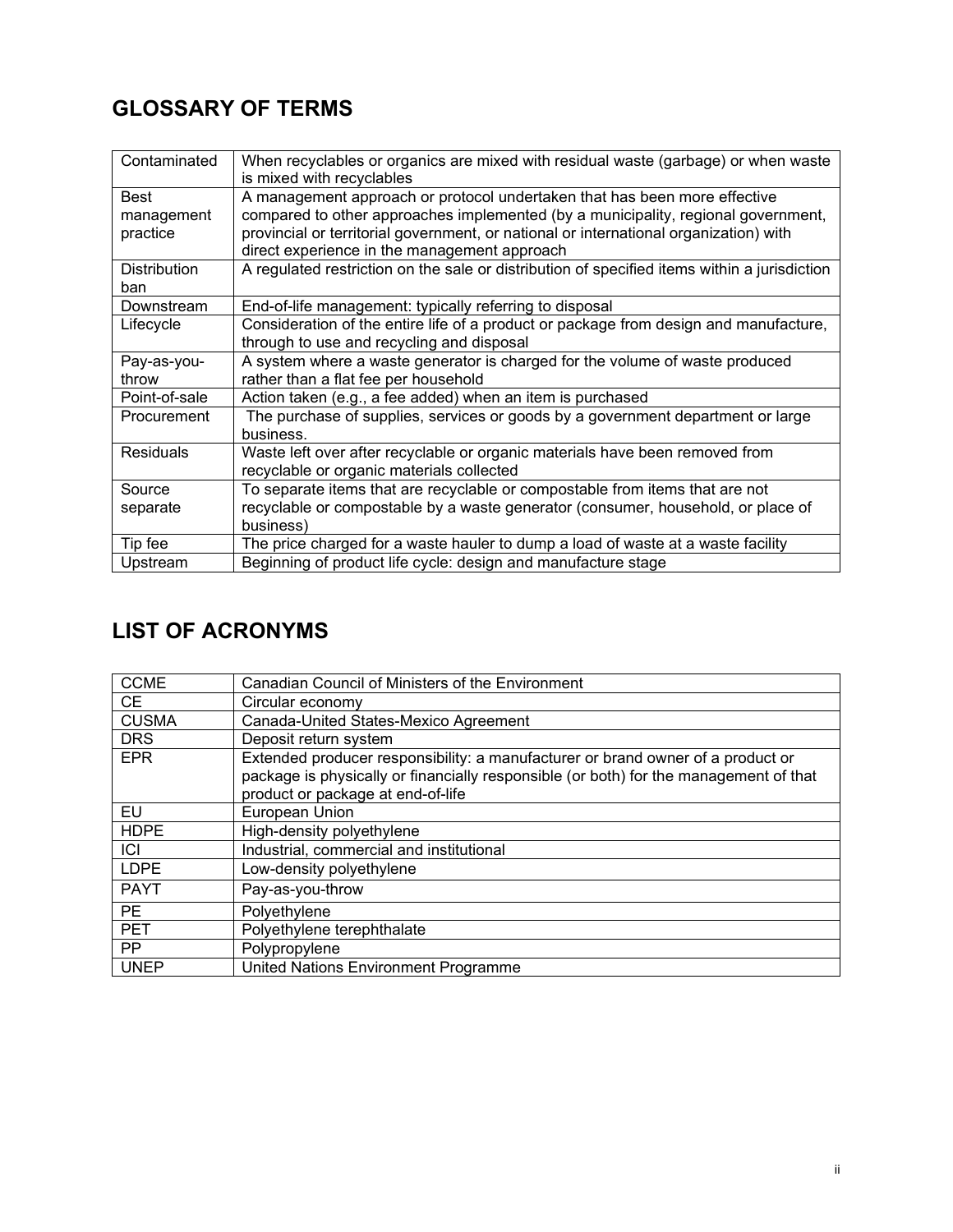## GLOSSARY OF TERMS

| Term | Definition |
|---|---|
| Contaminated | When recyclables or organics are mixed with residual waste (garbage) or when waste is mixed with recyclables |
| Best management practice | A management approach or protocol undertaken that has been more effective compared to other approaches implemented (by a municipality, regional government, provincial or territorial government, or national or international organization) with direct experience in the management approach |
| Distribution ban | A regulated restriction on the sale or distribution of specified items within a jurisdiction |
| Downstream | End-of-life management: typically referring to disposal |
| Lifecycle | Consideration of the entire life of a product or package from design and manufacture, through to use and recycling and disposal |
| Pay-as-you-throw | A system where a waste generator is charged for the volume of waste produced rather than a flat fee per household |
| Point-of-sale | Action taken (e.g., a fee added) when an item is purchased |
| Procurement | The purchase of supplies, services or goods by a government department or large business. |
| Residuals | Waste left over after recyclable or organic materials have been removed from recyclable or organic materials collected |
| Source separate | To separate items that are recyclable or compostable from items that are not recyclable or compostable by a waste generator (consumer, household, or place of business) |
| Tip fee | The price charged for a waste hauler to dump a load of waste at a waste facility |
| Upstream | Beginning of product life cycle: design and manufacture stage |

## LIST OF ACRONYMS

| Acronym | Meaning |
|---|---|
| CCME | Canadian Council of Ministers of the Environment |
| CE | Circular economy |
| CUSMA | Canada-United States-Mexico Agreement |
| DRS | Deposit return system |
| EPR | Extended producer responsibility: a manufacturer or brand owner of a product or package is physically or financially responsible (or both) for the management of that product or package at end-of-life |
| EU | European Union |
| HDPE | High-density polyethylene |
| ICI | Industrial, commercial and institutional |
| LDPE | Low-density polyethylene |
| PAYT | Pay-as-you-throw |
| PE | Polyethylene |
| PET | Polyethylene terephthalate |
| PP | Polypropylene |
| UNEP | United Nations Environment Programme |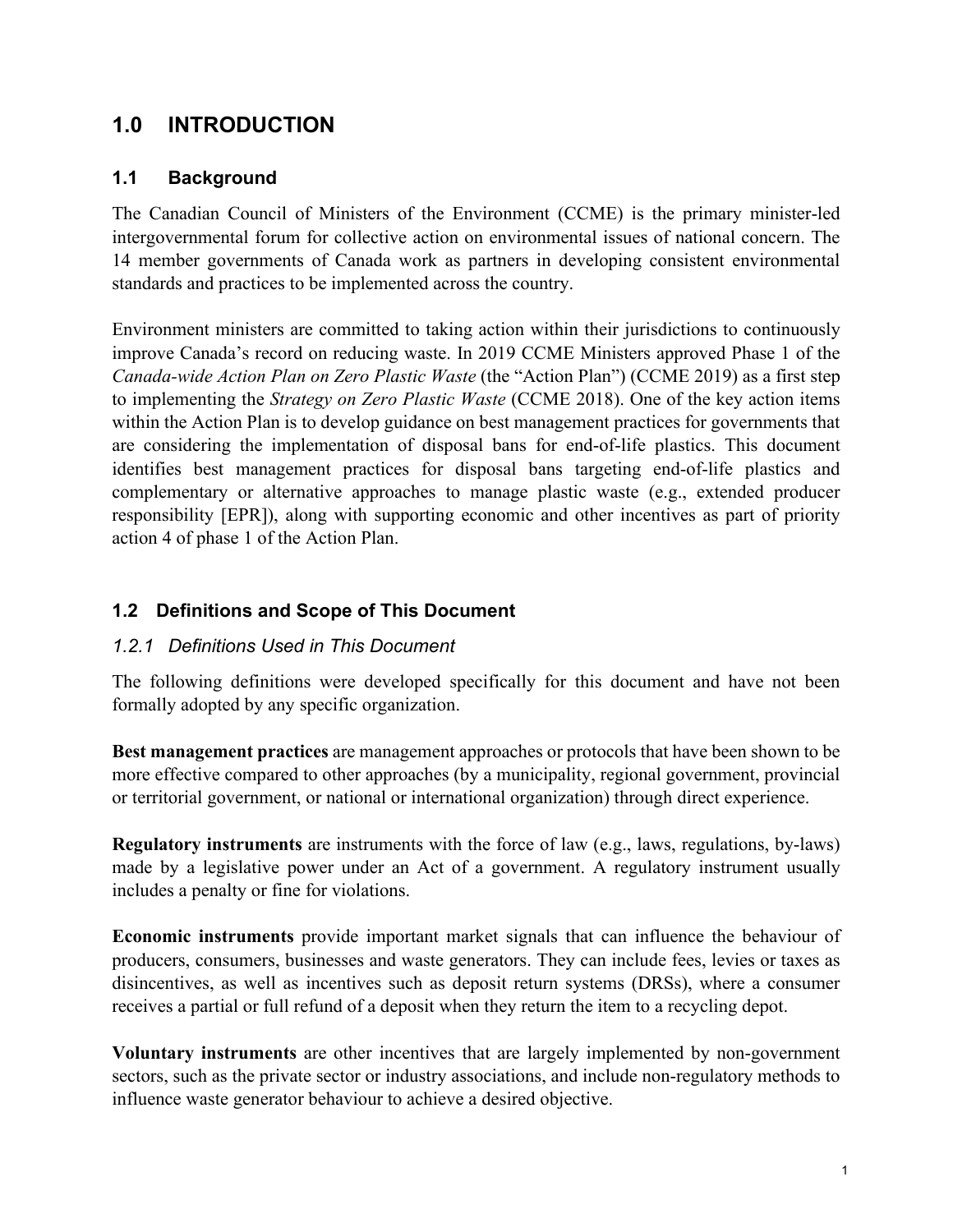# 1.0 INTRODUCTION

## 1.1 Background

The Canadian Council of Ministers of the Environment (CCME) is the primary minister-led intergovernmental forum for collective action on environmental issues of national concern. The 14 member governments of Canada work as partners in developing consistent environmental standards and practices to be implemented across the country.

Environment ministers are committed to taking action within their jurisdictions to continuously improve Canada's record on reducing waste. In 2019 CCME Ministers approved Phase 1 of the *Canada-wide Action Plan on Zero Plastic Waste* (the "Action Plan") (CCME 2019) as a first step to implementing the *Strategy on Zero Plastic Waste* (CCME 2018). One of the key action items within the Action Plan is to develop guidance on best management practices for governments that are considering the implementation of disposal bans for end-of-life plastics. This document identifies best management practices for disposal bans targeting end-of-life plastics and complementary or alternative approaches to manage plastic waste (e.g., extended producer responsibility [EPR]), along with supporting economic and other incentives as part of priority action 4 of phase 1 of the Action Plan.

## 1.2 Definitions and Scope of This Document

### *1.2.1 Definitions Used in This Document*

The following definitions were developed specifically for this document and have not been formally adopted by any specific organization.

**Best management practices** are management approaches or protocols that have been shown to be more effective compared to other approaches (by a municipality, regional government, provincial or territorial government, or national or international organization) through direct experience.

**Regulatory instruments** are instruments with the force of law (e.g., laws, regulations, by-laws) made by a legislative power under an Act of a government. A regulatory instrument usually includes a penalty or fine for violations.

**Economic instruments** provide important market signals that can influence the behaviour of producers, consumers, businesses and waste generators. They can include fees, levies or taxes as disincentives, as well as incentives such as deposit return systems (DRSs), where a consumer receives a partial or full refund of a deposit when they return the item to a recycling depot.

**Voluntary instruments** are other incentives that are largely implemented by non-government sectors, such as the private sector or industry associations, and include non-regulatory methods to influence waste generator behaviour to achieve a desired objective.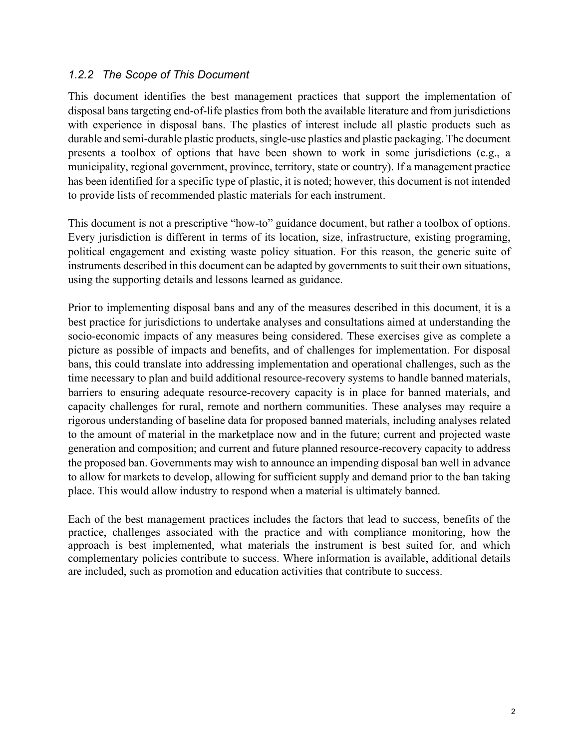### *1.2.2 The Scope of This Document*

This document identifies the best management practices that support the implementation of disposal bans targeting end-of-life plastics from both the available literature and from jurisdictions with experience in disposal bans. The plastics of interest include all plastic products such as durable and semi-durable plastic products, single-use plastics and plastic packaging. The document presents a toolbox of options that have been shown to work in some jurisdictions (e.g., a municipality, regional government, province, territory, state or country). If a management practice has been identified for a specific type of plastic, it is noted; however, this document is not intended to provide lists of recommended plastic materials for each instrument.

This document is not a prescriptive "how-to" guidance document, but rather a toolbox of options. Every jurisdiction is different in terms of its location, size, infrastructure, existing programing, political engagement and existing waste policy situation. For this reason, the generic suite of instruments described in this document can be adapted by governments to suit their own situations, using the supporting details and lessons learned as guidance.

Prior to implementing disposal bans and any of the measures described in this document, it is a best practice for jurisdictions to undertake analyses and consultations aimed at understanding the socio-economic impacts of any measures being considered. These exercises give as complete a picture as possible of impacts and benefits, and of challenges for implementation. For disposal bans, this could translate into addressing implementation and operational challenges, such as the time necessary to plan and build additional resource-recovery systems to handle banned materials, barriers to ensuring adequate resource-recovery capacity is in place for banned materials, and capacity challenges for rural, remote and northern communities. These analyses may require a rigorous understanding of baseline data for proposed banned materials, including analyses related to the amount of material in the marketplace now and in the future; current and projected waste generation and composition; and current and future planned resource-recovery capacity to address the proposed ban. Governments may wish to announce an impending disposal ban well in advance to allow for markets to develop, allowing for sufficient supply and demand prior to the ban taking place. This would allow industry to respond when a material is ultimately banned.

Each of the best management practices includes the factors that lead to success, benefits of the practice, challenges associated with the practice and with compliance monitoring, how the approach is best implemented, what materials the instrument is best suited for, and which complementary policies contribute to success. Where information is available, additional details are included, such as promotion and education activities that contribute to success.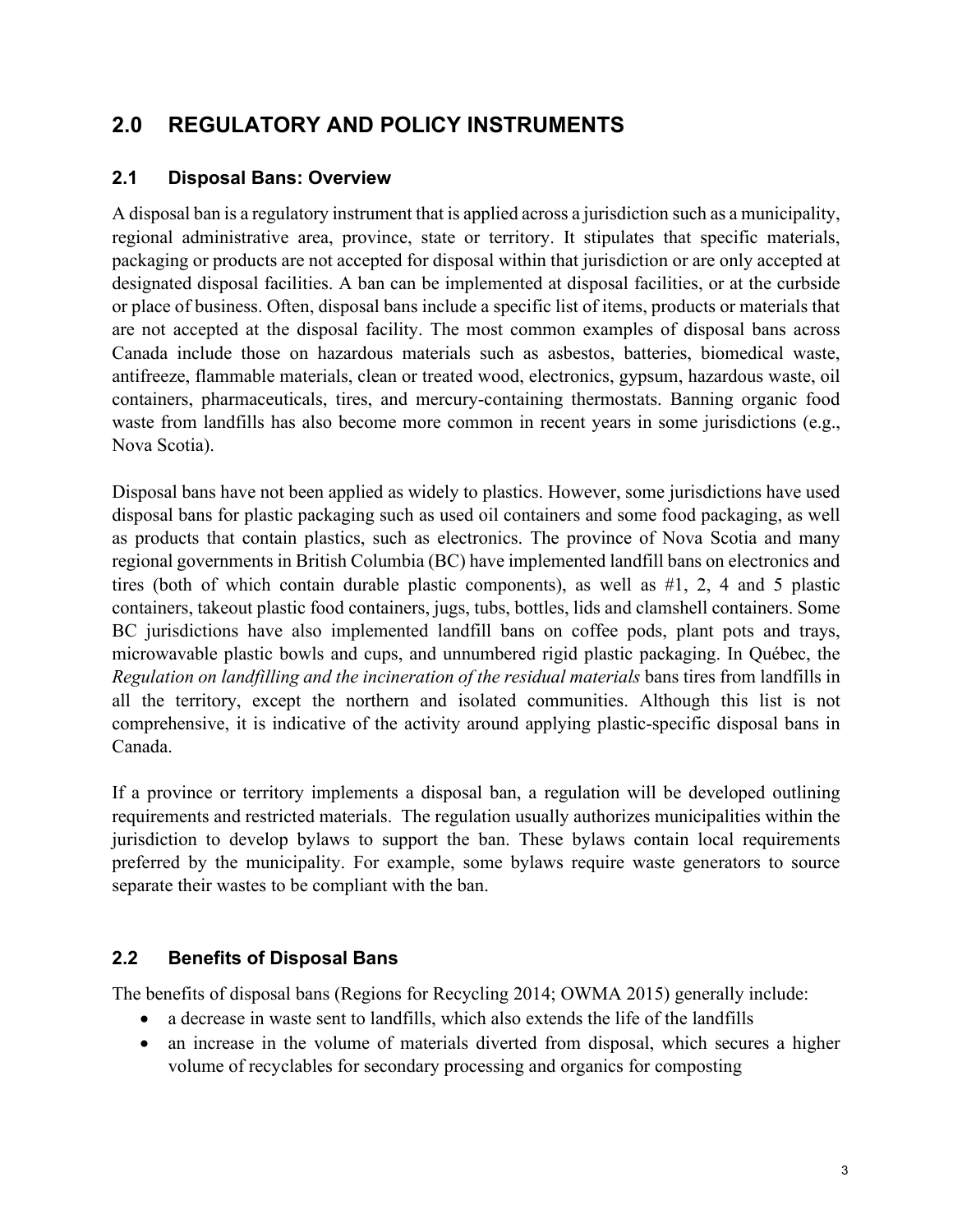## 2.0 REGULATORY AND POLICY INSTRUMENTS

### 2.1 Disposal Bans: Overview

A disposal ban is a regulatory instrument that is applied across a jurisdiction such as a municipality, regional administrative area, province, state or territory. It stipulates that specific materials, packaging or products are not accepted for disposal within that jurisdiction or are only accepted at designated disposal facilities. A ban can be implemented at disposal facilities, or at the curbside or place of business. Often, disposal bans include a specific list of items, products or materials that are not accepted at the disposal facility. The most common examples of disposal bans across Canada include those on hazardous materials such as asbestos, batteries, biomedical waste, antifreeze, flammable materials, clean or treated wood, electronics, gypsum, hazardous waste, oil containers, pharmaceuticals, tires, and mercury-containing thermostats. Banning organic food waste from landfills has also become more common in recent years in some jurisdictions (e.g., Nova Scotia).

Disposal bans have not been applied as widely to plastics. However, some jurisdictions have used disposal bans for plastic packaging such as used oil containers and some food packaging, as well as products that contain plastics, such as electronics. The province of Nova Scotia and many regional governments in British Columbia (BC) have implemented landfill bans on electronics and tires (both of which contain durable plastic components), as well as #1, 2, 4 and 5 plastic containers, takeout plastic food containers, jugs, tubs, bottles, lids and clamshell containers. Some BC jurisdictions have also implemented landfill bans on coffee pods, plant pots and trays, microwavable plastic bowls and cups, and unnumbered rigid plastic packaging. In Québec, the *Regulation on landfilling and the incineration of the residual materials* bans tires from landfills in all the territory, except the northern and isolated communities. Although this list is not comprehensive, it is indicative of the activity around applying plastic-specific disposal bans in Canada.

If a province or territory implements a disposal ban, a regulation will be developed outlining requirements and restricted materials. The regulation usually authorizes municipalities within the jurisdiction to develop bylaws to support the ban. These bylaws contain local requirements preferred by the municipality. For example, some bylaws require waste generators to source separate their wastes to be compliant with the ban.

### 2.2 Benefits of Disposal Bans

The benefits of disposal bans (Regions for Recycling 2014; OWMA 2015) generally include:

- a decrease in waste sent to landfills, which also extends the life of the landfills
- an increase in the volume of materials diverted from disposal, which secures a higher volume of recyclables for secondary processing and organics for composting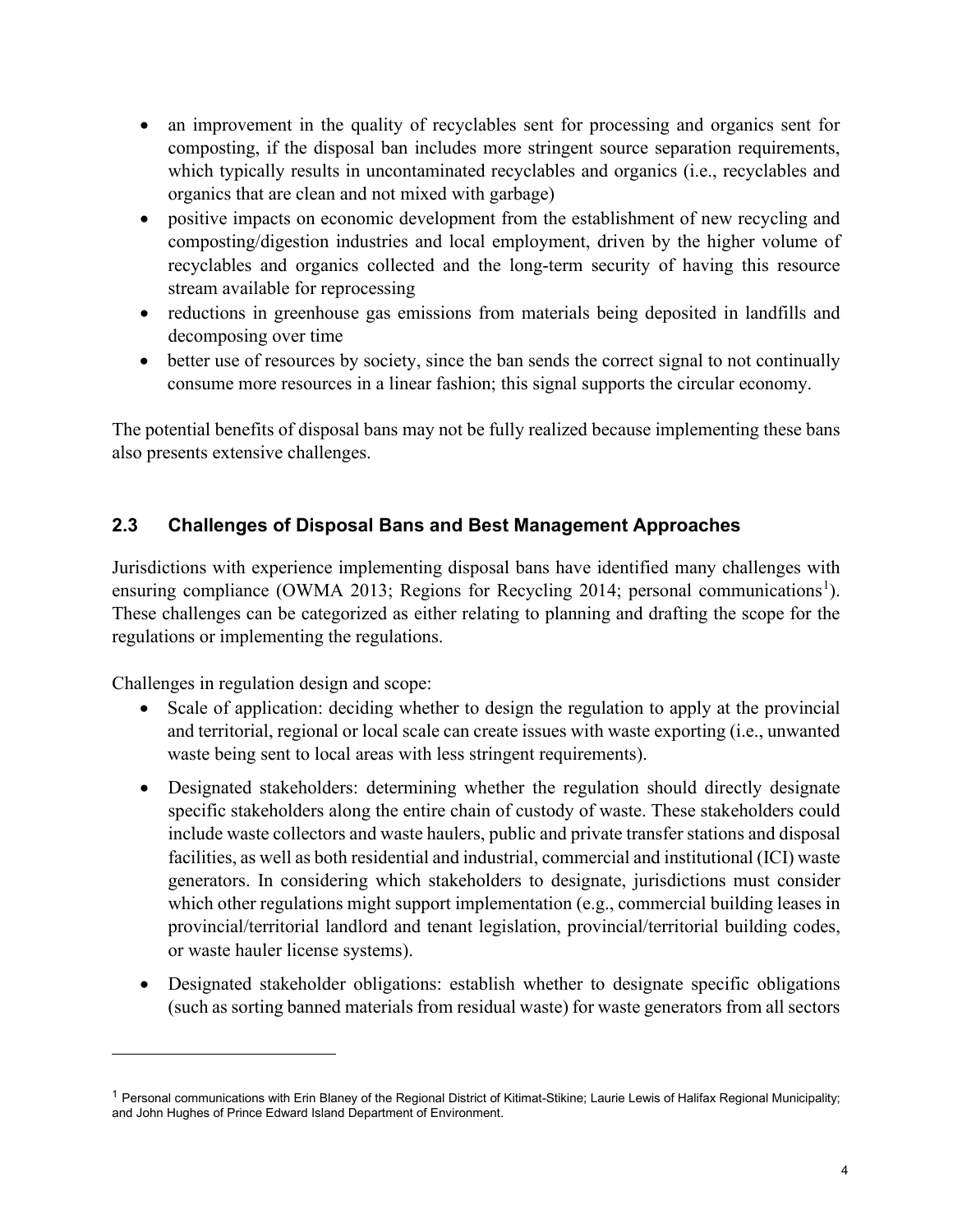- an improvement in the quality of recyclables sent for processing and organics sent for composting, if the disposal ban includes more stringent source separation requirements, which typically results in uncontaminated recyclables and organics (i.e., recyclables and organics that are clean and not mixed with garbage)
- positive impacts on economic development from the establishment of new recycling and composting/digestion industries and local employment, driven by the higher volume of recyclables and organics collected and the long-term security of having this resource stream available for reprocessing
- reductions in greenhouse gas emissions from materials being deposited in landfills and decomposing over time
- better use of resources by society, since the ban sends the correct signal to not continually consume more resources in a linear fashion; this signal supports the circular economy.

The potential benefits of disposal bans may not be fully realized because implementing these bans also presents extensive challenges.

## 2.3 Challenges of Disposal Bans and Best Management Approaches

Jurisdictions with experience implementing disposal bans have identified many challenges with ensuring compliance (OWMA 2013; Regions for Recycling 2014; personal communications[1]). These challenges can be categorized as either relating to planning and drafting the scope for the regulations or implementing the regulations.

Challenges in regulation design and scope:

- Scale of application: deciding whether to design the regulation to apply at the provincial and territorial, regional or local scale can create issues with waste exporting (i.e., unwanted waste being sent to local areas with less stringent requirements).
- Designated stakeholders: determining whether the regulation should directly designate specific stakeholders along the entire chain of custody of waste. These stakeholders could include waste collectors and waste haulers, public and private transfer stations and disposal facilities, as well as both residential and industrial, commercial and institutional (ICI) waste generators. In considering which stakeholders to designate, jurisdictions must consider which other regulations might support implementation (e.g., commercial building leases in provincial/territorial landlord and tenant legislation, provincial/territorial building codes, or waste hauler license systems).
- Designated stakeholder obligations: establish whether to designate specific obligations (such as sorting banned materials from residual waste) for waste generators from all sectors

[1] Personal communications with Erin Blaney of the Regional District of Kitimat-Stikine; Laurie Lewis of Halifax Regional Municipality; and John Hughes of Prince Edward Island Department of Environment.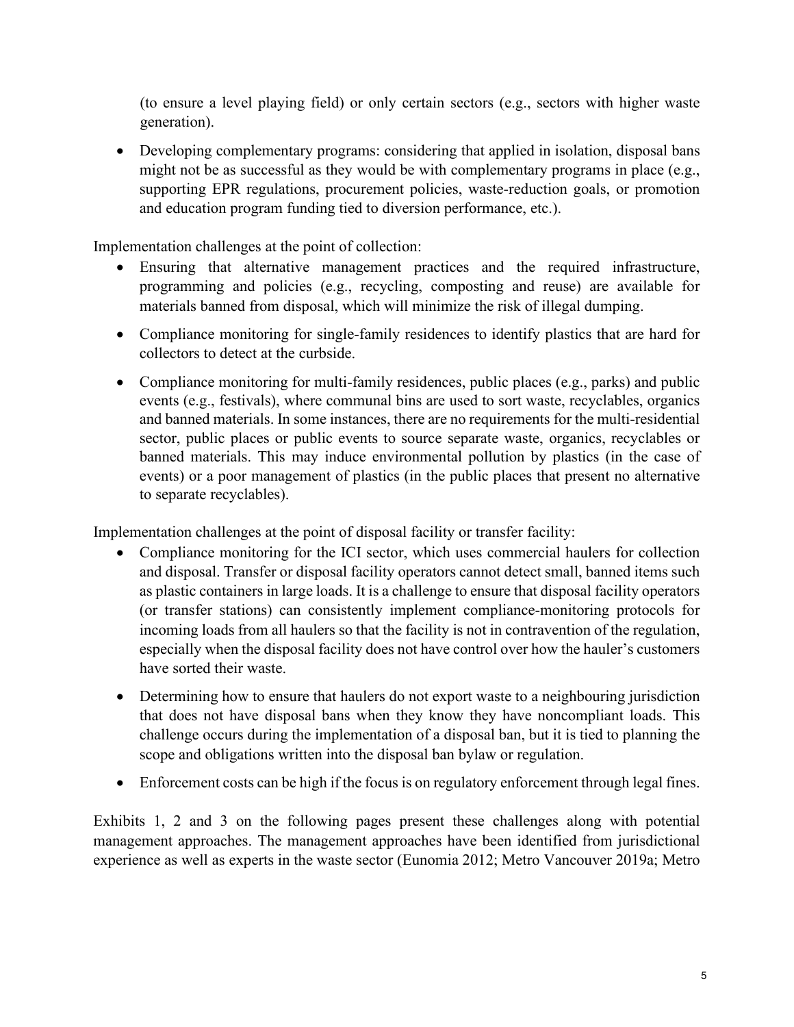(to ensure a level playing field) or only certain sectors (e.g., sectors with higher waste generation).

- Developing complementary programs: considering that applied in isolation, disposal bans might not be as successful as they would be with complementary programs in place (e.g., supporting EPR regulations, procurement policies, waste-reduction goals, or promotion and education program funding tied to diversion performance, etc.).

Implementation challenges at the point of collection:

- Ensuring that alternative management practices and the required infrastructure, programming and policies (e.g., recycling, composting and reuse) are available for materials banned from disposal, which will minimize the risk of illegal dumping.
- Compliance monitoring for single-family residences to identify plastics that are hard for collectors to detect at the curbside.
- Compliance monitoring for multi-family residences, public places (e.g., parks) and public events (e.g., festivals), where communal bins are used to sort waste, recyclables, organics and banned materials. In some instances, there are no requirements for the multi-residential sector, public places or public events to source separate waste, organics, recyclables or banned materials. This may induce environmental pollution by plastics (in the case of events) or a poor management of plastics (in the public places that present no alternative to separate recyclables).

Implementation challenges at the point of disposal facility or transfer facility:

- Compliance monitoring for the ICI sector, which uses commercial haulers for collection and disposal. Transfer or disposal facility operators cannot detect small, banned items such as plastic containers in large loads. It is a challenge to ensure that disposal facility operators (or transfer stations) can consistently implement compliance-monitoring protocols for incoming loads from all haulers so that the facility is not in contravention of the regulation, especially when the disposal facility does not have control over how the hauler's customers have sorted their waste.
- Determining how to ensure that haulers do not export waste to a neighbouring jurisdiction that does not have disposal bans when they know they have noncompliant loads. This challenge occurs during the implementation of a disposal ban, but it is tied to planning the scope and obligations written into the disposal ban bylaw or regulation.
- Enforcement costs can be high if the focus is on regulatory enforcement through legal fines.

Exhibits 1, 2 and 3 on the following pages present these challenges along with potential management approaches. The management approaches have been identified from jurisdictional experience as well as experts in the waste sector (Eunomia 2012; Metro Vancouver 2019a; Metro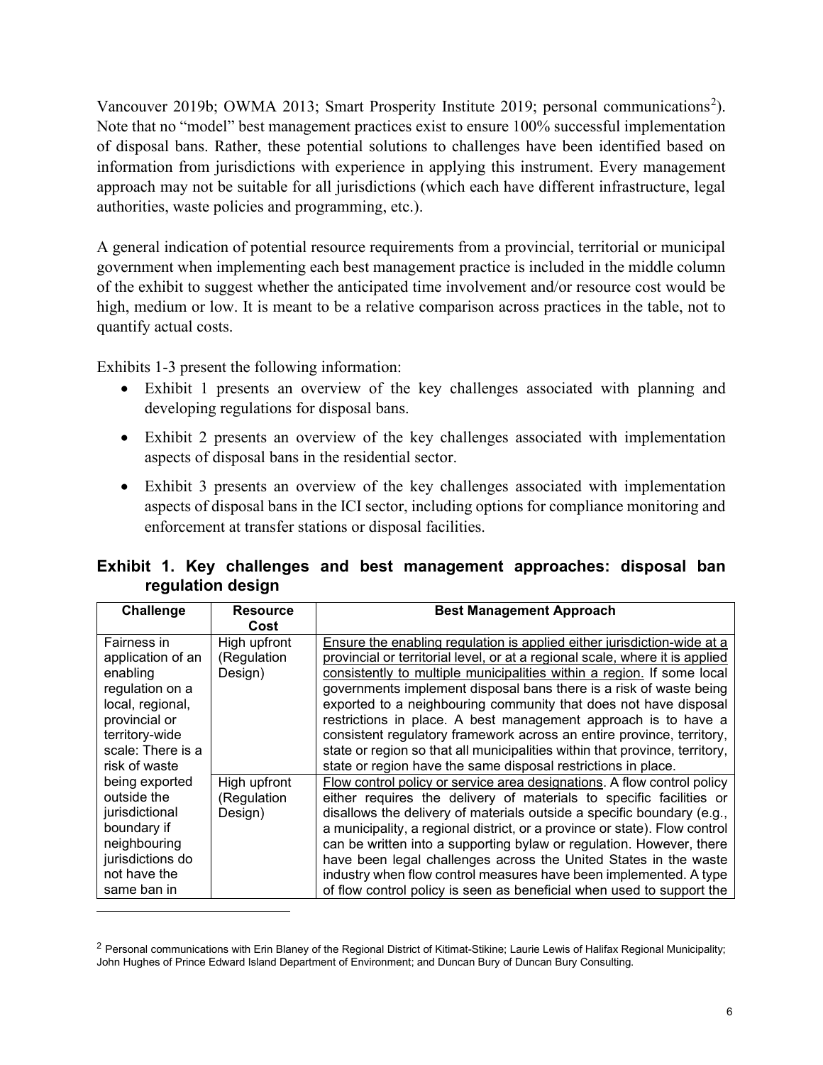Vancouver 2019b; OWMA 2013; Smart Prosperity Institute 2019; personal communications[2]). Note that no "model" best management practices exist to ensure 100% successful implementation of disposal bans. Rather, these potential solutions to challenges have been identified based on information from jurisdictions with experience in applying this instrument. Every management approach may not be suitable for all jurisdictions (which each have different infrastructure, legal authorities, waste policies and programming, etc.).

A general indication of potential resource requirements from a provincial, territorial or municipal government when implementing each best management practice is included in the middle column of the exhibit to suggest whether the anticipated time involvement and/or resource cost would be high, medium or low. It is meant to be a relative comparison across practices in the table, not to quantify actual costs.

Exhibits 1-3 present the following information:

- Exhibit 1 presents an overview of the key challenges associated with planning and developing regulations for disposal bans.
- Exhibit 2 presents an overview of the key challenges associated with implementation aspects of disposal bans in the residential sector.
- Exhibit 3 presents an overview of the key challenges associated with implementation aspects of disposal bans in the ICI sector, including options for compliance monitoring and enforcement at transfer stations or disposal facilities.

## Exhibit 1. Key challenges and best management approaches: disposal ban regulation design

| Challenge | Resource Cost | Best Management Approach |
|---|---|---|
| Fairness in application of an enabling regulation on a local, regional, provincial or territory-wide scale: There is a risk of waste being exported outside the jurisdictional boundary if neighbouring jurisdictions do not have the same ban in | High upfront (Regulation Design) | <u>Ensure the enabling regulation is applied either jurisdiction-wide at a provincial or territorial level, or at a regional scale, where it is applied consistently to multiple municipalities within a region.</u> If some local governments implement disposal bans there is a risk of waste being exported to a neighbouring community that does not have disposal restrictions in place. A best management approach is to have a consistent regulatory framework across an entire province, territory, state or region so that all municipalities within that province, territory, state or region have the same disposal restrictions in place. |
| | High upfront (Regulation Design) | <u>Flow control policy or service area designations</u>. A flow control policy either requires the delivery of materials to specific facilities or disallows the delivery of materials outside a specific boundary (e.g., a municipality, a regional district, or a province or state). Flow control can be written into a supporting bylaw or regulation. However, there have been legal challenges across the United States in the waste industry when flow control measures have been implemented. A type of flow control policy is seen as beneficial when used to support the |

[2] Personal communications with Erin Blaney of the Regional District of Kitimat-Stikine; Laurie Lewis of Halifax Regional Municipality; John Hughes of Prince Edward Island Department of Environment; and Duncan Bury of Duncan Bury Consulting.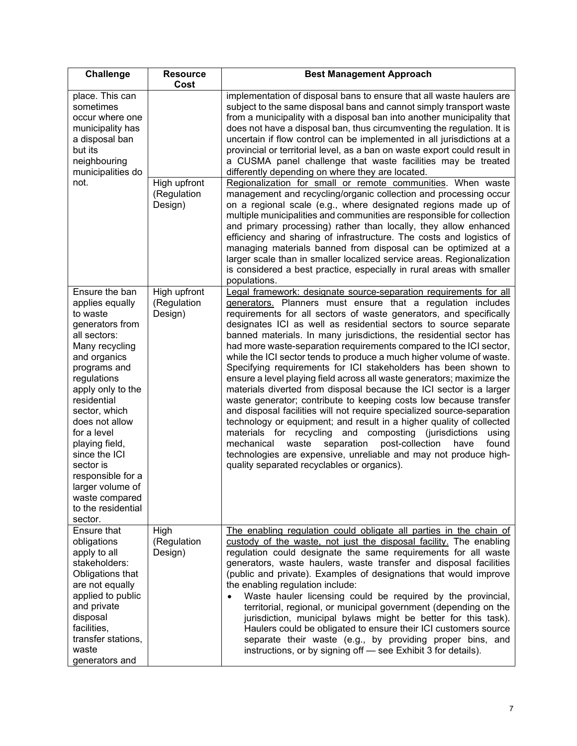| Challenge | Resource Cost | Best Management Approach |
| --- | --- | --- |
| place. This can sometimes occur where one municipality has a disposal ban but its neighbouring municipalities do not. | | implementation of disposal bans to ensure that all waste haulers are subject to the same disposal bans and cannot simply transport waste from a municipality with a disposal ban into another municipality that does not have a disposal ban, thus circumventing the regulation. It is uncertain if flow control can be implemented in all jurisdictions at a provincial or territorial level, as a ban on waste export could result in a CUSMA panel challenge that waste facilities may be treated differently depending on where they are located. |
| | High upfront (Regulation Design) | Regionalization for small or remote communities. When waste management and recycling/organic collection and processing occur on a regional scale (e.g., where designated regions made up of multiple municipalities and communities are responsible for collection and primary processing) rather than locally, they allow enhanced efficiency and sharing of infrastructure. The costs and logistics of managing materials banned from disposal can be optimized at a larger scale than in smaller localized service areas. Regionalization is considered a best practice, especially in rural areas with smaller populations. |
| Ensure the ban applies equally to waste generators from all sectors: Many recycling and organics programs and regulations apply only to the residential sector, which does not allow for a level playing field, since the ICI sector is responsible for a larger volume of waste compared to the residential sector. | High upfront (Regulation Design) | Legal framework: designate source-separation requirements for all generators. Planners must ensure that a regulation includes requirements for all sectors of waste generators, and specifically designates ICI as well as residential sectors to source separate banned materials. In many jurisdictions, the residential sector has had more waste-separation requirements compared to the ICI sector, while the ICI sector tends to produce a much higher volume of waste. Specifying requirements for ICI stakeholders has been shown to ensure a level playing field across all waste generators; maximize the materials diverted from disposal because the ICI sector is a larger waste generator; contribute to keeping costs low because transfer and disposal facilities will not require specialized source-separation technology or equipment; and result in a higher quality of collected materials for recycling and composting (jurisdictions using mechanical waste separation post-collection have found technologies are expensive, unreliable and may not produce high-quality separated recyclables or organics). |
| Ensure that obligations apply to all stakeholders: Obligations that are not equally applied to public and private disposal facilities, transfer stations, waste generators and | High (Regulation Design) | The enabling regulation could obligate all parties in the chain of custody of the waste, not just the disposal facility. The enabling regulation could designate the same requirements for all waste generators, waste haulers, waste transfer and disposal facilities (public and private). Examples of designations that would improve the enabling regulation include:<br>• Waste hauler licensing could be required by the provincial, territorial, regional, or municipal government (depending on the jurisdiction, municipal bylaws might be better for this task). Haulers could be obligated to ensure their ICI customers source separate their waste (e.g., by providing proper bins, and instructions, or by signing off — see Exhibit 3 for details). |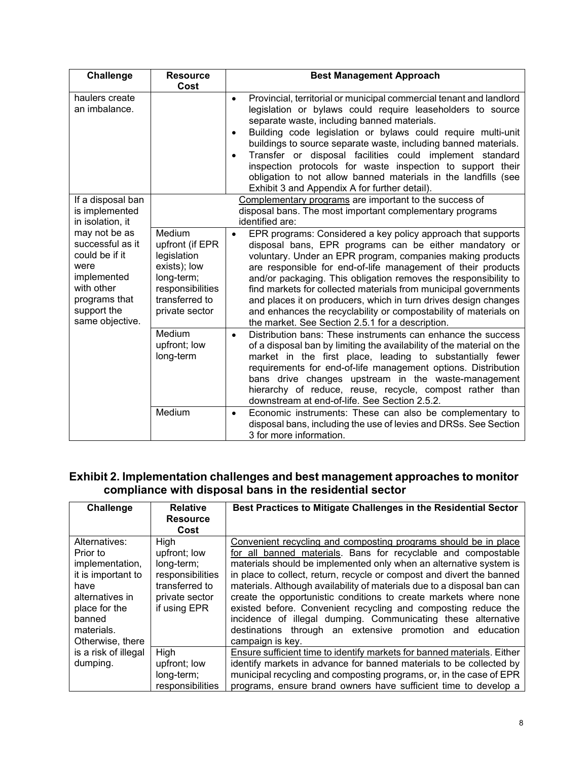| Challenge | Resource Cost | Best Management Approach |
|---|---|---|
| haulers create an imbalance. | | • Provincial, territorial or municipal commercial tenant and landlord legislation or bylaws could require leaseholders to source separate waste, including banned materials.<br>• Building code legislation or bylaws could require multi-unit buildings to source separate waste, including banned materials.<br>• Transfer or disposal facilities could implement standard inspection protocols for waste inspection to support their obligation to not allow banned materials in the landfills (see Exhibit 3 and Appendix A for further detail). |
| If a disposal ban is implemented in isolation, it may not be as successful as it could be if it were implemented with other programs that support the same objective. | | Complementary programs are important to the success of disposal bans. The most important complementary programs identified are: |
| | Medium upfront (if EPR legislation exists); low long-term; responsibilities transferred to private sector | • EPR programs: Considered a key policy approach that supports disposal bans, EPR programs can be either mandatory or voluntary. Under an EPR program, companies making products are responsible for end-of-life management of their products and/or packaging. This obligation removes the responsibility to find markets for collected materials from municipal governments and places it on producers, which in turn drives design changes and enhances the recyclability or compostability of materials on the market. See Section 2.5.1 for a description. |
| | Medium upfront; low long-term | • Distribution bans: These instruments can enhance the success of a disposal ban by limiting the availability of the material on the market in the first place, leading to substantially fewer requirements for end-of-life management options. Distribution bans drive changes upstream in the waste-management hierarchy of reduce, reuse, recycle, compost rather than downstream at end-of-life. See Section 2.5.2. |
| | Medium | • Economic instruments: These can also be complementary to disposal bans, including the use of levies and DRSs. See Section 3 for more information. |

## Exhibit 2. Implementation challenges and best management approaches to monitor compliance with disposal bans in the residential sector

| Challenge | Relative Resource Cost | Best Practices to Mitigate Challenges in the Residential Sector |
|---|---|---|
| Alternatives: Prior to implementation, it is important to have alternatives in place for the banned materials. Otherwise, there is a risk of illegal dumping. | High upfront; low long-term; responsibilities transferred to private sector if using EPR | Convenient recycling and composting programs should be in place for all banned materials. Bans for recyclable and compostable materials should be implemented only when an alternative system is in place to collect, return, recycle or compost and divert the banned materials. Although availability of materials due to a disposal ban can create the opportunistic conditions to create markets where none existed before. Convenient recycling and composting reduce the incidence of illegal dumping. Communicating these alternative destinations through an extensive promotion and education campaign is key. |
| | High upfront; low long-term; responsibilities | Ensure sufficient time to identify markets for banned materials. Either identify markets in advance for banned materials to be collected by municipal recycling and composting programs, or, in the case of EPR programs, ensure brand owners have sufficient time to develop a |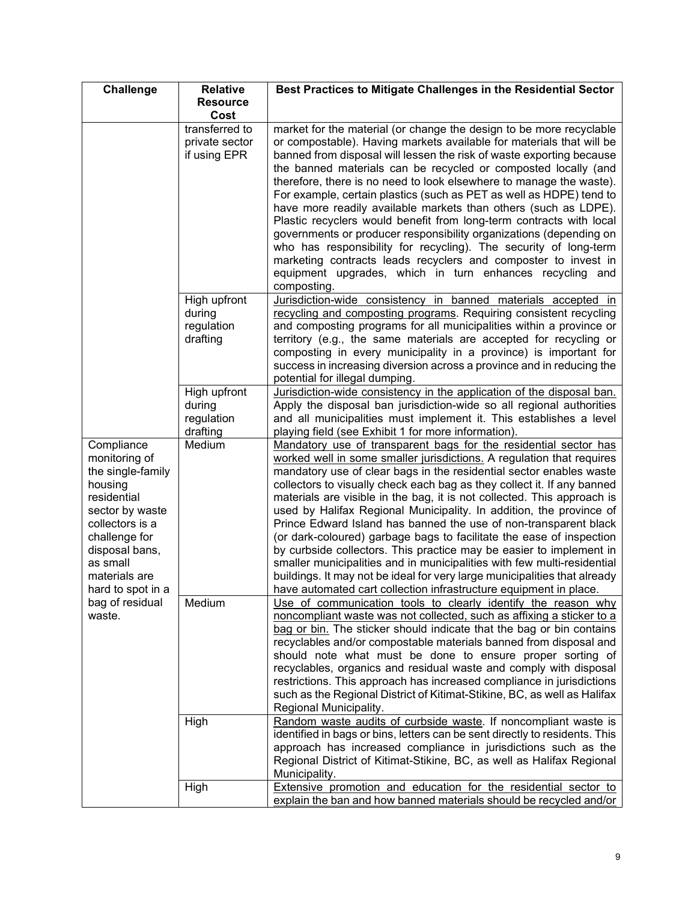| Challenge | Relative Resource Cost | Best Practices to Mitigate Challenges in the Residential Sector |
|---|---|---|
| | transferred to private sector if using EPR | market for the material (or change the design to be more recyclable or compostable). Having markets available for materials that will be banned from disposal will lessen the risk of waste exporting because the banned materials can be recycled or composted locally (and therefore, there is no need to look elsewhere to manage the waste). For example, certain plastics (such as PET as well as HDPE) tend to have more readily available markets than others (such as LDPE). Plastic recyclers would benefit from long-term contracts with local governments or producer responsibility organizations (depending on who has responsibility for recycling). The security of long-term marketing contracts leads recyclers and composter to invest in equipment upgrades, which in turn enhances recycling and composting. |
| | High upfront during regulation drafting | <u>Jurisdiction-wide consistency in banned materials accepted in recycling and composting programs</u>. Requiring consistent recycling and composting programs for all municipalities within a province or territory (e.g., the same materials are accepted for recycling or composting in every municipality in a province) is important for success in increasing diversion across a province and in reducing the potential for illegal dumping. |
| | High upfront during regulation drafting | <u>Jurisdiction-wide consistency in the application of the disposal ban.</u> Apply the disposal ban jurisdiction-wide so all regional authorities and all municipalities must implement it. This establishes a level playing field (see Exhibit 1 for more information). |
| Compliance monitoring of the single-family housing residential sector by waste collectors is a challenge for disposal bans, as small materials are hard to spot in a bag of residual waste. | Medium | <u>Mandatory use of transparent bags for the residential sector has worked well in some smaller jurisdictions.</u> A regulation that requires mandatory use of clear bags in the residential sector enables waste collectors to visually check each bag as they collect it. If any banned materials are visible in the bag, it is not collected. This approach is used by Halifax Regional Municipality. In addition, the province of Prince Edward Island has banned the use of non-transparent black (or dark-coloured) garbage bags to facilitate the ease of inspection by curbside collectors. This practice may be easier to implement in smaller municipalities and in municipalities with few multi-residential buildings. It may not be ideal for very large municipalities that already have automated cart collection infrastructure equipment in place. |
| | Medium | <u>Use of communication tools to clearly identify the reason why noncompliant waste was not collected, such as affixing a sticker to a bag or bin.</u> The sticker should indicate that the bag or bin contains recyclables and/or compostable materials banned from disposal and should note what must be done to ensure proper sorting of recyclables, organics and residual waste and comply with disposal restrictions. This approach has increased compliance in jurisdictions such as the Regional District of Kitimat-Stikine, BC, as well as Halifax Regional Municipality. |
| | High | <u>Random waste audits of curbside waste</u>. If noncompliant waste is identified in bags or bins, letters can be sent directly to residents. This approach has increased compliance in jurisdictions such as the Regional District of Kitimat-Stikine, BC, as well as Halifax Regional Municipality. |
| | High | <u>Extensive promotion and education for the residential sector to explain the ban and how banned materials should be recycled and/or</u> |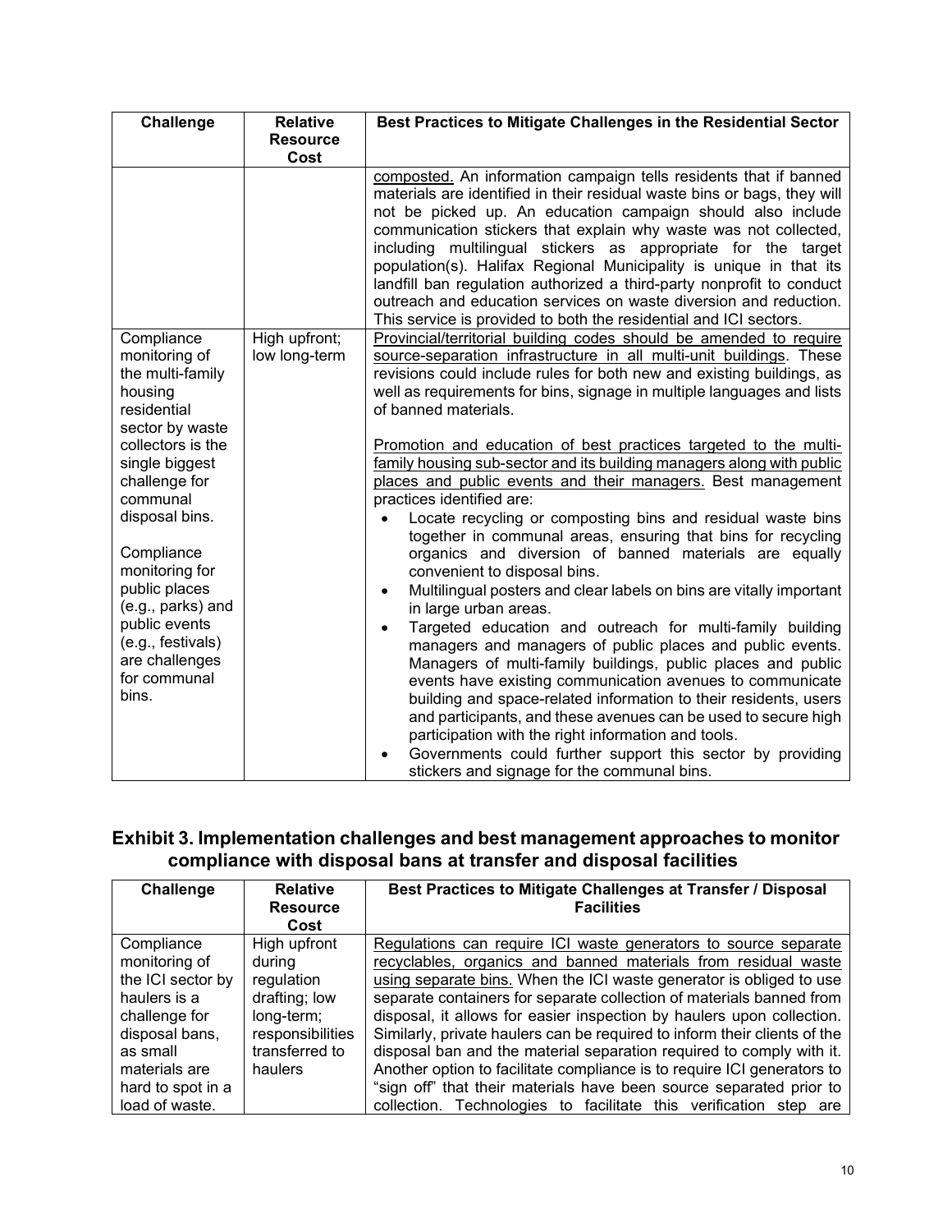| Challenge | Relative Resource Cost | Best Practices to Mitigate Challenges in the Residential Sector |
|---|---|---|
| | | composted. An information campaign tells residents that if banned materials are identified in their residual waste bins or bags, they will not be picked up. An education campaign should also include communication stickers that explain why waste was not collected, including multilingual stickers as appropriate for the target population(s). Halifax Regional Municipality is unique in that its landfill ban regulation authorized a third-party nonprofit to conduct outreach and education services on waste diversion and reduction. This service is provided to both the residential and ICI sectors. |
| Compliance monitoring of the multi-family housing residential sector by waste collectors is the single biggest challenge for communal disposal bins.<br><br>Compliance monitoring for public places (e.g., parks) and public events (e.g., festivals) are challenges for communal bins. | High upfront; low long-term | Provincial/territorial building codes should be amended to require source-separation infrastructure in all multi-unit buildings. These revisions could include rules for both new and existing buildings, as well as requirements for bins, signage in multiple languages and lists of banned materials.<br><br>Promotion and education of best practices targeted to the multi-family housing sub-sector and its building managers along with public places and public events and their managers. Best management practices identified are:<br>• Locate recycling or composting bins and residual waste bins together in communal areas, ensuring that bins for recycling organics and diversion of banned materials are equally convenient to disposal bins.<br>• Multilingual posters and clear labels on bins are vitally important in large urban areas.<br>• Targeted education and outreach for multi-family building managers and managers of public places and public events. Managers of multi-family buildings, public places and public events have existing communication avenues to communicate building and space-related information to their residents, users and participants, and these avenues can be used to secure high participation with the right information and tools.<br>• Governments could further support this sector by providing stickers and signage for the communal bins. |

## Exhibit 3. Implementation challenges and best management approaches to monitor compliance with disposal bans at transfer and disposal facilities

| Challenge | Relative Resource Cost | Best Practices to Mitigate Challenges at Transfer / Disposal Facilities |
|---|---|---|
| Compliance monitoring of the ICI sector by haulers is a challenge for disposal bans, as small materials are hard to spot in a load of waste. | High upfront during regulation drafting; low long-term; responsibilities transferred to haulers | Regulations can require ICI waste generators to source separate recyclables, organics and banned materials from residual waste using separate bins. When the ICI waste generator is obliged to use separate containers for separate collection of materials banned from disposal, it allows for easier inspection by haulers upon collection. Similarly, private haulers can be required to inform their clients of the disposal ban and the material separation required to comply with it. Another option to facilitate compliance is to require ICI generators to "sign off" that their materials have been source separated prior to collection. Technologies to facilitate this verification step are |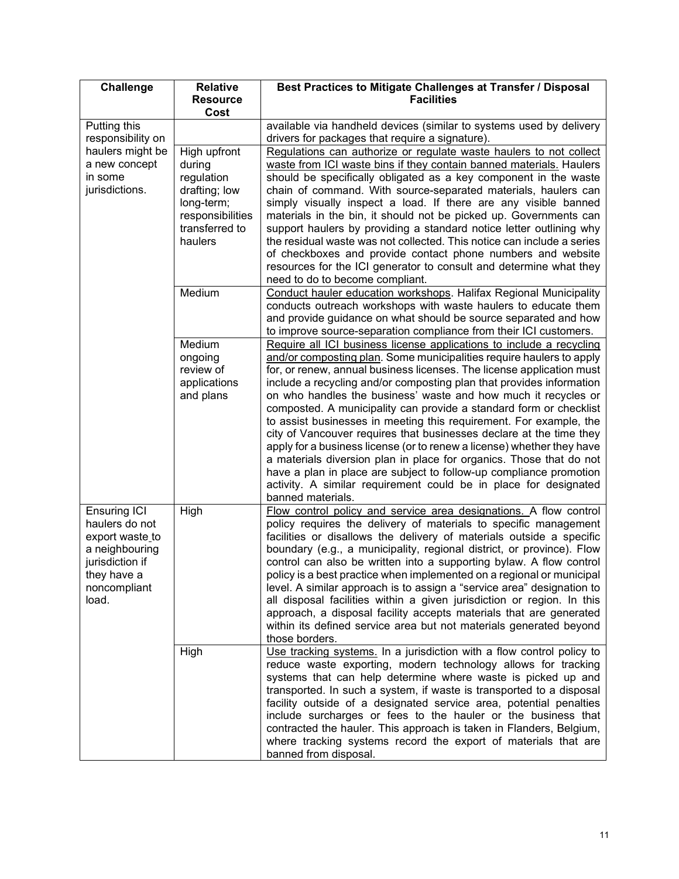| Challenge | Relative Resource Cost | Best Practices to Mitigate Challenges at Transfer / Disposal Facilities |
|---|---|---|
| Putting this responsibility on haulers might be a new concept in some jurisdictions. | | available via handheld devices (similar to systems used by delivery drivers for packages that require a signature). |
| | High upfront during regulation drafting; low long-term; responsibilities transferred to haulers | Regulations can authorize or regulate waste haulers to not collect waste from ICI waste bins if they contain banned materials. Haulers should be specifically obligated as a key component in the waste chain of command. With source-separated materials, haulers can simply visually inspect a load. If there are any visible banned materials in the bin, it should not be picked up. Governments can support haulers by providing a standard notice letter outlining why the residual waste was not collected. This notice can include a series of checkboxes and provide contact phone numbers and website resources for the ICI generator to consult and determine what they need to do to become compliant. |
| | Medium | Conduct hauler education workshops. Halifax Regional Municipality conducts outreach workshops with waste haulers to educate them and provide guidance on what should be source separated and how to improve source-separation compliance from their ICI customers. |
| | Medium ongoing review of applications and plans | Require all ICI business license applications to include a recycling and/or composting plan. Some municipalities require haulers to apply for, or renew, annual business licenses. The license application must include a recycling and/or composting plan that provides information on who handles the business' waste and how much it recycles or composted. A municipality can provide a standard form or checklist to assist businesses in meeting this requirement. For example, the city of Vancouver requires that businesses declare at the time they apply for a business license (or to renew a license) whether they have a materials diversion plan in place for organics. Those that do not have a plan in place are subject to follow-up compliance promotion activity. A similar requirement could be in place for designated banned materials. |
| Ensuring ICI haulers do not export waste to a neighbouring jurisdiction if they have a noncompliant load. | High | Flow control policy and service area designations. A flow control policy requires the delivery of materials to specific management facilities or disallows the delivery of materials outside a specific boundary (e.g., a municipality, regional district, or province). Flow control can also be written into a supporting bylaw. A flow control policy is a best practice when implemented on a regional or municipal level. A similar approach is to assign a "service area" designation to all disposal facilities within a given jurisdiction or region. In this approach, a disposal facility accepts materials that are generated within its defined service area but not materials generated beyond those borders. |
| | High | Use tracking systems. In a jurisdiction with a flow control policy to reduce waste exporting, modern technology allows for tracking systems that can help determine where waste is picked up and transported. In such a system, if waste is transported to a disposal facility outside of a designated service area, potential penalties include surcharges or fees to the hauler or the business that contracted the hauler. This approach is taken in Flanders, Belgium, where tracking systems record the export of materials that are banned from disposal. |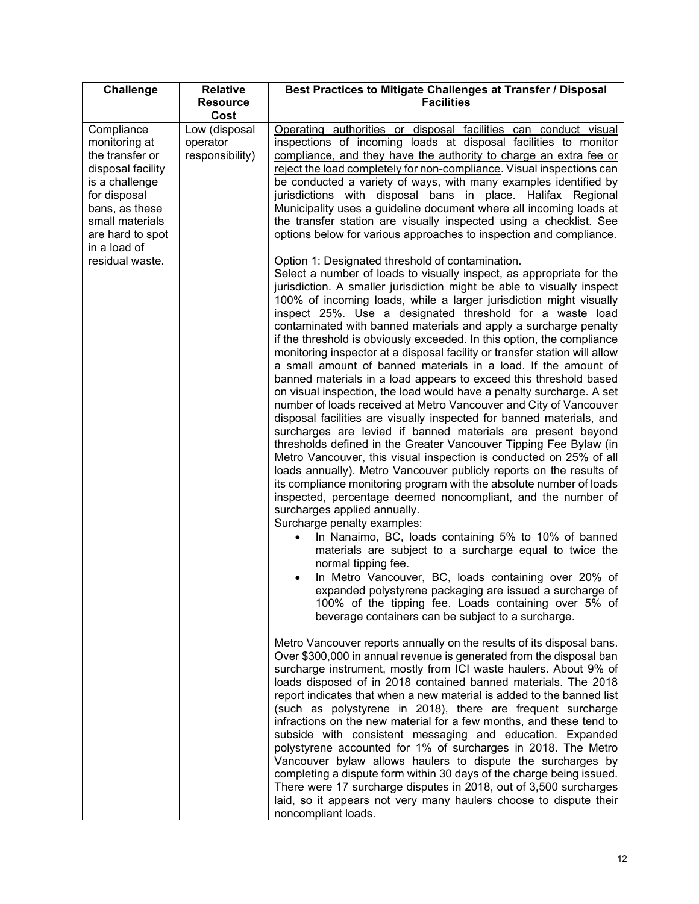| Challenge | Relative Resource Cost | Best Practices to Mitigate Challenges at Transfer / Disposal Facilities |
|---|---|---|
| Compliance monitoring at the transfer or disposal facility is a challenge for disposal bans, as these small materials are hard to spot in a load of residual waste. | Low (disposal operator responsibility) | <u>Operating authorities or disposal facilities can conduct visual inspections of incoming loads at disposal facilities to monitor compliance, and they have the authority to charge an extra fee or reject the load completely for non-compliance</u>. Visual inspections can be conducted a variety of ways, with many examples identified by jurisdictions with disposal bans in place. Halifax Regional Municipality uses a guideline document where all incoming loads at the transfer station are visually inspected using a checklist. See options below for various approaches to inspection and compliance.<br><br>Option 1: Designated threshold of contamination.<br>Select a number of loads to visually inspect, as appropriate for the jurisdiction. A smaller jurisdiction might be able to visually inspect 100% of incoming loads, while a larger jurisdiction might visually inspect 25%. Use a designated threshold for a waste load contaminated with banned materials and apply a surcharge penalty if the threshold is obviously exceeded. In this option, the compliance monitoring inspector at a disposal facility or transfer station will allow a small amount of banned materials in a load. If the amount of banned materials in a load appears to exceed this threshold based on visual inspection, the load would have a penalty surcharge. A set number of loads received at Metro Vancouver and City of Vancouver disposal facilities are visually inspected for banned materials, and surcharges are levied if banned materials are present beyond thresholds defined in the Greater Vancouver Tipping Fee Bylaw (in Metro Vancouver, this visual inspection is conducted on 25% of all loads annually). Metro Vancouver publicly reports on the results of its compliance monitoring program with the absolute number of loads inspected, percentage deemed noncompliant, and the number of surcharges applied annually.<br>Surcharge penalty examples:<br>• In Nanaimo, BC, loads containing 5% to 10% of banned materials are subject to a surcharge equal to twice the normal tipping fee.<br>• In Metro Vancouver, BC, loads containing over 20% of expanded polystyrene packaging are issued a surcharge of 100% of the tipping fee. Loads containing over 5% of beverage containers can be subject to a surcharge.<br><br>Metro Vancouver reports annually on the results of its disposal bans. Over $300,000 in annual revenue is generated from the disposal ban surcharge instrument, mostly from ICI waste haulers. About 9% of loads disposed of in 2018 contained banned materials. The 2018 report indicates that when a new material is added to the banned list (such as polystyrene in 2018), there are frequent surcharge infractions on the new material for a few months, and these tend to subside with consistent messaging and education. Expanded polystyrene accounted for 1% of surcharges in 2018. The Metro Vancouver bylaw allows haulers to dispute the surcharges by completing a dispute form within 30 days of the charge being issued. There were 17 surcharge disputes in 2018, out of 3,500 surcharges laid, so it appears not very many haulers choose to dispute their noncompliant loads. |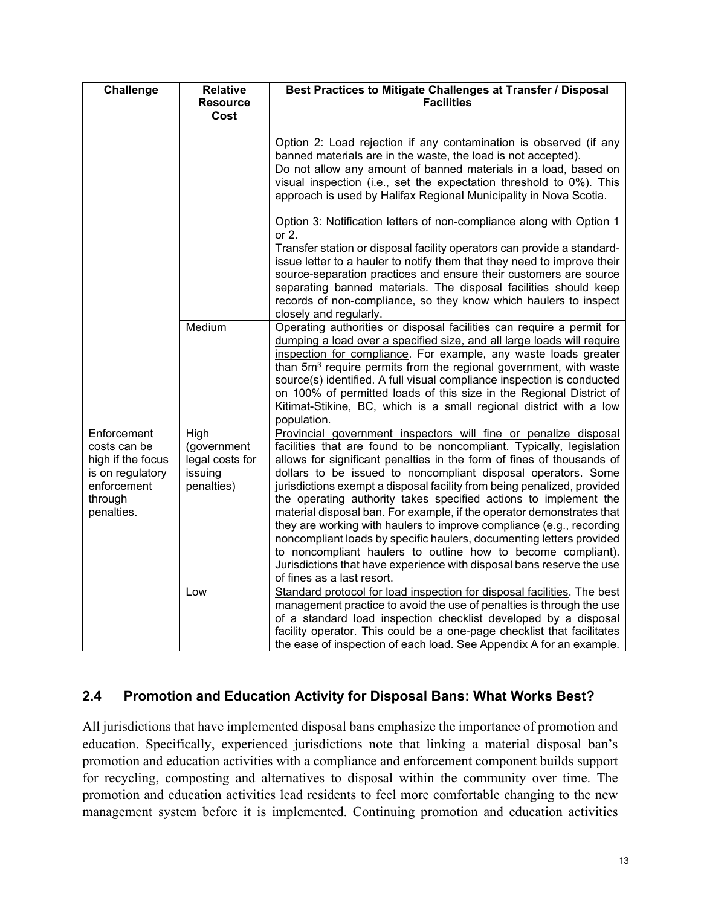| Challenge | Relative Resource Cost | Best Practices to Mitigate Challenges at Transfer / Disposal Facilities |
|---|---|---|
| | | Option 2: Load rejection if any contamination is observed (if any banned materials are in the waste, the load is not accepted). Do not allow any amount of banned materials in a load, based on visual inspection (i.e., set the expectation threshold to 0%). This approach is used by Halifax Regional Municipality in Nova Scotia. <br><br> Option 3: Notification letters of non-compliance along with Option 1 or 2. Transfer station or disposal facility operators can provide a standard-issue letter to a hauler to notify them that they need to improve their source-separation practices and ensure their customers are source separating banned materials. The disposal facilities should keep records of non-compliance, so they know which haulers to inspect closely and regularly. |
| | Medium | Operating authorities or disposal facilities can require a permit for dumping a load over a specified size, and all large loads will require inspection for compliance. For example, any waste loads greater than 5m$^3$ require permits from the regional government, with waste source(s) identified. A full visual compliance inspection is conducted on 100% of permitted loads of this size in the Regional District of Kitimat-Stikine, BC, which is a small regional district with a low population. |
| Enforcement costs can be high if the focus is on regulatory enforcement through penalties. | High (government legal costs for issuing penalties) | Provincial government inspectors will fine or penalize disposal facilities that are found to be noncompliant. Typically, legislation allows for significant penalties in the form of fines of thousands of dollars to be issued to noncompliant disposal operators. Some jurisdictions exempt a disposal facility from being penalized, provided the operating authority takes specified actions to implement the material disposal ban. For example, if the operator demonstrates that they are working with haulers to improve compliance (e.g., recording noncompliant loads by specific haulers, documenting letters provided to noncompliant haulers to outline how to become compliant). Jurisdictions that have experience with disposal bans reserve the use of fines as a last resort. |
| | Low | Standard protocol for load inspection for disposal facilities. The best management practice to avoid the use of penalties is through the use of a standard load inspection checklist developed by a disposal facility operator. This could be a one-page checklist that facilitates the ease of inspection of each load. See Appendix A for an example. |

## 2.4 Promotion and Education Activity for Disposal Bans: What Works Best?

All jurisdictions that have implemented disposal bans emphasize the importance of promotion and education. Specifically, experienced jurisdictions note that linking a material disposal ban's promotion and education activities with a compliance and enforcement component builds support for recycling, composting and alternatives to disposal within the community over time. The promotion and education activities lead residents to feel more comfortable changing to the new management system before it is implemented. Continuing promotion and education activities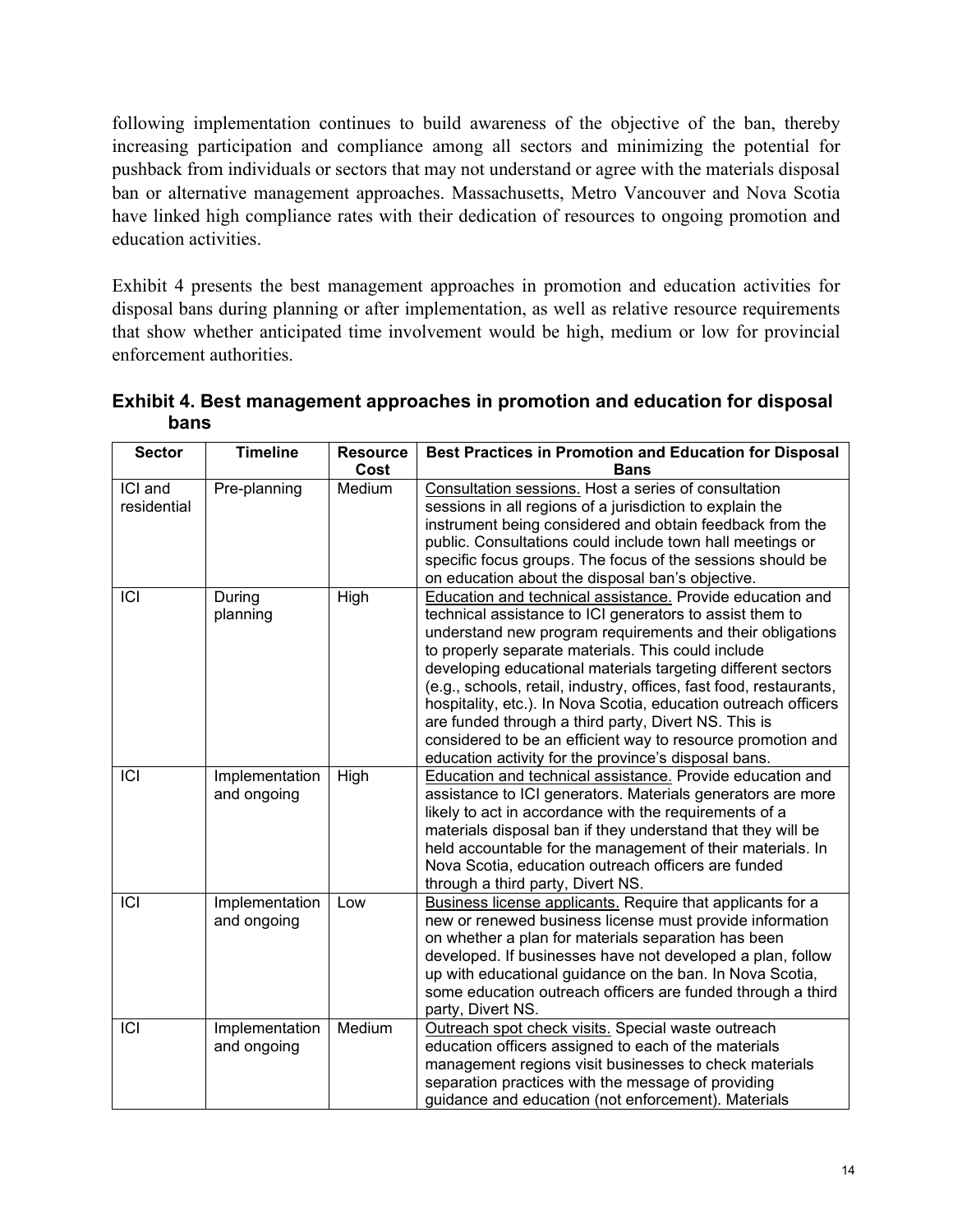following implementation continues to build awareness of the objective of the ban, thereby increasing participation and compliance among all sectors and minimizing the potential for pushback from individuals or sectors that may not understand or agree with the materials disposal ban or alternative management approaches. Massachusetts, Metro Vancouver and Nova Scotia have linked high compliance rates with their dedication of resources to ongoing promotion and education activities.

Exhibit 4 presents the best management approaches in promotion and education activities for disposal bans during planning or after implementation, as well as relative resource requirements that show whether anticipated time involvement would be high, medium or low for provincial enforcement authorities.

**Exhibit 4. Best management approaches in promotion and education for disposal bans**

| Sector | Timeline | Resource Cost | Best Practices in Promotion and Education for Disposal Bans |
|---|---|---|---|
| ICI and residential | Pre-planning | Medium | Consultation sessions. Host a series of consultation sessions in all regions of a jurisdiction to explain the instrument being considered and obtain feedback from the public. Consultations could include town hall meetings or specific focus groups. The focus of the sessions should be on education about the disposal ban's objective. |
| ICI | During planning | High | Education and technical assistance. Provide education and technical assistance to ICI generators to assist them to understand new program requirements and their obligations to properly separate materials. This could include developing educational materials targeting different sectors (e.g., schools, retail, industry, offices, fast food, restaurants, hospitality, etc.). In Nova Scotia, education outreach officers are funded through a third party, Divert NS. This is considered to be an efficient way to resource promotion and education activity for the province's disposal bans. |
| ICI | Implementation and ongoing | High | Education and technical assistance. Provide education and assistance to ICI generators. Materials generators are more likely to act in accordance with the requirements of a materials disposal ban if they understand that they will be held accountable for the management of their materials. In Nova Scotia, education outreach officers are funded through a third party, Divert NS. |
| ICI | Implementation and ongoing | Low | Business license applicants. Require that applicants for a new or renewed business license must provide information on whether a plan for materials separation has been developed. If businesses have not developed a plan, follow up with educational guidance on the ban. In Nova Scotia, some education outreach officers are funded through a third party, Divert NS. |
| ICI | Implementation and ongoing | Medium | Outreach spot check visits. Special waste outreach education officers assigned to each of the materials management regions visit businesses to check materials separation practices with the message of providing guidance and education (not enforcement). Materials |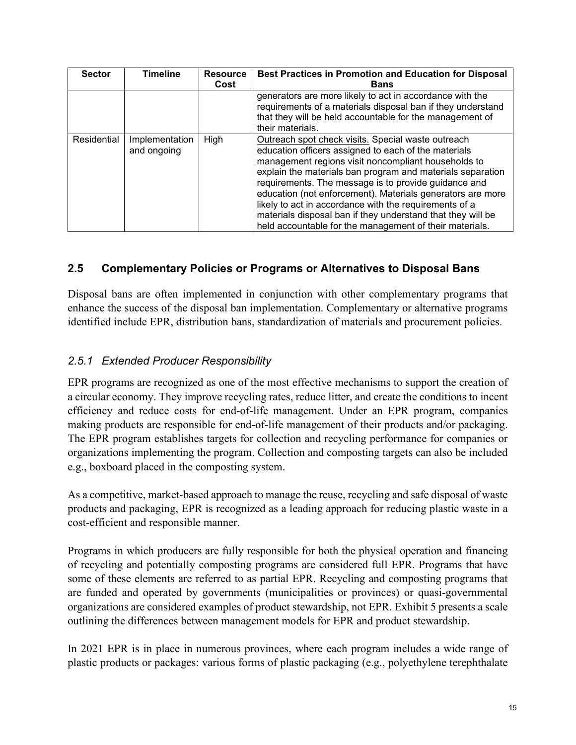| Sector | Timeline | Resource Cost | Best Practices in Promotion and Education for Disposal Bans |
|---|---|---|---|
| | | | generators are more likely to act in accordance with the requirements of a materials disposal ban if they understand that they will be held accountable for the management of their materials. |
| Residential | Implementation and ongoing | High | <u>Outreach spot check visits.</u> Special waste outreach education officers assigned to each of the materials management regions visit noncompliant households to explain the materials ban program and materials separation requirements. The message is to provide guidance and education (not enforcement). Materials generators are more likely to act in accordance with the requirements of a materials disposal ban if they understand that they will be held accountable for the management of their materials. |

## 2.5 Complementary Policies or Programs or Alternatives to Disposal Bans

Disposal bans are often implemented in conjunction with other complementary programs that enhance the success of the disposal ban implementation. Complementary or alternative programs identified include EPR, distribution bans, standardization of materials and procurement policies.

### *2.5.1 Extended Producer Responsibility*

EPR programs are recognized as one of the most effective mechanisms to support the creation of a circular economy. They improve recycling rates, reduce litter, and create the conditions to incent efficiency and reduce costs for end-of-life management. Under an EPR program, companies making products are responsible for end-of-life management of their products and/or packaging. The EPR program establishes targets for collection and recycling performance for companies or organizations implementing the program. Collection and composting targets can also be included e.g., boxboard placed in the composting system.

As a competitive, market-based approach to manage the reuse, recycling and safe disposal of waste products and packaging, EPR is recognized as a leading approach for reducing plastic waste in a cost-efficient and responsible manner.

Programs in which producers are fully responsible for both the physical operation and financing of recycling and potentially composting programs are considered full EPR. Programs that have some of these elements are referred to as partial EPR. Recycling and composting programs that are funded and operated by governments (municipalities or provinces) or quasi-governmental organizations are considered examples of product stewardship, not EPR. Exhibit 5 presents a scale outlining the differences between management models for EPR and product stewardship.

In 2021 EPR is in place in numerous provinces, where each program includes a wide range of plastic products or packages: various forms of plastic packaging (e.g., polyethylene terephthalate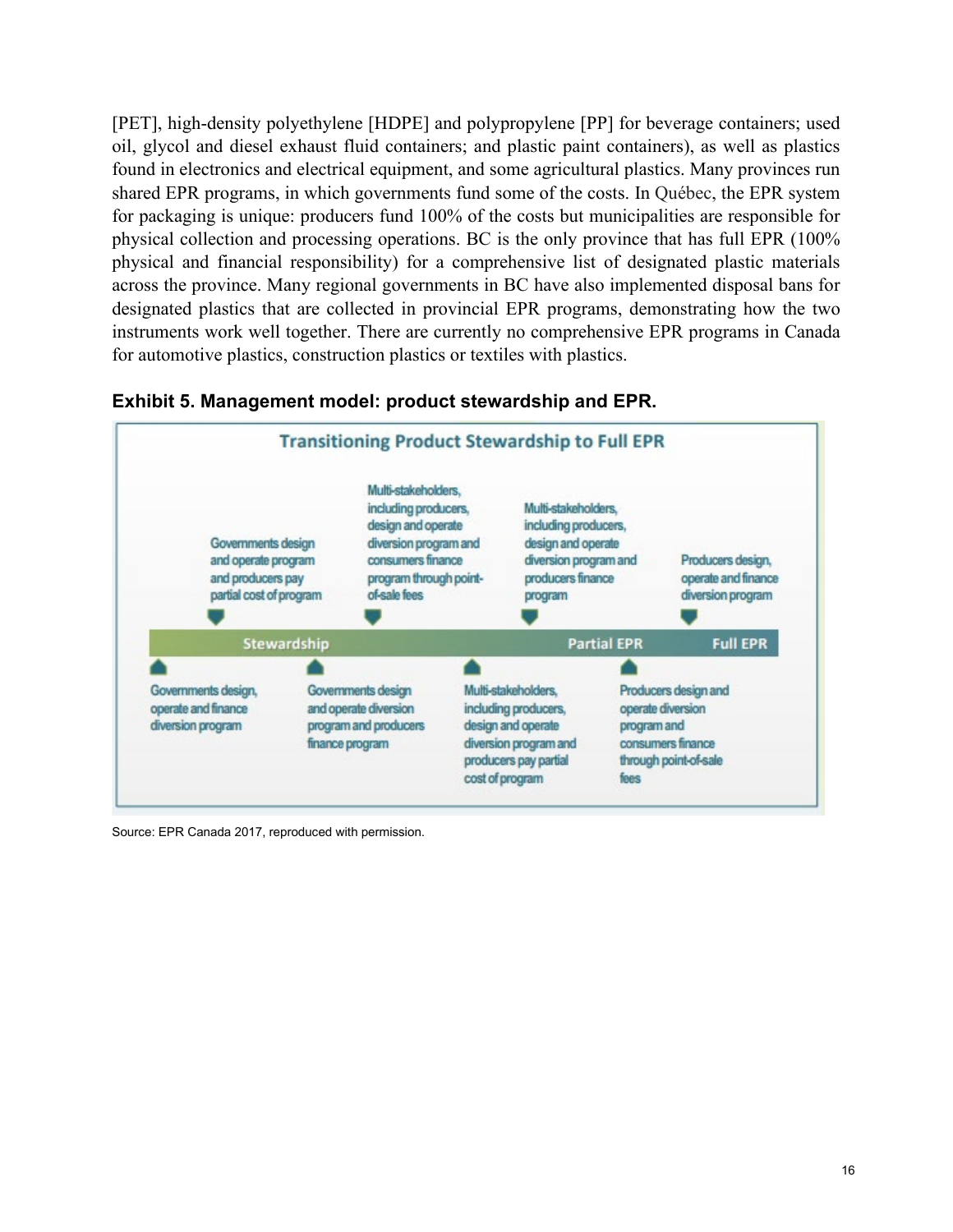[PET], high-density polyethylene [HDPE] and polypropylene [PP] for beverage containers; used oil, glycol and diesel exhaust fluid containers; and plastic paint containers), as well as plastics found in electronics and electrical equipment, and some agricultural plastics. Many provinces run shared EPR programs, in which governments fund some of the costs. In Québec, the EPR system for packaging is unique: producers fund 100% of the costs but municipalities are responsible for physical collection and processing operations. BC is the only province that has full EPR (100% physical and financial responsibility) for a comprehensive list of designated plastic materials across the province. Many regional governments in BC have also implemented disposal bans for designated plastics that are collected in provincial EPR programs, demonstrating how the two instruments work well together. There are currently no comprehensive EPR programs in Canada for automotive plastics, construction plastics or textiles with plastics.

**Exhibit 5. Management model: product stewardship and EPR.**

Transitioning Product Stewardship to Full EPR

Stewardship — Partial EPR — Full EPR

- Governments design, operate and finance diversion program
- Governments design and operate program and producers pay partial cost of program
- Governments design and operate diversion program and producers finance program
- Multi-stakeholders, including producers, design and operate diversion program and consumers finance program through point-of-sale fees
- Multi-stakeholders, including producers, design and operate diversion program and producers pay partial cost of program
- Multi-stakeholders, including producers, design and operate diversion program and producers finance program
- Producers design and operate diversion program and consumers finance through point-of-sale fees
- Producers design, operate and finance diversion program

Source: EPR Canada 2017, reproduced with permission.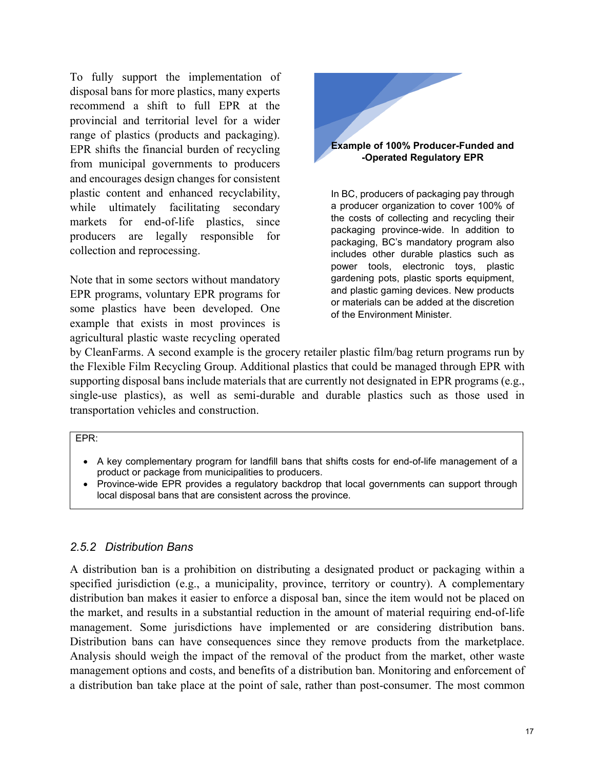To fully support the implementation of disposal bans for more plastics, many experts recommend a shift to full EPR at the provincial and territorial level for a wider range of plastics (products and packaging). EPR shifts the financial burden of recycling from municipal governments to producers and encourages design changes for consistent plastic content and enhanced recyclability, while ultimately facilitating secondary markets for end-of-life plastics, since producers are legally responsible for collection and reprocessing.

Note that in some sectors without mandatory EPR programs, voluntary EPR programs for some plastics have been developed. One example that exists in most provinces is agricultural plastic waste recycling operated by CleanFarms. A second example is the grocery retailer plastic film/bag return programs run by the Flexible Film Recycling Group. Additional plastics that could be managed through EPR with supporting disposal bans include materials that are currently not designated in EPR programs (e.g., single-use plastics), as well as semi-durable and durable plastics such as those used in transportation vehicles and construction.

> **Example of 100% Producer-Funded and -Operated Regulatory EPR**
>
> In BC, producers of packaging pay through a producer organization to cover 100% of the costs of collecting and recycling their packaging province-wide. In addition to packaging, BC's mandatory program also includes other durable plastics such as power tools, electronic toys, plastic gardening pots, plastic sports equipment, and plastic gaming devices. New products or materials can be added at the discretion of the Environment Minister.

> EPR:
>
> - A key complementary program for landfill bans that shifts costs for end-of-life management of a product or package from municipalities to producers.
> - Province-wide EPR provides a regulatory backdrop that local governments can support through local disposal bans that are consistent across the province.

### *2.5.2 Distribution Bans*

A distribution ban is a prohibition on distributing a designated product or packaging within a specified jurisdiction (e.g., a municipality, province, territory or country). A complementary distribution ban makes it easier to enforce a disposal ban, since the item would not be placed on the market, and results in a substantial reduction in the amount of material requiring end-of-life management. Some jurisdictions have implemented or are considering distribution bans. Distribution bans can have consequences since they remove products from the marketplace. Analysis should weigh the impact of the removal of the product from the market, other waste management options and costs, and benefits of a distribution ban. Monitoring and enforcement of a distribution ban take place at the point of sale, rather than post-consumer. The most common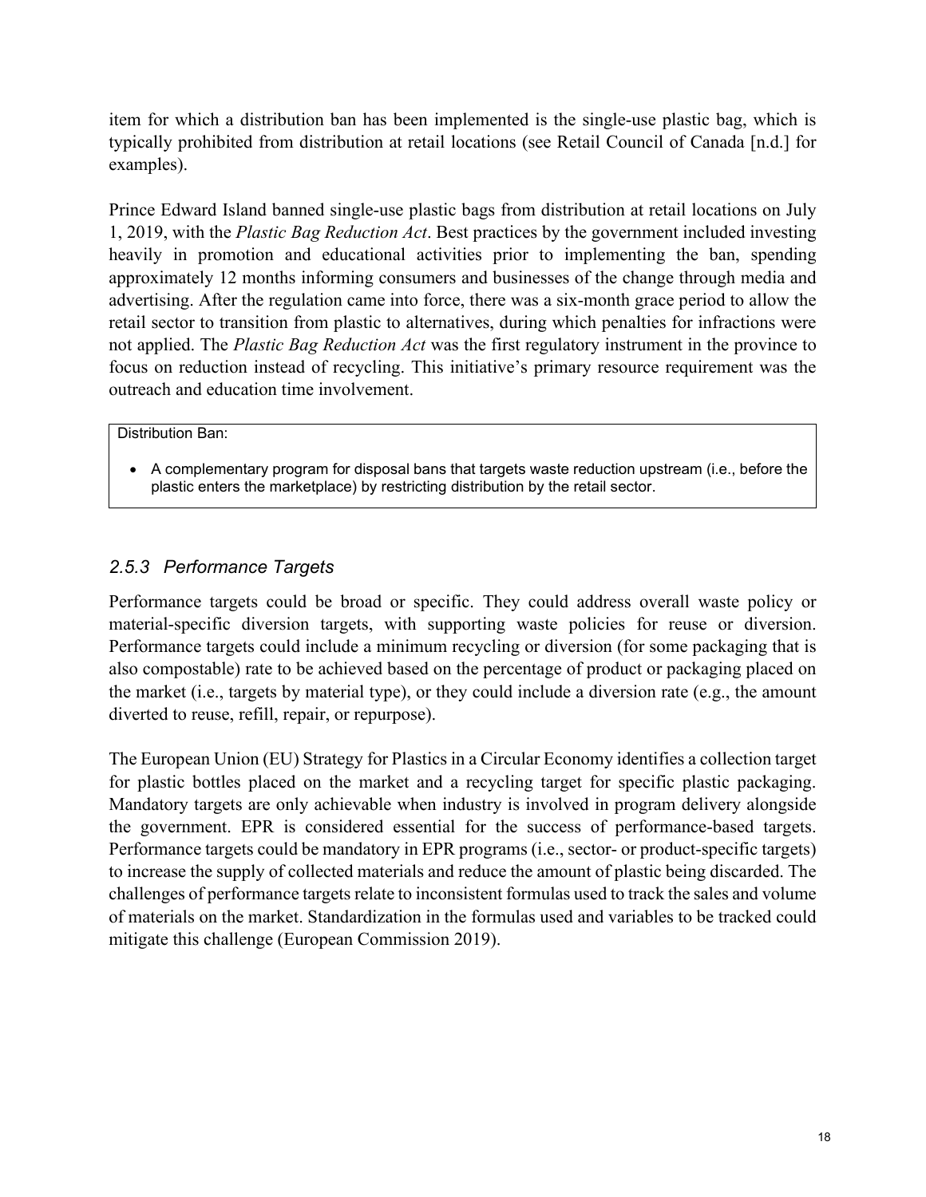item for which a distribution ban has been implemented is the single-use plastic bag, which is typically prohibited from distribution at retail locations (see Retail Council of Canada [n.d.] for examples).

Prince Edward Island banned single-use plastic bags from distribution at retail locations on July 1, 2019, with the *Plastic Bag Reduction Act*. Best practices by the government included investing heavily in promotion and educational activities prior to implementing the ban, spending approximately 12 months informing consumers and businesses of the change through media and advertising. After the regulation came into force, there was a six-month grace period to allow the retail sector to transition from plastic to alternatives, during which penalties for infractions were not applied. The *Plastic Bag Reduction Act* was the first regulatory instrument in the province to focus on reduction instead of recycling. This initiative's primary resource requirement was the outreach and education time involvement.

> Distribution Ban:
>
> - A complementary program for disposal bans that targets waste reduction upstream (i.e., before the plastic enters the marketplace) by restricting distribution by the retail sector.

### *2.5.3 Performance Targets*

Performance targets could be broad or specific. They could address overall waste policy or material-specific diversion targets, with supporting waste policies for reuse or diversion. Performance targets could include a minimum recycling or diversion (for some packaging that is also compostable) rate to be achieved based on the percentage of product or packaging placed on the market (i.e., targets by material type), or they could include a diversion rate (e.g., the amount diverted to reuse, refill, repair, or repurpose).

The European Union (EU) Strategy for Plastics in a Circular Economy identifies a collection target for plastic bottles placed on the market and a recycling target for specific plastic packaging. Mandatory targets are only achievable when industry is involved in program delivery alongside the government. EPR is considered essential for the success of performance-based targets. Performance targets could be mandatory in EPR programs (i.e., sector- or product-specific targets) to increase the supply of collected materials and reduce the amount of plastic being discarded. The challenges of performance targets relate to inconsistent formulas used to track the sales and volume of materials on the market. Standardization in the formulas used and variables to be tracked could mitigate this challenge (European Commission 2019).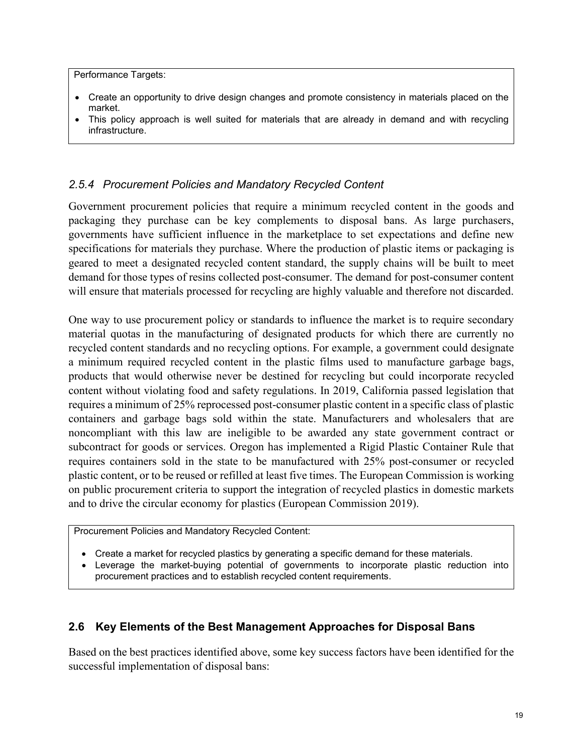Performance Targets:

- Create an opportunity to drive design changes and promote consistency in materials placed on the market.
- This policy approach is well suited for materials that are already in demand and with recycling infrastructure.

### *2.5.4 Procurement Policies and Mandatory Recycled Content*

Government procurement policies that require a minimum recycled content in the goods and packaging they purchase can be key complements to disposal bans. As large purchasers, governments have sufficient influence in the marketplace to set expectations and define new specifications for materials they purchase. Where the production of plastic items or packaging is geared to meet a designated recycled content standard, the supply chains will be built to meet demand for those types of resins collected post-consumer. The demand for post-consumer content will ensure that materials processed for recycling are highly valuable and therefore not discarded.

One way to use procurement policy or standards to influence the market is to require secondary material quotas in the manufacturing of designated products for which there are currently no recycled content standards and no recycling options. For example, a government could designate a minimum required recycled content in the plastic films used to manufacture garbage bags, products that would otherwise never be destined for recycling but could incorporate recycled content without violating food and safety regulations. In 2019, California passed legislation that requires a minimum of 25% reprocessed post-consumer plastic content in a specific class of plastic containers and garbage bags sold within the state. Manufacturers and wholesalers that are noncompliant with this law are ineligible to be awarded any state government contract or subcontract for goods or services. Oregon has implemented a Rigid Plastic Container Rule that requires containers sold in the state to be manufactured with 25% post-consumer or recycled plastic content, or to be reused or refilled at least five times. The European Commission is working on public procurement criteria to support the integration of recycled plastics in domestic markets and to drive the circular economy for plastics (European Commission 2019).

Procurement Policies and Mandatory Recycled Content:

- Create a market for recycled plastics by generating a specific demand for these materials.
- Leverage the market-buying potential of governments to incorporate plastic reduction into procurement practices and to establish recycled content requirements.

## 2.6 Key Elements of the Best Management Approaches for Disposal Bans

Based on the best practices identified above, some key success factors have been identified for the successful implementation of disposal bans: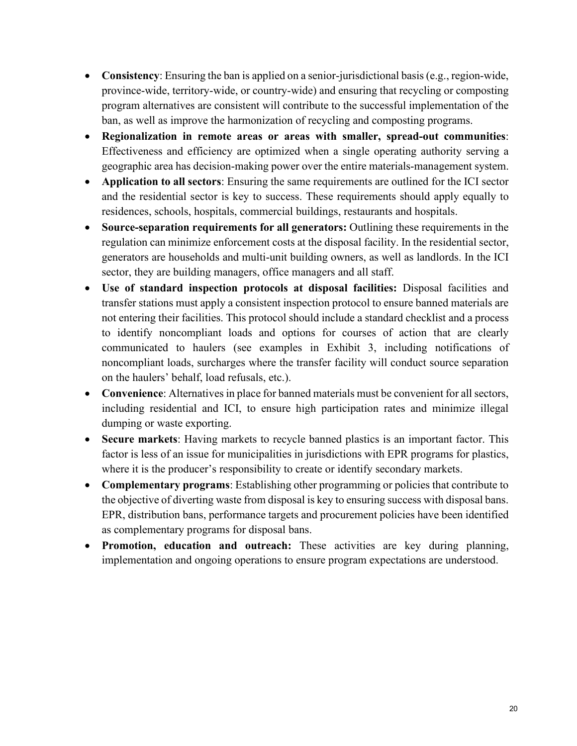- **Consistency**: Ensuring the ban is applied on a senior-jurisdictional basis (e.g., region-wide, province-wide, territory-wide, or country-wide) and ensuring that recycling or composting program alternatives are consistent will contribute to the successful implementation of the ban, as well as improve the harmonization of recycling and composting programs.
- **Regionalization in remote areas or areas with smaller, spread-out communities**: Effectiveness and efficiency are optimized when a single operating authority serving a geographic area has decision-making power over the entire materials-management system.
- **Application to all sectors**: Ensuring the same requirements are outlined for the ICI sector and the residential sector is key to success. These requirements should apply equally to residences, schools, hospitals, commercial buildings, restaurants and hospitals.
- **Source-separation requirements for all generators:** Outlining these requirements in the regulation can minimize enforcement costs at the disposal facility. In the residential sector, generators are households and multi-unit building owners, as well as landlords. In the ICI sector, they are building managers, office managers and all staff.
- **Use of standard inspection protocols at disposal facilities:** Disposal facilities and transfer stations must apply a consistent inspection protocol to ensure banned materials are not entering their facilities. This protocol should include a standard checklist and a process to identify noncompliant loads and options for courses of action that are clearly communicated to haulers (see examples in Exhibit 3, including notifications of noncompliant loads, surcharges where the transfer facility will conduct source separation on the haulers' behalf, load refusals, etc.).
- **Convenience**: Alternatives in place for banned materials must be convenient for all sectors, including residential and ICI, to ensure high participation rates and minimize illegal dumping or waste exporting.
- **Secure markets**: Having markets to recycle banned plastics is an important factor. This factor is less of an issue for municipalities in jurisdictions with EPR programs for plastics, where it is the producer's responsibility to create or identify secondary markets.
- **Complementary programs**: Establishing other programming or policies that contribute to the objective of diverting waste from disposal is key to ensuring success with disposal bans. EPR, distribution bans, performance targets and procurement policies have been identified as complementary programs for disposal bans.
- **Promotion, education and outreach:** These activities are key during planning, implementation and ongoing operations to ensure program expectations are understood.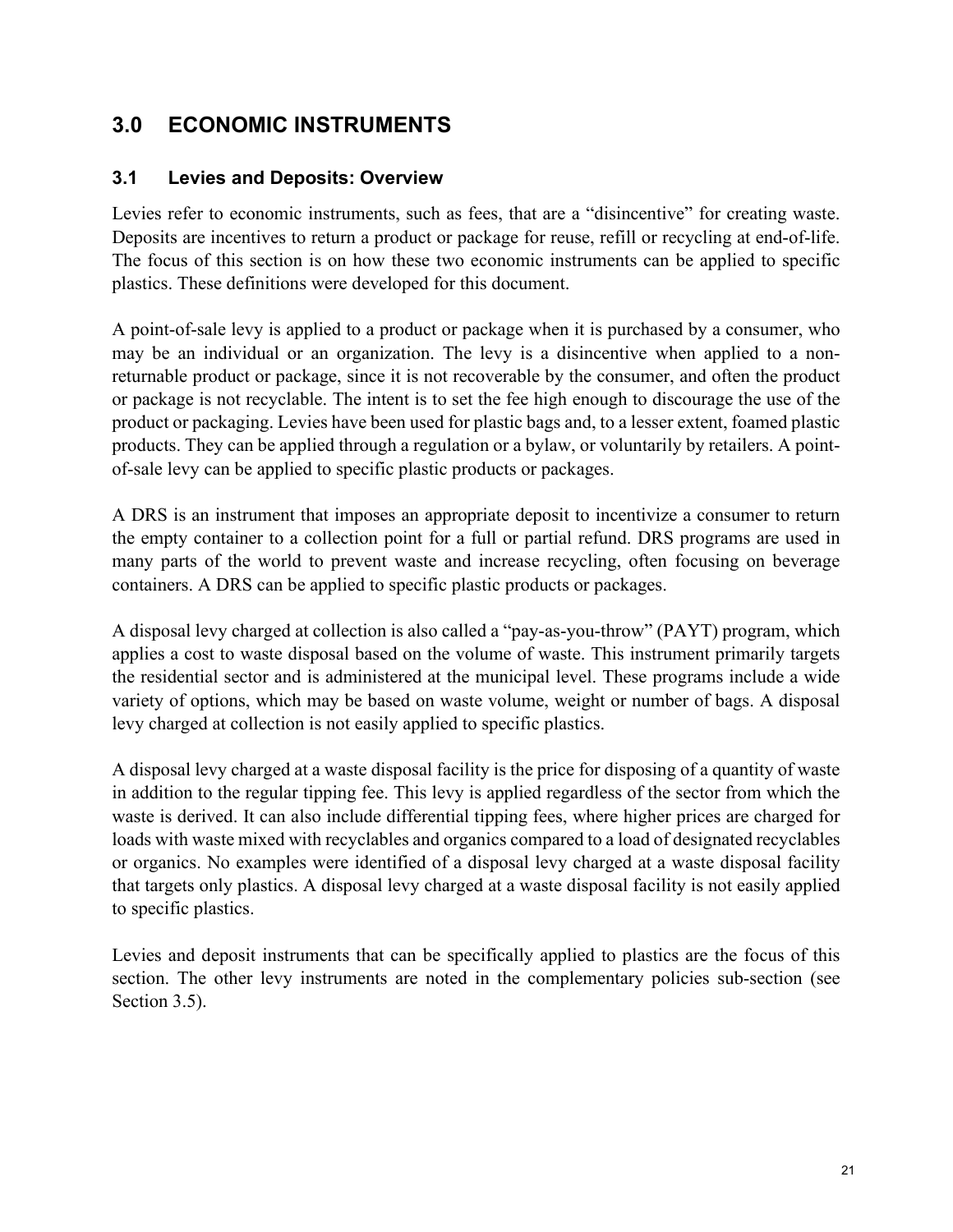# 3.0 ECONOMIC INSTRUMENTS

## 3.1 Levies and Deposits: Overview

Levies refer to economic instruments, such as fees, that are a "disincentive" for creating waste. Deposits are incentives to return a product or package for reuse, refill or recycling at end-of-life. The focus of this section is on how these two economic instruments can be applied to specific plastics. These definitions were developed for this document.

A point-of-sale levy is applied to a product or package when it is purchased by a consumer, who may be an individual or an organization. The levy is a disincentive when applied to a non-returnable product or package, since it is not recoverable by the consumer, and often the product or package is not recyclable. The intent is to set the fee high enough to discourage the use of the product or packaging. Levies have been used for plastic bags and, to a lesser extent, foamed plastic products. They can be applied through a regulation or a bylaw, or voluntarily by retailers. A point-of-sale levy can be applied to specific plastic products or packages.

A DRS is an instrument that imposes an appropriate deposit to incentivize a consumer to return the empty container to a collection point for a full or partial refund. DRS programs are used in many parts of the world to prevent waste and increase recycling, often focusing on beverage containers. A DRS can be applied to specific plastic products or packages.

A disposal levy charged at collection is also called a "pay-as-you-throw" (PAYT) program, which applies a cost to waste disposal based on the volume of waste. This instrument primarily targets the residential sector and is administered at the municipal level. These programs include a wide variety of options, which may be based on waste volume, weight or number of bags. A disposal levy charged at collection is not easily applied to specific plastics.

A disposal levy charged at a waste disposal facility is the price for disposing of a quantity of waste in addition to the regular tipping fee. This levy is applied regardless of the sector from which the waste is derived. It can also include differential tipping fees, where higher prices are charged for loads with waste mixed with recyclables and organics compared to a load of designated recyclables or organics. No examples were identified of a disposal levy charged at a waste disposal facility that targets only plastics. A disposal levy charged at a waste disposal facility is not easily applied to specific plastics.

Levies and deposit instruments that can be specifically applied to plastics are the focus of this section. The other levy instruments are noted in the complementary policies sub-section (see Section 3.5).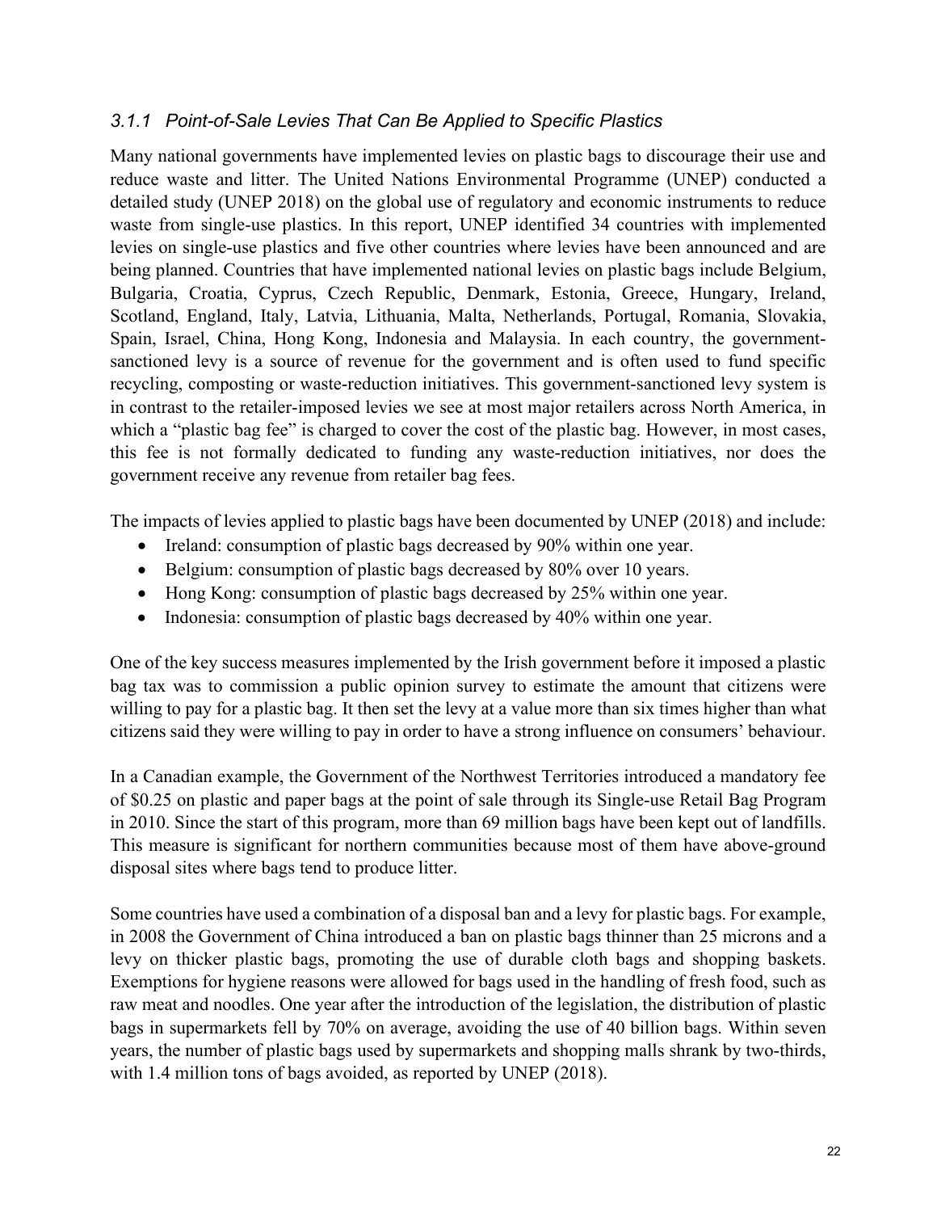### *3.1.1 Point-of-Sale Levies That Can Be Applied to Specific Plastics*

Many national governments have implemented levies on plastic bags to discourage their use and reduce waste and litter. The United Nations Environmental Programme (UNEP) conducted a detailed study (UNEP 2018) on the global use of regulatory and economic instruments to reduce waste from single-use plastics. In this report, UNEP identified 34 countries with implemented levies on single-use plastics and five other countries where levies have been announced and are being planned. Countries that have implemented national levies on plastic bags include Belgium, Bulgaria, Croatia, Cyprus, Czech Republic, Denmark, Estonia, Greece, Hungary, Ireland, Scotland, England, Italy, Latvia, Lithuania, Malta, Netherlands, Portugal, Romania, Slovakia, Spain, Israel, China, Hong Kong, Indonesia and Malaysia. In each country, the government-sanctioned levy is a source of revenue for the government and is often used to fund specific recycling, composting or waste-reduction initiatives. This government-sanctioned levy system is in contrast to the retailer-imposed levies we see at most major retailers across North America, in which a "plastic bag fee" is charged to cover the cost of the plastic bag. However, in most cases, this fee is not formally dedicated to funding any waste-reduction initiatives, nor does the government receive any revenue from retailer bag fees.

The impacts of levies applied to plastic bags have been documented by UNEP (2018) and include:

- Ireland: consumption of plastic bags decreased by 90% within one year.
- Belgium: consumption of plastic bags decreased by 80% over 10 years.
- Hong Kong: consumption of plastic bags decreased by 25% within one year.
- Indonesia: consumption of plastic bags decreased by 40% within one year.

One of the key success measures implemented by the Irish government before it imposed a plastic bag tax was to commission a public opinion survey to estimate the amount that citizens were willing to pay for a plastic bag. It then set the levy at a value more than six times higher than what citizens said they were willing to pay in order to have a strong influence on consumers' behaviour.

In a Canadian example, the Government of the Northwest Territories introduced a mandatory fee of $0.25 on plastic and paper bags at the point of sale through its Single-use Retail Bag Program in 2010. Since the start of this program, more than 69 million bags have been kept out of landfills. This measure is significant for northern communities because most of them have above-ground disposal sites where bags tend to produce litter.

Some countries have used a combination of a disposal ban and a levy for plastic bags. For example, in 2008 the Government of China introduced a ban on plastic bags thinner than 25 microns and a levy on thicker plastic bags, promoting the use of durable cloth bags and shopping baskets. Exemptions for hygiene reasons were allowed for bags used in the handling of fresh food, such as raw meat and noodles. One year after the introduction of the legislation, the distribution of plastic bags in supermarkets fell by 70% on average, avoiding the use of 40 billion bags. Within seven years, the number of plastic bags used by supermarkets and shopping malls shrank by two-thirds, with 1.4 million tons of bags avoided, as reported by UNEP (2018).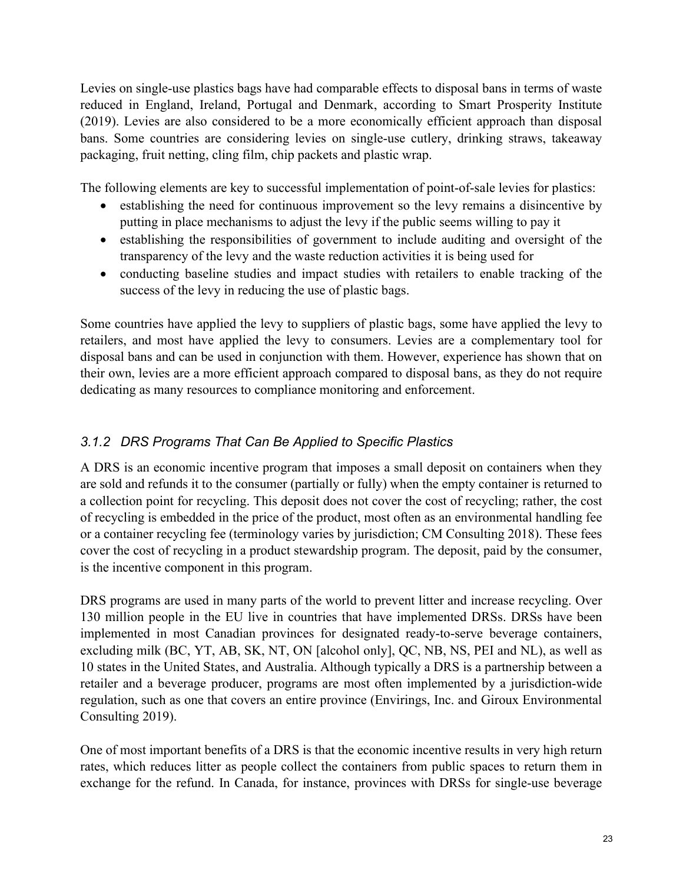Levies on single-use plastics bags have had comparable effects to disposal bans in terms of waste reduced in England, Ireland, Portugal and Denmark, according to Smart Prosperity Institute (2019). Levies are also considered to be a more economically efficient approach than disposal bans. Some countries are considering levies on single-use cutlery, drinking straws, takeaway packaging, fruit netting, cling film, chip packets and plastic wrap.

The following elements are key to successful implementation of point-of-sale levies for plastics:

- establishing the need for continuous improvement so the levy remains a disincentive by putting in place mechanisms to adjust the levy if the public seems willing to pay it
- establishing the responsibilities of government to include auditing and oversight of the transparency of the levy and the waste reduction activities it is being used for
- conducting baseline studies and impact studies with retailers to enable tracking of the success of the levy in reducing the use of plastic bags.

Some countries have applied the levy to suppliers of plastic bags, some have applied the levy to retailers, and most have applied the levy to consumers. Levies are a complementary tool for disposal bans and can be used in conjunction with them. However, experience has shown that on their own, levies are a more efficient approach compared to disposal bans, as they do not require dedicating as many resources to compliance monitoring and enforcement.

### *3.1.2 DRS Programs That Can Be Applied to Specific Plastics*

A DRS is an economic incentive program that imposes a small deposit on containers when they are sold and refunds it to the consumer (partially or fully) when the empty container is returned to a collection point for recycling. This deposit does not cover the cost of recycling; rather, the cost of recycling is embedded in the price of the product, most often as an environmental handling fee or a container recycling fee (terminology varies by jurisdiction; CM Consulting 2018). These fees cover the cost of recycling in a product stewardship program. The deposit, paid by the consumer, is the incentive component in this program.

DRS programs are used in many parts of the world to prevent litter and increase recycling. Over 130 million people in the EU live in countries that have implemented DRSs. DRSs have been implemented in most Canadian provinces for designated ready-to-serve beverage containers, excluding milk (BC, YT, AB, SK, NT, ON [alcohol only], QC, NB, NS, PEI and NL), as well as 10 states in the United States, and Australia. Although typically a DRS is a partnership between a retailer and a beverage producer, programs are most often implemented by a jurisdiction-wide regulation, such as one that covers an entire province (Envirings, Inc. and Giroux Environmental Consulting 2019).

One of most important benefits of a DRS is that the economic incentive results in very high return rates, which reduces litter as people collect the containers from public spaces to return them in exchange for the refund. In Canada, for instance, provinces with DRSs for single-use beverage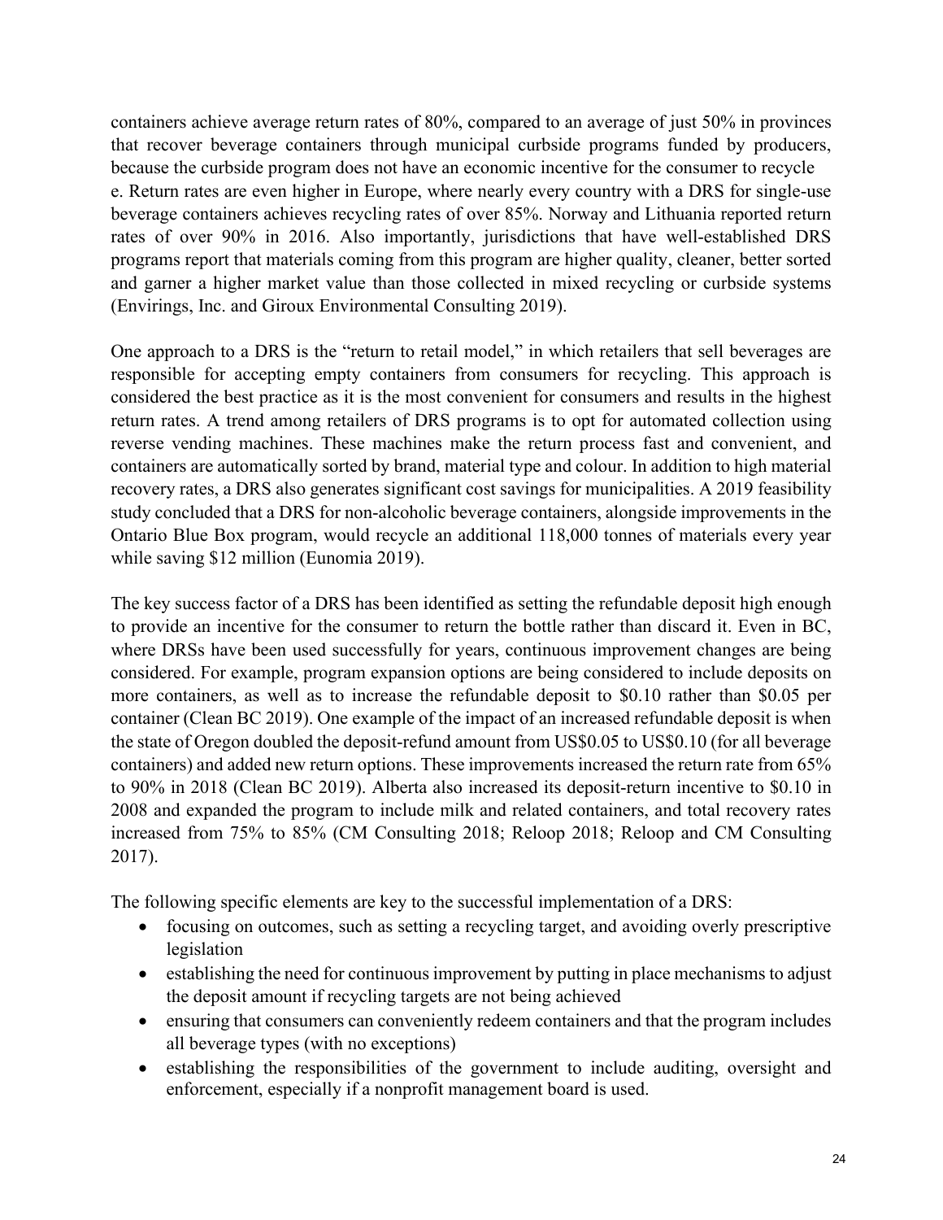containers achieve average return rates of 80%, compared to an average of just 50% in provinces that recover beverage containers through municipal curbside programs funded by producers, because the curbside program does not have an economic incentive for the consumer to recycle e. Return rates are even higher in Europe, where nearly every country with a DRS for single-use beverage containers achieves recycling rates of over 85%. Norway and Lithuania reported return rates of over 90% in 2016. Also importantly, jurisdictions that have well-established DRS programs report that materials coming from this program are higher quality, cleaner, better sorted and garner a higher market value than those collected in mixed recycling or curbside systems (Envirings, Inc. and Giroux Environmental Consulting 2019).

One approach to a DRS is the "return to retail model," in which retailers that sell beverages are responsible for accepting empty containers from consumers for recycling. This approach is considered the best practice as it is the most convenient for consumers and results in the highest return rates. A trend among retailers of DRS programs is to opt for automated collection using reverse vending machines. These machines make the return process fast and convenient, and containers are automatically sorted by brand, material type and colour. In addition to high material recovery rates, a DRS also generates significant cost savings for municipalities. A 2019 feasibility study concluded that a DRS for non-alcoholic beverage containers, alongside improvements in the Ontario Blue Box program, would recycle an additional 118,000 tonnes of materials every year while saving $12 million (Eunomia 2019).

The key success factor of a DRS has been identified as setting the refundable deposit high enough to provide an incentive for the consumer to return the bottle rather than discard it. Even in BC, where DRSs have been used successfully for years, continuous improvement changes are being considered. For example, program expansion options are being considered to include deposits on more containers, as well as to increase the refundable deposit to $0.10 rather than $0.05 per container (Clean BC 2019). One example of the impact of an increased refundable deposit is when the state of Oregon doubled the deposit-refund amount from US$0.05 to US$0.10 (for all beverage containers) and added new return options. These improvements increased the return rate from 65% to 90% in 2018 (Clean BC 2019). Alberta also increased its deposit-return incentive to $0.10 in 2008 and expanded the program to include milk and related containers, and total recovery rates increased from 75% to 85% (CM Consulting 2018; Reloop 2018; Reloop and CM Consulting 2017).

The following specific elements are key to the successful implementation of a DRS:

- focusing on outcomes, such as setting a recycling target, and avoiding overly prescriptive legislation
- establishing the need for continuous improvement by putting in place mechanisms to adjust the deposit amount if recycling targets are not being achieved
- ensuring that consumers can conveniently redeem containers and that the program includes all beverage types (with no exceptions)
- establishing the responsibilities of the government to include auditing, oversight and enforcement, especially if a nonprofit management board is used.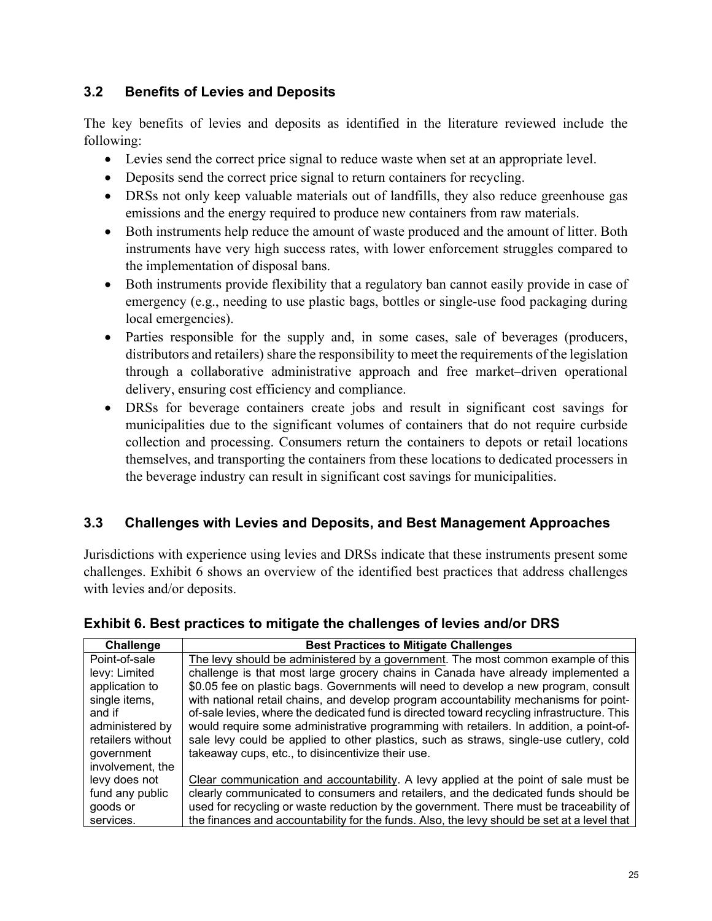## 3.2 Benefits of Levies and Deposits

The key benefits of levies and deposits as identified in the literature reviewed include the following:

- Levies send the correct price signal to reduce waste when set at an appropriate level.
- Deposits send the correct price signal to return containers for recycling.
- DRSs not only keep valuable materials out of landfills, they also reduce greenhouse gas emissions and the energy required to produce new containers from raw materials.
- Both instruments help reduce the amount of waste produced and the amount of litter. Both instruments have very high success rates, with lower enforcement struggles compared to the implementation of disposal bans.
- Both instruments provide flexibility that a regulatory ban cannot easily provide in case of emergency (e.g., needing to use plastic bags, bottles or single-use food packaging during local emergencies).
- Parties responsible for the supply and, in some cases, sale of beverages (producers, distributors and retailers) share the responsibility to meet the requirements of the legislation through a collaborative administrative approach and free market–driven operational delivery, ensuring cost efficiency and compliance.
- DRSs for beverage containers create jobs and result in significant cost savings for municipalities due to the significant volumes of containers that do not require curbside collection and processing. Consumers return the containers to depots or retail locations themselves, and transporting the containers from these locations to dedicated processers in the beverage industry can result in significant cost savings for municipalities.

## 3.3 Challenges with Levies and Deposits, and Best Management Approaches

Jurisdictions with experience using levies and DRSs indicate that these instruments present some challenges. Exhibit 6 shows an overview of the identified best practices that address challenges with levies and/or deposits.

### Exhibit 6. Best practices to mitigate the challenges of levies and/or DRS

| Challenge | Best Practices to Mitigate Challenges |
|---|---|
| Point-of-sale levy: Limited application to single items, and if administered by retailers without government involvement, the levy does not fund any public goods or services. | The levy should be administered by a government. The most common example of this challenge is that most large grocery chains in Canada have already implemented a $0.05 fee on plastic bags. Governments will need to develop a new program, consult with national retail chains, and develop program accountability mechanisms for point-of-sale levies, where the dedicated fund is directed toward recycling infrastructure. This would require some administrative programming with retailers. In addition, a point-of-sale levy could be applied to other plastics, such as straws, single-use cutlery, cold takeaway cups, etc., to disincentivize their use.<br><br>Clear communication and accountability. A levy applied at the point of sale must be clearly communicated to consumers and retailers, and the dedicated funds should be used for recycling or waste reduction by the government. There must be traceability of the finances and accountability for the funds. Also, the levy should be set at a level that |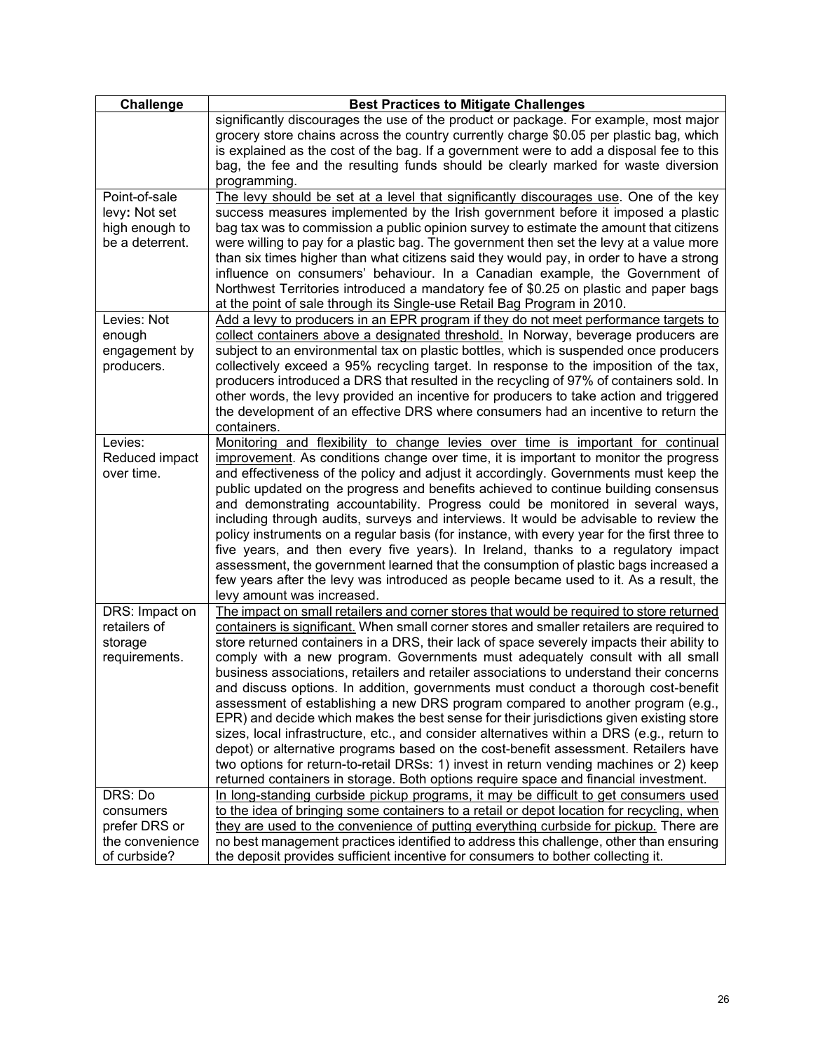| Challenge | Best Practices to Mitigate Challenges |
|---|---|
| | significantly discourages the use of the product or package. For example, most major grocery store chains across the country currently charge $0.05 per plastic bag, which is explained as the cost of the bag. If a government were to add a disposal fee to this bag, the fee and the resulting funds should be clearly marked for waste diversion programming. |
| Point-of-sale levy**:** Not set high enough to be a deterrent. | <u>The levy should be set at a level that significantly discourages use</u>. One of the key success measures implemented by the Irish government before it imposed a plastic bag tax was to commission a public opinion survey to estimate the amount that citizens were willing to pay for a plastic bag. The government then set the levy at a value more than six times higher than what citizens said they would pay, in order to have a strong influence on consumers' behaviour. In a Canadian example, the Government of Northwest Territories introduced a mandatory fee of $0.25 on plastic and paper bags at the point of sale through its Single-use Retail Bag Program in 2010. |
| Levies: Not enough engagement by producers. | <u>Add a levy to producers in an EPR program if they do not meet performance targets to collect containers above a designated threshold.</u> In Norway, beverage producers are subject to an environmental tax on plastic bottles, which is suspended once producers collectively exceed a 95% recycling target. In response to the imposition of the tax, producers introduced a DRS that resulted in the recycling of 97% of containers sold. In other words, the levy provided an incentive for producers to take action and triggered the development of an effective DRS where consumers had an incentive to return the containers. |
| Levies: Reduced impact over time. | <u>Monitoring and flexibility to change levies over time is important for continual improvement</u>. As conditions change over time, it is important to monitor the progress and effectiveness of the policy and adjust it accordingly. Governments must keep the public updated on the progress and benefits achieved to continue building consensus and demonstrating accountability. Progress could be monitored in several ways, including through audits, surveys and interviews. It would be advisable to review the policy instruments on a regular basis (for instance, with every year for the first three to five years, and then every five years). In Ireland, thanks to a regulatory impact assessment, the government learned that the consumption of plastic bags increased a few years after the levy was introduced as people became used to it. As a result, the levy amount was increased. |
| DRS: Impact on retailers of storage requirements. | <u>The impact on small retailers and corner stores that would be required to store returned containers is significant.</u> When small corner stores and smaller retailers are required to store returned containers in a DRS, their lack of space severely impacts their ability to comply with a new program. Governments must adequately consult with all small business associations, retailers and retailer associations to understand their concerns and discuss options. In addition, governments must conduct a thorough cost-benefit assessment of establishing a new DRS program compared to another program (e.g., EPR) and decide which makes the best sense for their jurisdictions given existing store sizes, local infrastructure, etc., and consider alternatives within a DRS (e.g., return to depot) or alternative programs based on the cost-benefit assessment. Retailers have two options for return-to-retail DRSs: 1) invest in return vending machines or 2) keep returned containers in storage. Both options require space and financial investment. |
| DRS: Do consumers prefer DRS or the convenience of curbside? | <u>In long-standing curbside pickup programs, it may be difficult to get consumers used to the idea of bringing some containers to a retail or depot location for recycling, when they are used to the convenience of putting everything curbside for pickup.</u> There are no best management practices identified to address this challenge, other than ensuring the deposit provides sufficient incentive for consumers to bother collecting it. |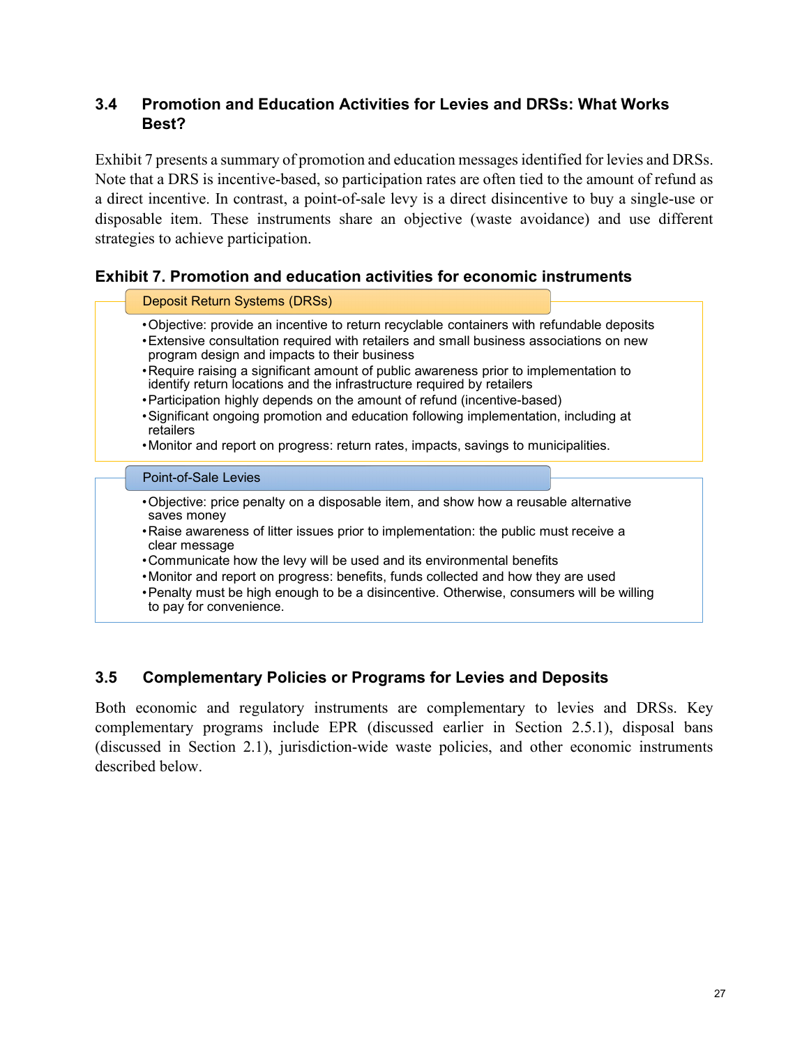### 3.4 Promotion and Education Activities for Levies and DRSs: What Works Best?

Exhibit 7 presents a summary of promotion and education messages identified for levies and DRSs. Note that a DRS is incentive-based, so participation rates are often tied to the amount of refund as a direct incentive. In contrast, a point-of-sale levy is a direct disincentive to buy a single-use or disposable item. These instruments share an objective (waste avoidance) and use different strategies to achieve participation.

**Exhibit 7. Promotion and education activities for economic instruments**

**Deposit Return Systems (DRSs)**

- Objective: provide an incentive to return recyclable containers with refundable deposits
- Extensive consultation required with retailers and small business associations on new program design and impacts to their business
- Require raising a significant amount of public awareness prior to implementation to identify return locations and the infrastructure required by retailers
- Participation highly depends on the amount of refund (incentive-based)
- Significant ongoing promotion and education following implementation, including at retailers
- Monitor and report on progress: return rates, impacts, savings to municipalities.

**Point-of-Sale Levies**

- Objective: price penalty on a disposable item, and show how a reusable alternative saves money
- Raise awareness of litter issues prior to implementation: the public must receive a clear message
- Communicate how the levy will be used and its environmental benefits
- Monitor and report on progress: benefits, funds collected and how they are used
- Penalty must be high enough to be a disincentive. Otherwise, consumers will be willing to pay for convenience.

### 3.5 Complementary Policies or Programs for Levies and Deposits

Both economic and regulatory instruments are complementary to levies and DRSs. Key complementary programs include EPR (discussed earlier in Section 2.5.1), disposal bans (discussed in Section 2.1), jurisdiction-wide waste policies, and other economic instruments described below.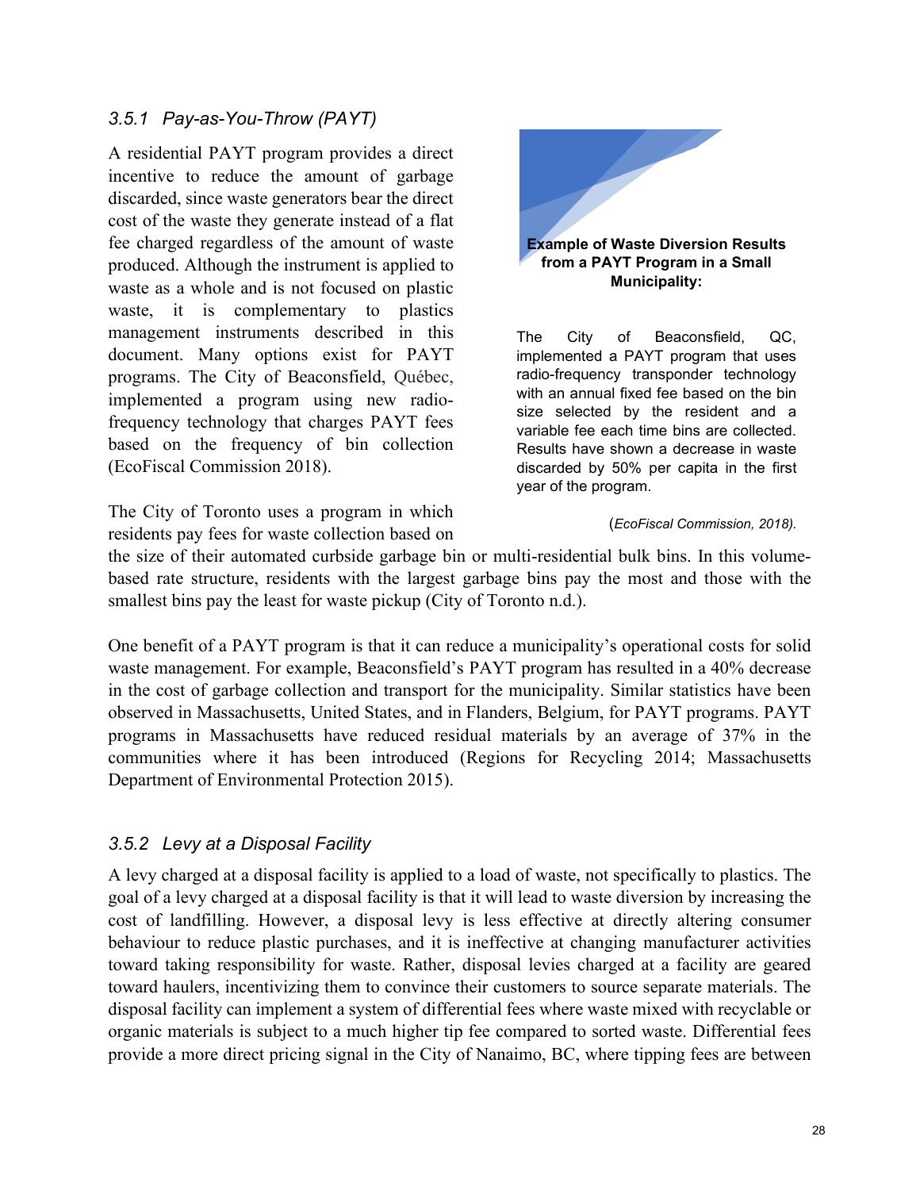### 3.5.1 Pay-as-You-Throw (PAYT)

A residential PAYT program provides a direct incentive to reduce the amount of garbage discarded, since waste generators bear the direct cost of the waste they generate instead of a flat fee charged regardless of the amount of waste produced. Although the instrument is applied to waste as a whole and is not focused on plastic waste, it is complementary to plastics management instruments described in this document. Many options exist for PAYT programs. The City of Beaconsfield, Québec, implemented a program using new radio-frequency technology that charges PAYT fees based on the frequency of bin collection (EcoFiscal Commission 2018).

**Example of Waste Diversion Results from a PAYT Program in a Small Municipality:**

The City of Beaconsfield, QC, implemented a PAYT program that uses radio-frequency transponder technology with an annual fixed fee based on the bin size selected by the resident and a variable fee each time bins are collected. Results have shown a decrease in waste discarded by 50% per capita in the first year of the program.

(*EcoFiscal Commission, 2018).*

The City of Toronto uses a program in which residents pay fees for waste collection based on the size of their automated curbside garbage bin or multi-residential bulk bins. In this volume-based rate structure, residents with the largest garbage bins pay the most and those with the smallest bins pay the least for waste pickup (City of Toronto n.d.).

One benefit of a PAYT program is that it can reduce a municipality's operational costs for solid waste management. For example, Beaconsfield's PAYT program has resulted in a 40% decrease in the cost of garbage collection and transport for the municipality. Similar statistics have been observed in Massachusetts, United States, and in Flanders, Belgium, for PAYT programs. PAYT programs in Massachusetts have reduced residual materials by an average of 37% in the communities where it has been introduced (Regions for Recycling 2014; Massachusetts Department of Environmental Protection 2015).

### 3.5.2 Levy at a Disposal Facility

A levy charged at a disposal facility is applied to a load of waste, not specifically to plastics. The goal of a levy charged at a disposal facility is that it will lead to waste diversion by increasing the cost of landfilling. However, a disposal levy is less effective at directly altering consumer behaviour to reduce plastic purchases, and it is ineffective at changing manufacturer activities toward taking responsibility for waste. Rather, disposal levies charged at a facility are geared toward haulers, incentivizing them to convince their customers to source separate materials. The disposal facility can implement a system of differential fees where waste mixed with recyclable or organic materials is subject to a much higher tip fee compared to sorted waste. Differential fees provide a more direct pricing signal in the City of Nanaimo, BC, where tipping fees are between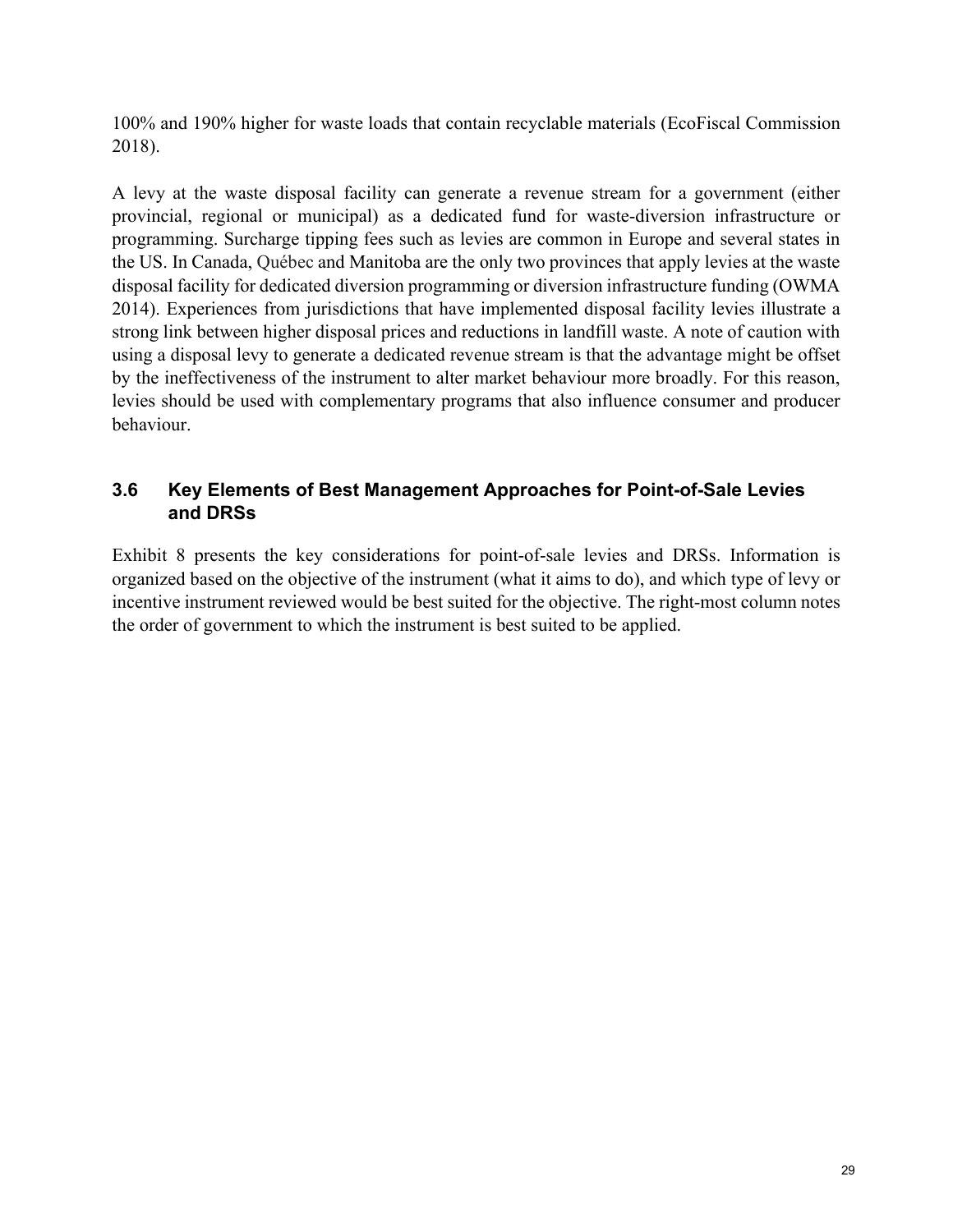100% and 190% higher for waste loads that contain recyclable materials (EcoFiscal Commission 2018).

A levy at the waste disposal facility can generate a revenue stream for a government (either provincial, regional or municipal) as a dedicated fund for waste-diversion infrastructure or programming. Surcharge tipping fees such as levies are common in Europe and several states in the US. In Canada, Québec and Manitoba are the only two provinces that apply levies at the waste disposal facility for dedicated diversion programming or diversion infrastructure funding (OWMA 2014). Experiences from jurisdictions that have implemented disposal facility levies illustrate a strong link between higher disposal prices and reductions in landfill waste. A note of caution with using a disposal levy to generate a dedicated revenue stream is that the advantage might be offset by the ineffectiveness of the instrument to alter market behaviour more broadly. For this reason, levies should be used with complementary programs that also influence consumer and producer behaviour.

### 3.6 Key Elements of Best Management Approaches for Point-of-Sale Levies and DRSs

Exhibit 8 presents the key considerations for point-of-sale levies and DRSs. Information is organized based on the objective of the instrument (what it aims to do), and which type of levy or incentive instrument reviewed would be best suited for the objective. The right-most column notes the order of government to which the instrument is best suited to be applied.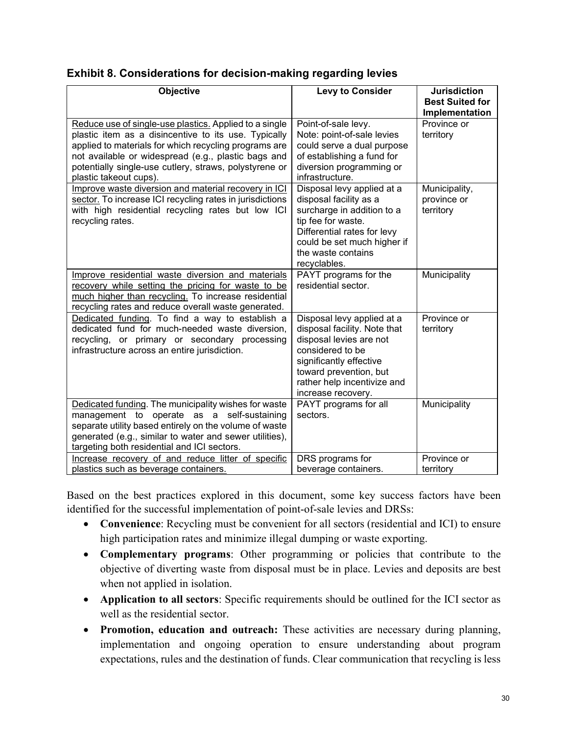### Exhibit 8. Considerations for decision-making regarding levies

| Objective | Levy to Consider | Jurisdiction Best Suited for Implementation |
|---|---|---|
| Reduce use of single-use plastics. Applied to a single plastic item as a disincentive to its use. Typically applied to materials for which recycling programs are not available or widespread (e.g., plastic bags and potentially single-use cutlery, straws, polystyrene or plastic takeout cups). | Point-of-sale levy. Note: point-of-sale levies could serve a dual purpose of establishing a fund for diversion programming or infrastructure. | Province or territory |
| Improve waste diversion and material recovery in ICI sector. To increase ICI recycling rates in jurisdictions with high residential recycling rates but low ICI recycling rates. | Disposal levy applied at a disposal facility as a surcharge in addition to a tip fee for waste. Differential rates for levy could be set much higher if the waste contains recyclables. | Municipality, province or territory |
| Improve residential waste diversion and materials recovery while setting the pricing for waste to be much higher than recycling. To increase residential recycling rates and reduce overall waste generated. | PAYT programs for the residential sector. | Municipality |
| Dedicated funding. To find a way to establish a dedicated fund for much-needed waste diversion, recycling, or primary or secondary processing infrastructure across an entire jurisdiction. | Disposal levy applied at a disposal facility. Note that disposal levies are not considered to be significantly effective toward prevention, but rather help incentivize and increase recovery. | Province or territory |
| Dedicated funding. The municipality wishes for waste management to operate as a self-sustaining separate utility based entirely on the volume of waste generated (e.g., similar to water and sewer utilities), targeting both residential and ICI sectors. | PAYT programs for all sectors. | Municipality |
| Increase recovery of and reduce litter of specific plastics such as beverage containers. | DRS programs for beverage containers. | Province or territory |

Based on the best practices explored in this document, some key success factors have been identified for the successful implementation of point-of-sale levies and DRSs:

- **Convenience**: Recycling must be convenient for all sectors (residential and ICI) to ensure high participation rates and minimize illegal dumping or waste exporting.
- **Complementary programs**: Other programming or policies that contribute to the objective of diverting waste from disposal must be in place. Levies and deposits are best when not applied in isolation.
- **Application to all sectors**: Specific requirements should be outlined for the ICI sector as well as the residential sector.
- **Promotion, education and outreach:** These activities are necessary during planning, implementation and ongoing operation to ensure understanding about program expectations, rules and the destination of funds. Clear communication that recycling is less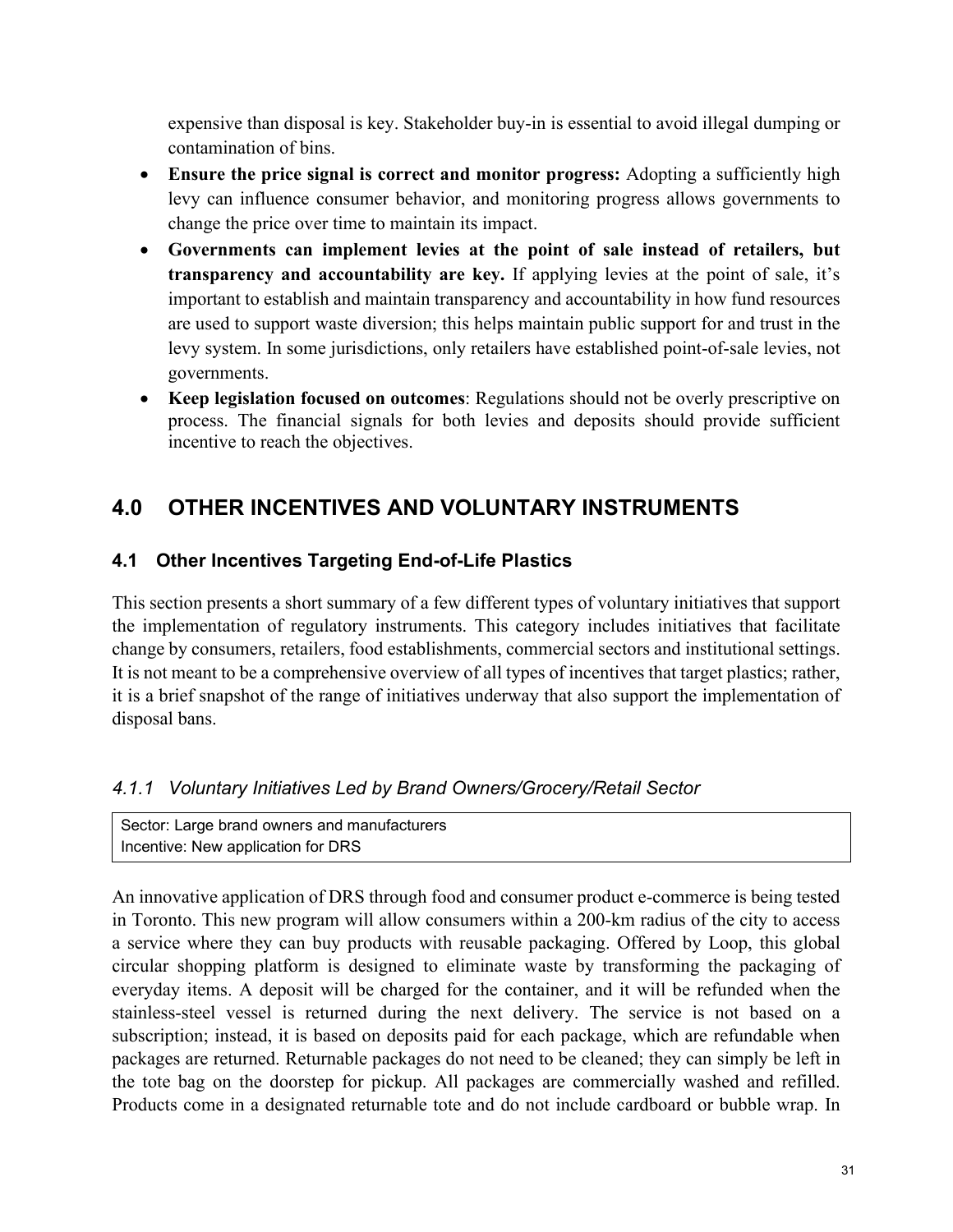expensive than disposal is key. Stakeholder buy-in is essential to avoid illegal dumping or contamination of bins.

- **Ensure the price signal is correct and monitor progress:** Adopting a sufficiently high levy can influence consumer behavior, and monitoring progress allows governments to change the price over time to maintain its impact.
- **Governments can implement levies at the point of sale instead of retailers, but transparency and accountability are key.** If applying levies at the point of sale, it's important to establish and maintain transparency and accountability in how fund resources are used to support waste diversion; this helps maintain public support for and trust in the levy system. In some jurisdictions, only retailers have established point-of-sale levies, not governments.
- **Keep legislation focused on outcomes**: Regulations should not be overly prescriptive on process. The financial signals for both levies and deposits should provide sufficient incentive to reach the objectives.

# 4.0 OTHER INCENTIVES AND VOLUNTARY INSTRUMENTS

## 4.1 Other Incentives Targeting End-of-Life Plastics

This section presents a short summary of a few different types of voluntary initiatives that support the implementation of regulatory instruments. This category includes initiatives that facilitate change by consumers, retailers, food establishments, commercial sectors and institutional settings. It is not meant to be a comprehensive overview of all types of incentives that target plastics; rather, it is a brief snapshot of the range of initiatives underway that also support the implementation of disposal bans.

### *4.1.1 Voluntary Initiatives Led by Brand Owners/Grocery/Retail Sector*

| Sector: Large brand owners and manufacturers<br>Incentive: New application for DRS |
|---|

An innovative application of DRS through food and consumer product e-commerce is being tested in Toronto. This new program will allow consumers within a 200-km radius of the city to access a service where they can buy products with reusable packaging. Offered by Loop, this global circular shopping platform is designed to eliminate waste by transforming the packaging of everyday items. A deposit will be charged for the container, and it will be refunded when the stainless-steel vessel is returned during the next delivery. The service is not based on a subscription; instead, it is based on deposits paid for each package, which are refundable when packages are returned. Returnable packages do not need to be cleaned; they can simply be left in the tote bag on the doorstep for pickup. All packages are commercially washed and refilled. Products come in a designated returnable tote and do not include cardboard or bubble wrap. In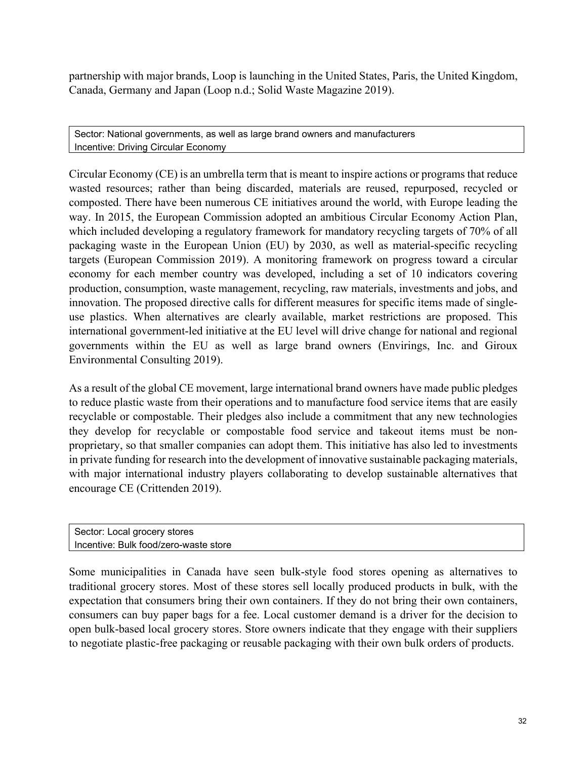partnership with major brands, Loop is launching in the United States, Paris, the United Kingdom, Canada, Germany and Japan (Loop n.d.; Solid Waste Magazine 2019).

| Sector: National governments, as well as large brand owners and manufacturers<br>Incentive: Driving Circular Economy |
| --- |

Circular Economy (CE) is an umbrella term that is meant to inspire actions or programs that reduce wasted resources; rather than being discarded, materials are reused, repurposed, recycled or composted. There have been numerous CE initiatives around the world, with Europe leading the way. In 2015, the European Commission adopted an ambitious Circular Economy Action Plan, which included developing a regulatory framework for mandatory recycling targets of 70% of all packaging waste in the European Union (EU) by 2030, as well as material-specific recycling targets (European Commission 2019). A monitoring framework on progress toward a circular economy for each member country was developed, including a set of 10 indicators covering production, consumption, waste management, recycling, raw materials, investments and jobs, and innovation. The proposed directive calls for different measures for specific items made of single-use plastics. When alternatives are clearly available, market restrictions are proposed. This international government-led initiative at the EU level will drive change for national and regional governments within the EU as well as large brand owners (Envirings, Inc. and Giroux Environmental Consulting 2019).

As a result of the global CE movement, large international brand owners have made public pledges to reduce plastic waste from their operations and to manufacture food service items that are easily recyclable or compostable. Their pledges also include a commitment that any new technologies they develop for recyclable or compostable food service and takeout items must be non-proprietary, so that smaller companies can adopt them. This initiative has also led to investments in private funding for research into the development of innovative sustainable packaging materials, with major international industry players collaborating to develop sustainable alternatives that encourage CE (Crittenden 2019).

| Sector: Local grocery stores<br>Incentive: Bulk food/zero-waste store |
| --- |

Some municipalities in Canada have seen bulk-style food stores opening as alternatives to traditional grocery stores. Most of these stores sell locally produced products in bulk, with the expectation that consumers bring their own containers. If they do not bring their own containers, consumers can buy paper bags for a fee. Local customer demand is a driver for the decision to open bulk-based local grocery stores. Store owners indicate that they engage with their suppliers to negotiate plastic-free packaging or reusable packaging with their own bulk orders of products.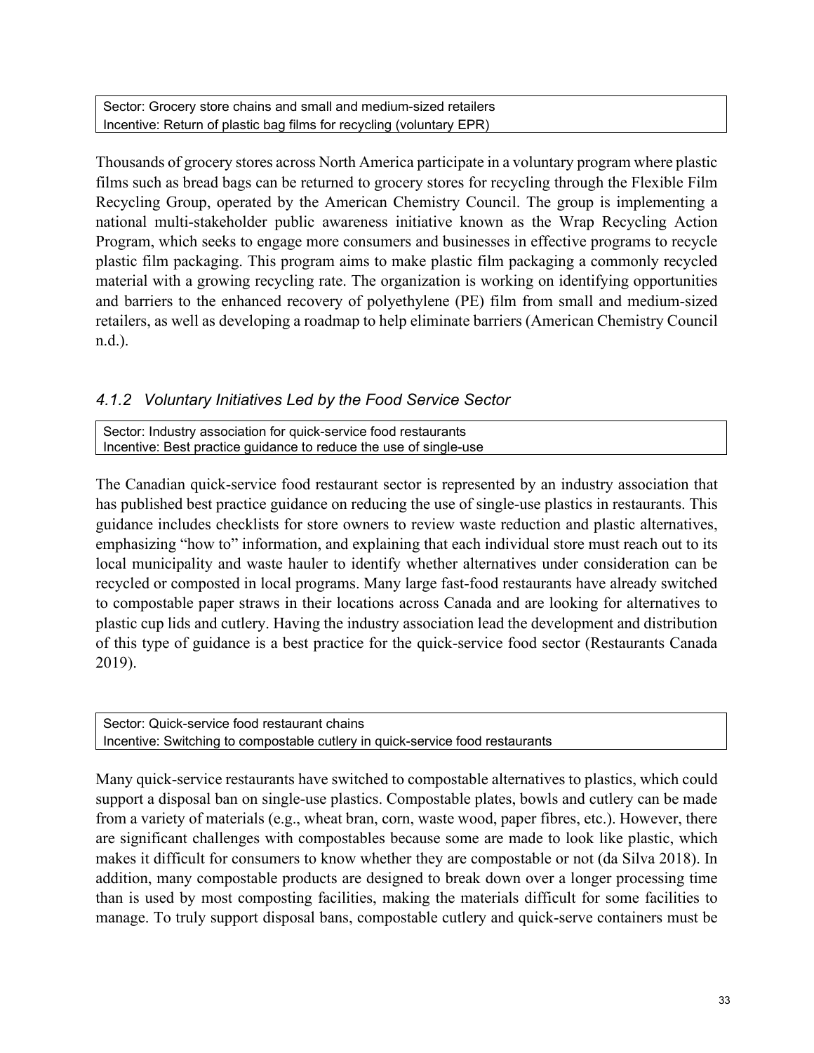Sector: Grocery store chains and small and medium-sized retailers
Incentive: Return of plastic bag films for recycling (voluntary EPR)

Thousands of grocery stores across North America participate in a voluntary program where plastic films such as bread bags can be returned to grocery stores for recycling through the Flexible Film Recycling Group, operated by the American Chemistry Council. The group is implementing a national multi-stakeholder public awareness initiative known as the Wrap Recycling Action Program, which seeks to engage more consumers and businesses in effective programs to recycle plastic film packaging. This program aims to make plastic film packaging a commonly recycled material with a growing recycling rate. The organization is working on identifying opportunities and barriers to the enhanced recovery of polyethylene (PE) film from small and medium-sized retailers, as well as developing a roadmap to help eliminate barriers (American Chemistry Council n.d.).

### *4.1.2 Voluntary Initiatives Led by the Food Service Sector*

Sector: Industry association for quick-service food restaurants
Incentive: Best practice guidance to reduce the use of single-use

The Canadian quick-service food restaurant sector is represented by an industry association that has published best practice guidance on reducing the use of single-use plastics in restaurants. This guidance includes checklists for store owners to review waste reduction and plastic alternatives, emphasizing "how to" information, and explaining that each individual store must reach out to its local municipality and waste hauler to identify whether alternatives under consideration can be recycled or composted in local programs. Many large fast-food restaurants have already switched to compostable paper straws in their locations across Canada and are looking for alternatives to plastic cup lids and cutlery. Having the industry association lead the development and distribution of this type of guidance is a best practice for the quick-service food sector (Restaurants Canada 2019).

Sector: Quick-service food restaurant chains
Incentive: Switching to compostable cutlery in quick-service food restaurants

Many quick-service restaurants have switched to compostable alternatives to plastics, which could support a disposal ban on single-use plastics. Compostable plates, bowls and cutlery can be made from a variety of materials (e.g., wheat bran, corn, waste wood, paper fibres, etc.). However, there are significant challenges with compostables because some are made to look like plastic, which makes it difficult for consumers to know whether they are compostable or not (da Silva 2018). In addition, many compostable products are designed to break down over a longer processing time than is used by most composting facilities, making the materials difficult for some facilities to manage. To truly support disposal bans, compostable cutlery and quick-serve containers must be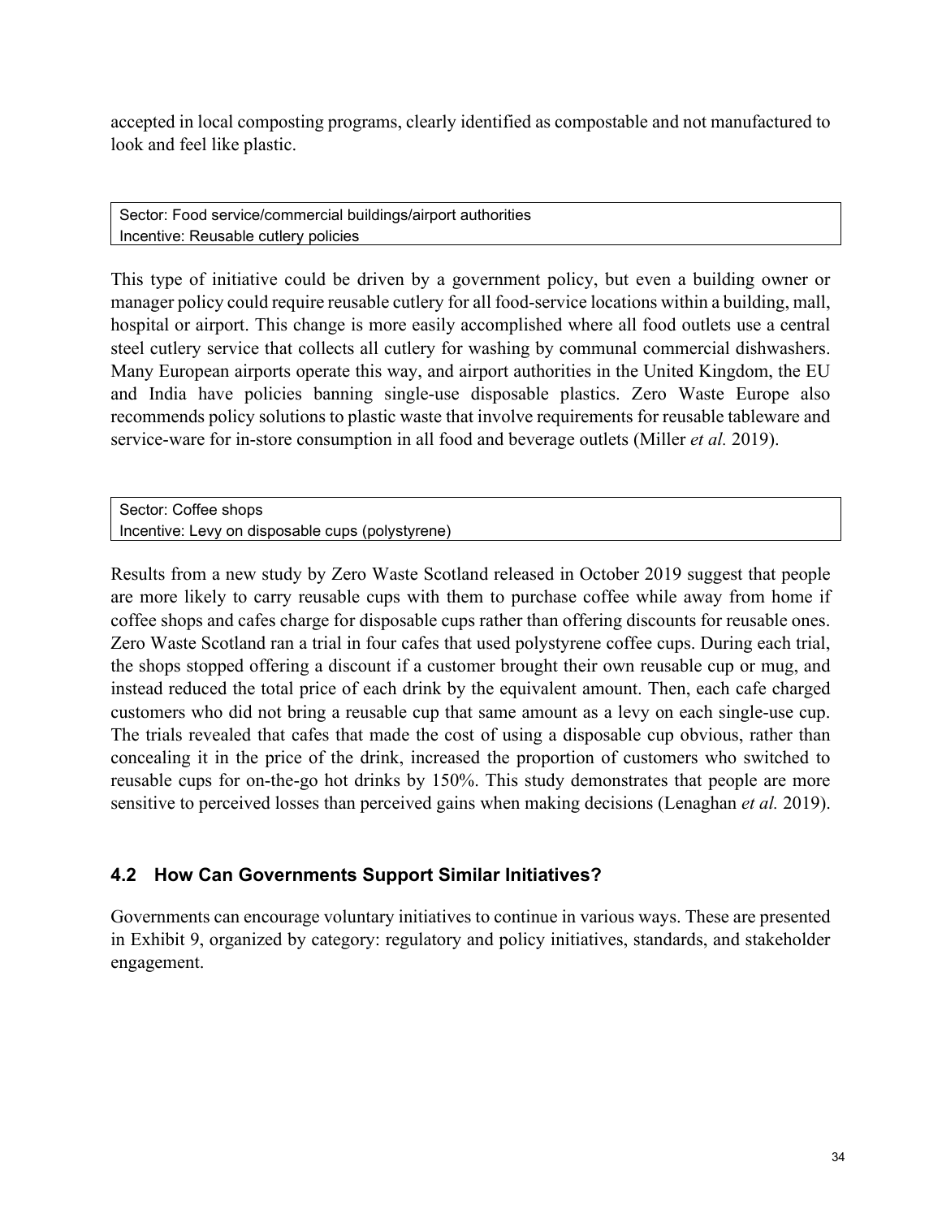accepted in local composting programs, clearly identified as compostable and not manufactured to look and feel like plastic.

| Sector: Food service/commercial buildings/airport authorities<br>Incentive: Reusable cutlery policies |
|---|

This type of initiative could be driven by a government policy, but even a building owner or manager policy could require reusable cutlery for all food-service locations within a building, mall, hospital or airport. This change is more easily accomplished where all food outlets use a central steel cutlery service that collects all cutlery for washing by communal commercial dishwashers. Many European airports operate this way, and airport authorities in the United Kingdom, the EU and India have policies banning single-use disposable plastics. Zero Waste Europe also recommends policy solutions to plastic waste that involve requirements for reusable tableware and service-ware for in-store consumption in all food and beverage outlets (Miller *et al.* 2019).

| Sector: Coffee shops<br>Incentive: Levy on disposable cups (polystyrene) |
|---|

Results from a new study by Zero Waste Scotland released in October 2019 suggest that people are more likely to carry reusable cups with them to purchase coffee while away from home if coffee shops and cafes charge for disposable cups rather than offering discounts for reusable ones. Zero Waste Scotland ran a trial in four cafes that used polystyrene coffee cups. During each trial, the shops stopped offering a discount if a customer brought their own reusable cup or mug, and instead reduced the total price of each drink by the equivalent amount. Then, each cafe charged customers who did not bring a reusable cup that same amount as a levy on each single-use cup. The trials revealed that cafes that made the cost of using a disposable cup obvious, rather than concealing it in the price of the drink, increased the proportion of customers who switched to reusable cups for on-the-go hot drinks by 150%. This study demonstrates that people are more sensitive to perceived losses than perceived gains when making decisions (Lenaghan *et al.* 2019).

### 4.2 How Can Governments Support Similar Initiatives?

Governments can encourage voluntary initiatives to continue in various ways. These are presented in Exhibit 9, organized by category: regulatory and policy initiatives, standards, and stakeholder engagement.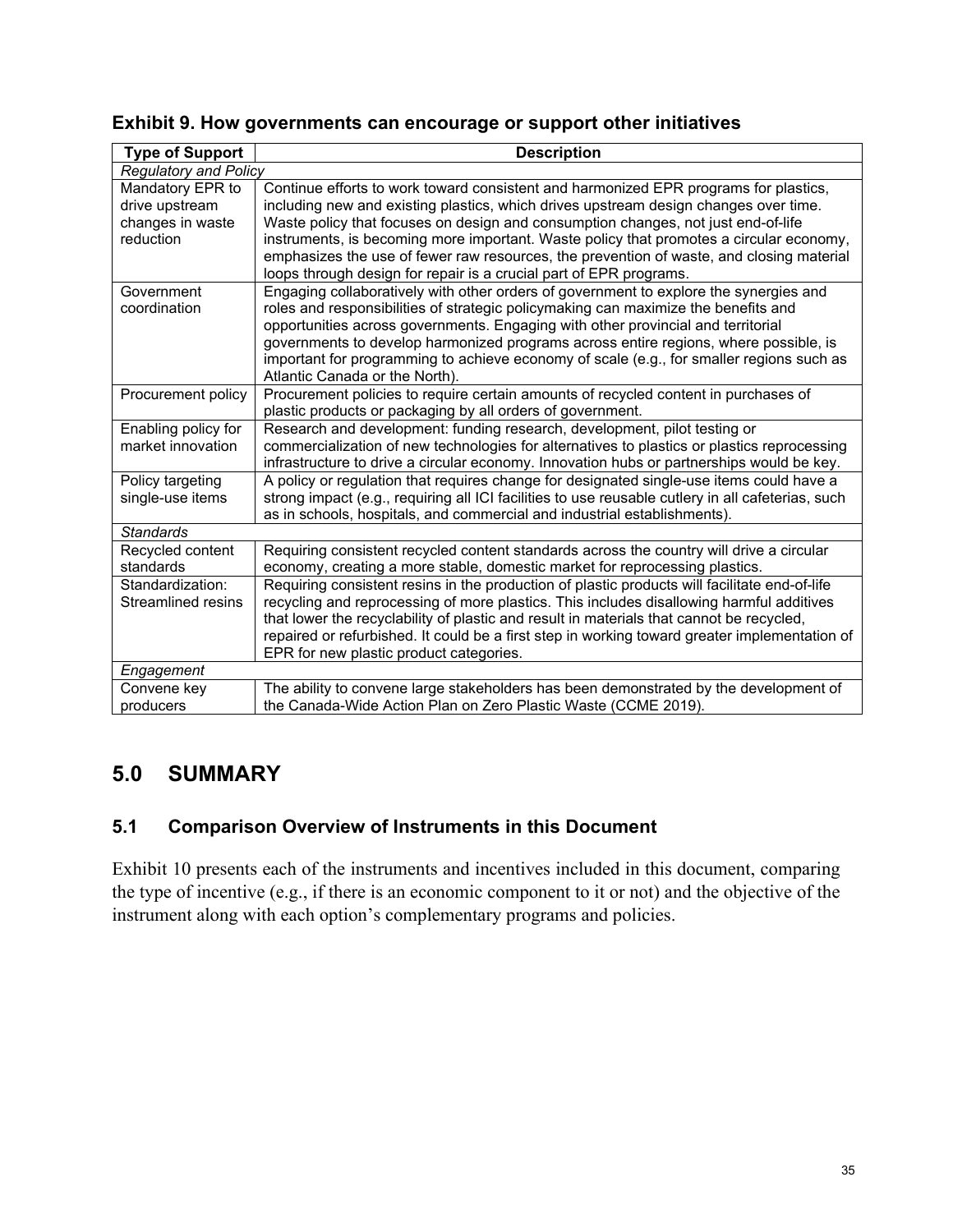**Exhibit 9. How governments can encourage or support other initiatives**

| Type of Support | Description |
|---|---|
| *Regulatory and Policy* | |
| Mandatory EPR to drive upstream changes in waste reduction | Continue efforts to work toward consistent and harmonized EPR programs for plastics, including new and existing plastics, which drives upstream design changes over time. Waste policy that focuses on design and consumption changes, not just end-of-life instruments, is becoming more important. Waste policy that promotes a circular economy, emphasizes the use of fewer raw resources, the prevention of waste, and closing material loops through design for repair is a crucial part of EPR programs. |
| Government coordination | Engaging collaboratively with other orders of government to explore the synergies and roles and responsibilities of strategic policymaking can maximize the benefits and opportunities across governments. Engaging with other provincial and territorial governments to develop harmonized programs across entire regions, where possible, is important for programming to achieve economy of scale (e.g., for smaller regions such as Atlantic Canada or the North). |
| Procurement policy | Procurement policies to require certain amounts of recycled content in purchases of plastic products or packaging by all orders of government. |
| Enabling policy for market innovation | Research and development: funding research, development, pilot testing or commercialization of new technologies for alternatives to plastics or plastics reprocessing infrastructure to drive a circular economy. Innovation hubs or partnerships would be key. |
| Policy targeting single-use items | A policy or regulation that requires change for designated single-use items could have a strong impact (e.g., requiring all ICI facilities to use reusable cutlery in all cafeterias, such as in schools, hospitals, and commercial and industrial establishments). |
| *Standards* | |
| Recycled content standards | Requiring consistent recycled content standards across the country will drive a circular economy, creating a more stable, domestic market for reprocessing plastics. |
| Standardization: Streamlined resins | Requiring consistent resins in the production of plastic products will facilitate end-of-life recycling and reprocessing of more plastics. This includes disallowing harmful additives that lower the recyclability of plastic and result in materials that cannot be recycled, repaired or refurbished. It could be a first step in working toward greater implementation of EPR for new plastic product categories. |
| *Engagement* | |
| Convene key producers | The ability to convene large stakeholders has been demonstrated by the development of the Canada-Wide Action Plan on Zero Plastic Waste (CCME 2019). |

# 5.0 SUMMARY

## 5.1 Comparison Overview of Instruments in this Document

Exhibit 10 presents each of the instruments and incentives included in this document, comparing the type of incentive (e.g., if there is an economic component to it or not) and the objective of the instrument along with each option's complementary programs and policies.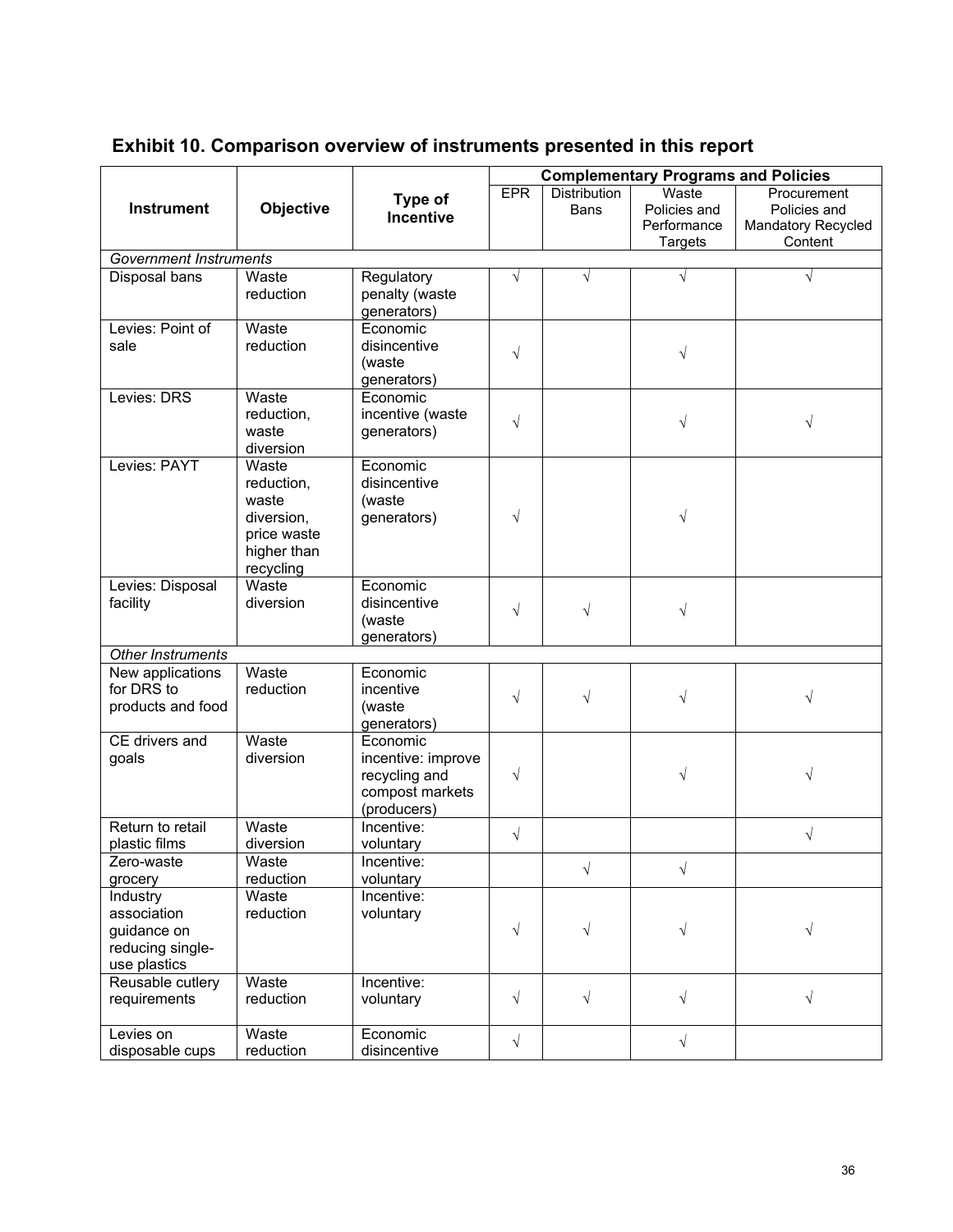## Exhibit 10. Comparison overview of instruments presented in this report

| Instrument | Objective | Type of Incentive | Complementary Programs and Policies | | | |
|---|---|---|---|---|---|---|
| | | | EPR | Distribution Bans | Waste Policies and Performance Targets | Procurement Policies and Mandatory Recycled Content |
| *Government Instruments* | | | | | | |
| Disposal bans | Waste reduction | Regulatory penalty (waste generators) | √ | √ | √ | √ |
| Levies: Point of sale | Waste reduction | Economic disincentive (waste generators) | √ | | √ | |
| Levies: DRS | Waste reduction, waste diversion | Economic incentive (waste generators) | √ | | √ | √ |
| Levies: PAYT | Waste reduction, waste diversion, price waste higher than recycling | Economic disincentive (waste generators) | √ | | √ | |
| Levies: Disposal facility | Waste diversion | Economic disincentive (waste generators) | √ | √ | √ | |
| *Other Instruments* | | | | | | |
| New applications for DRS to products and food | Waste reduction | Economic incentive (waste generators) | √ | √ | √ | √ |
| CE drivers and goals | Waste diversion | Economic incentive: improve recycling and compost markets (producers) | √ | | √ | √ |
| Return to retail plastic films | Waste diversion | Incentive: voluntary | √ | | | √ |
| Zero-waste grocery | Waste reduction | Incentive: voluntary | | √ | √ | |
| Industry association guidance on reducing single-use plastics | Waste reduction | Incentive: voluntary | √ | √ | √ | √ |
| Reusable cutlery requirements | Waste reduction | Incentive: voluntary | √ | √ | √ | √ |
| Levies on disposable cups | Waste reduction | Economic disincentive | √ | | √ | |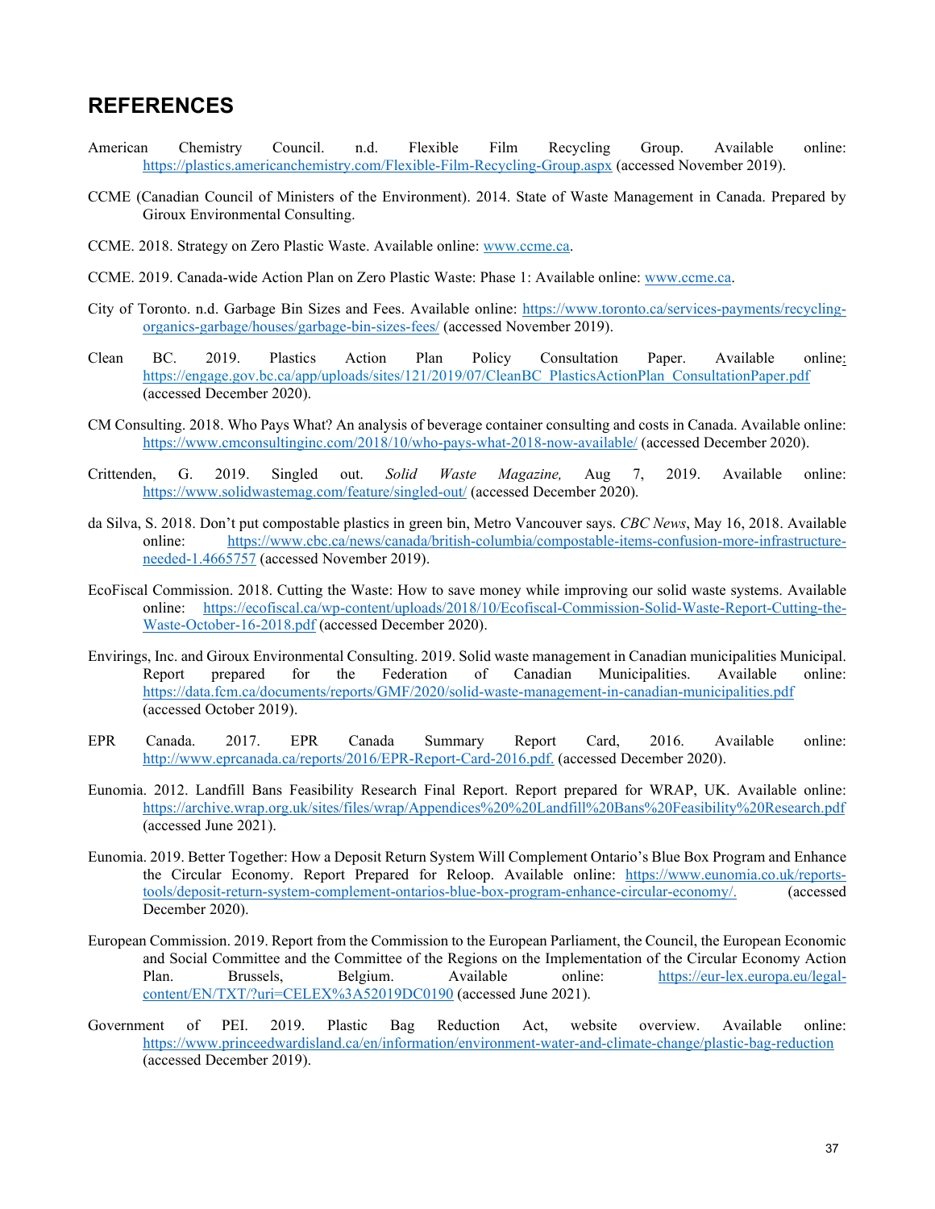## REFERENCES

American Chemistry Council. n.d. Flexible Film Recycling Group. Available online: https://plastics.americanchemistry.com/Flexible-Film-Recycling-Group.aspx (accessed November 2019).

CCME (Canadian Council of Ministers of the Environment). 2014. State of Waste Management in Canada. Prepared by Giroux Environmental Consulting.

CCME. 2018. Strategy on Zero Plastic Waste. Available online: www.ccme.ca.

CCME. 2019. Canada-wide Action Plan on Zero Plastic Waste: Phase 1: Available online: www.ccme.ca.

City of Toronto. n.d. Garbage Bin Sizes and Fees. Available online: https://www.toronto.ca/services-payments/recycling-organics-garbage/houses/garbage-bin-sizes-fees/ (accessed November 2019).

Clean BC. 2019. Plastics Action Plan Policy Consultation Paper. Available online: https://engage.gov.bc.ca/app/uploads/sites/121/2019/07/CleanBC_PlasticsActionPlan_ConsultationPaper.pdf (accessed December 2020).

CM Consulting. 2018. Who Pays What? An analysis of beverage container consulting and costs in Canada. Available online: https://www.cmconsultinginc.com/2018/10/who-pays-what-2018-now-available/ (accessed December 2020).

Crittenden, G. 2019. Singled out. *Solid Waste Magazine,* Aug 7, 2019. Available online: https://www.solidwastemag.com/feature/singled-out/ (accessed December 2020).

da Silva, S. 2018. Don't put compostable plastics in green bin, Metro Vancouver says. *CBC News*, May 16, 2018. Available online: https://www.cbc.ca/news/canada/british-columbia/compostable-items-confusion-more-infrastructure-needed-1.4665757 (accessed November 2019).

EcoFiscal Commission. 2018. Cutting the Waste: How to save money while improving our solid waste systems. Available online: https://ecofiscal.ca/wp-content/uploads/2018/10/Ecofiscal-Commission-Solid-Waste-Report-Cutting-the-Waste-October-16-2018.pdf (accessed December 2020).

Envirings, Inc. and Giroux Environmental Consulting. 2019. Solid waste management in Canadian municipalities Municipal. Report prepared for the Federation of Canadian Municipalities. Available online: https://data.fcm.ca/documents/reports/GMF/2020/solid-waste-management-in-canadian-municipalities.pdf (accessed October 2019).

EPR Canada. 2017. EPR Canada Summary Report Card, 2016. Available online: http://www.eprcanada.ca/reports/2016/EPR-Report-Card-2016.pdf. (accessed December 2020).

Eunomia. 2012. Landfill Bans Feasibility Research Final Report. Report prepared for WRAP, UK. Available online: https://archive.wrap.org.uk/sites/files/wrap/Appendices%20%20Landfill%20Bans%20Feasibility%20Research.pdf (accessed June 2021).

Eunomia. 2019. Better Together: How a Deposit Return System Will Complement Ontario's Blue Box Program and Enhance the Circular Economy. Report Prepared for Reloop. Available online: https://www.eunomia.co.uk/reports-tools/deposit-return-system-complement-ontarios-blue-box-program-enhance-circular-economy/. (accessed December 2020).

European Commission. 2019. Report from the Commission to the European Parliament, the Council, the European Economic and Social Committee and the Committee of the Regions on the Implementation of the Circular Economy Action Plan. Brussels, Belgium. Available online: https://eur-lex.europa.eu/legal-content/EN/TXT/?uri=CELEX%3A52019DC0190 (accessed June 2021).

Government of PEI. 2019. Plastic Bag Reduction Act, website overview. Available online: https://www.princeedwardisland.ca/en/information/environment-water-and-climate-change/plastic-bag-reduction (accessed December 2019).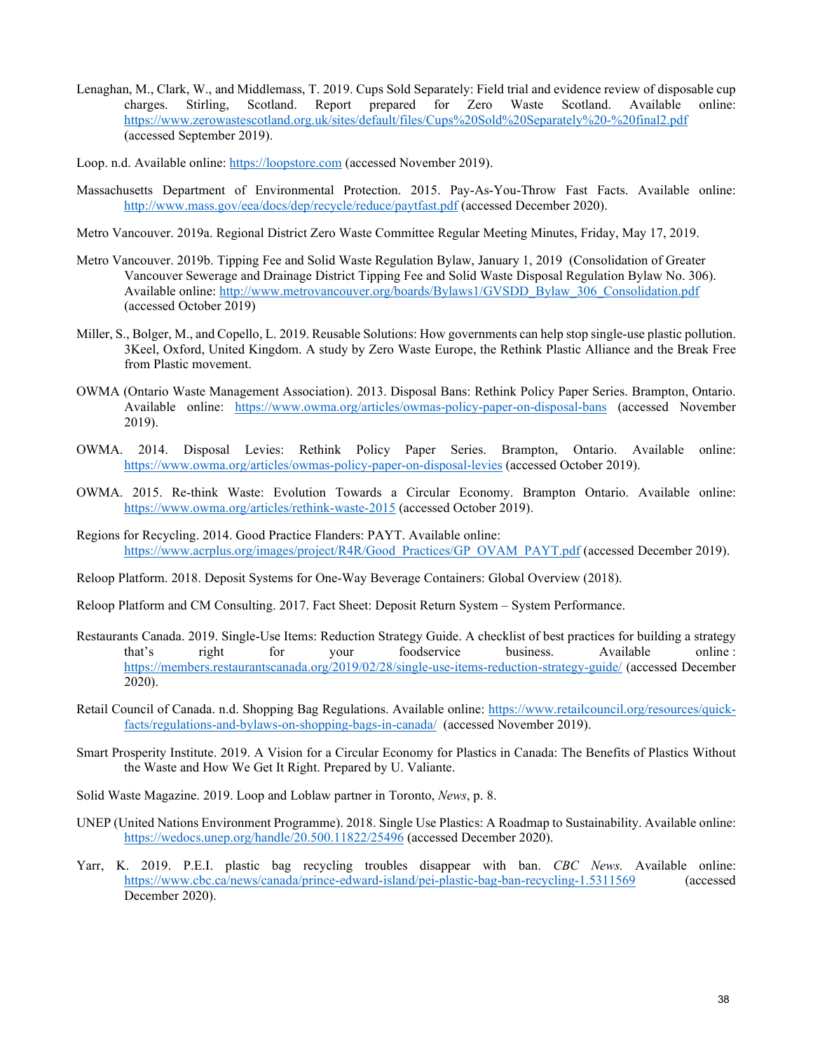Lenaghan, M., Clark, W., and Middlemass, T. 2019. Cups Sold Separately: Field trial and evidence review of disposable cup charges. Stirling, Scotland. Report prepared for Zero Waste Scotland. Available online: https://www.zerowastescotland.org.uk/sites/default/files/Cups%20Sold%20Separately%20-%20final2.pdf (accessed September 2019).

Loop. n.d. Available online: https://loopstore.com (accessed November 2019).

Massachusetts Department of Environmental Protection. 2015. Pay-As-You-Throw Fast Facts. Available online: http://www.mass.gov/eea/docs/dep/recycle/reduce/paytfast.pdf (accessed December 2020).

Metro Vancouver. 2019a. Regional District Zero Waste Committee Regular Meeting Minutes, Friday, May 17, 2019.

Metro Vancouver. 2019b. Tipping Fee and Solid Waste Regulation Bylaw, January 1, 2019 (Consolidation of Greater Vancouver Sewerage and Drainage District Tipping Fee and Solid Waste Disposal Regulation Bylaw No. 306). Available online: http://www.metrovancouver.org/boards/Bylaws1/GVSDD_Bylaw_306_Consolidation.pdf (accessed October 2019)

Miller, S., Bolger, M., and Copello, L. 2019. Reusable Solutions: How governments can help stop single-use plastic pollution. 3Keel, Oxford, United Kingdom. A study by Zero Waste Europe, the Rethink Plastic Alliance and the Break Free from Plastic movement.

OWMA (Ontario Waste Management Association). 2013. Disposal Bans: Rethink Policy Paper Series. Brampton, Ontario. Available online: https://www.owma.org/articles/owmas-policy-paper-on-disposal-bans (accessed November 2019).

OWMA. 2014. Disposal Levies: Rethink Policy Paper Series. Brampton, Ontario. Available online: https://www.owma.org/articles/owmas-policy-paper-on-disposal-levies (accessed October 2019).

OWMA. 2015. Re-think Waste: Evolution Towards a Circular Economy. Brampton Ontario. Available online: https://www.owma.org/articles/rethink-waste-2015 (accessed October 2019).

Regions for Recycling. 2014. Good Practice Flanders: PAYT. Available online: https://www.acrplus.org/images/project/R4R/Good_Practices/GP_OVAM_PAYT.pdf (accessed December 2019).

Reloop Platform. 2018. Deposit Systems for One-Way Beverage Containers: Global Overview (2018).

Reloop Platform and CM Consulting. 2017. Fact Sheet: Deposit Return System – System Performance.

Restaurants Canada. 2019. Single-Use Items: Reduction Strategy Guide. A checklist of best practices for building a strategy that's right for your foodservice business. Available online: https://members.restaurantscanada.org/2019/02/28/single-use-items-reduction-strategy-guide/ (accessed December 2020).

Retail Council of Canada. n.d. Shopping Bag Regulations. Available online: https://www.retailcouncil.org/resources/quick-facts/regulations-and-bylaws-on-shopping-bags-in-canada/ (accessed November 2019).

Smart Prosperity Institute. 2019. A Vision for a Circular Economy for Plastics in Canada: The Benefits of Plastics Without the Waste and How We Get It Right. Prepared by U. Valiante.

Solid Waste Magazine. 2019. Loop and Loblaw partner in Toronto, *News*, p. 8.

UNEP (United Nations Environment Programme). 2018. Single Use Plastics: A Roadmap to Sustainability. Available online: https://wedocs.unep.org/handle/20.500.11822/25496 (accessed December 2020).

Yarr, K. 2019. P.E.I. plastic bag recycling troubles disappear with ban. *CBC News.* Available online: https://www.cbc.ca/news/canada/prince-edward-island/pei-plastic-bag-ban-recycling-1.5311569 (accessed December 2020).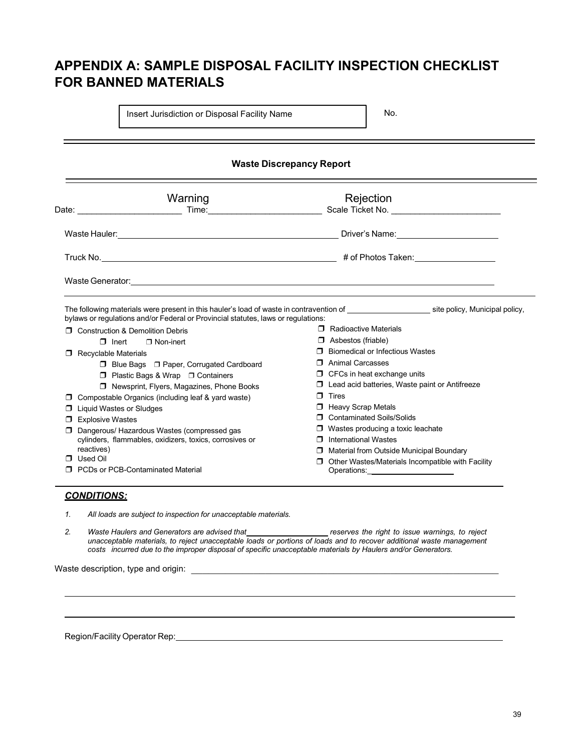# APPENDIX A: SAMPLE DISPOSAL FACILITY INSPECTION CHECKLIST FOR BANNED MATERIALS

Insert Jurisdiction or Disposal Facility Name

No.

**Waste Discrepancy Report**

Warning Rejection

Date: ____________________ Time: ______________________ Scale Ticket No. ______________________

Waste Hauler: ______________________________________________ Driver's Name: ____________________

Truck No. ______________________________________________ # of Photos Taken: ________________

Waste Generator: ________________________________________________________________________

The following materials were present in this hauler's load of waste in contravention of __________________ site policy, Municipal policy, bylaws or regulations and/or Federal or Provincial statutes, laws or regulations:

- ❒ Construction & Demolition Debris
  - ❒ Inert ❒ Non-inert
- ❒ Recyclable Materials
  - ❒ Blue Bags ❒ Paper, Corrugated Cardboard
  - ❒ Plastic Bags & Wrap ❒ Containers
  - ❒ Newsprint, Flyers, Magazines, Phone Books
- ❒ Compostable Organics (including leaf & yard waste)
- ❒ Liquid Wastes or Sludges
- ❒ Explosive Wastes
- ❒ Dangerous/ Hazardous Wastes (compressed gas cylinders, flammables, oxidizers, toxics, corrosives or reactives)
- ❒ Used Oil
- ❒ PCDs or PCB-Contaminated Material
- ❒ Radioactive Materials
- ❒ Asbestos (friable)
- ❒ Biomedical or Infectious Wastes
- ❒ Animal Carcasses
- ❒ CFCs in heat exchange units
- ❒ Lead acid batteries, Waste paint or Antifreeze
- ❒ Tires
- ❒ Heavy Scrap Metals
- ❒ Contaminated Soils/Solids
- ❒ Wastes producing a toxic leachate
- ❒ International Wastes
- ❒ Material from Outside Municipal Boundary
- ❒ Other Wastes/Materials Incompatible with Facility Operations: ____________________

***CONDITIONS:***

1. *All loads are subject to inspection for unacceptable materials.*
2. *Waste Haulers and Generators are advised that __________________ reserves the right to issue warnings, to reject unacceptable materials, to reject unacceptable loads or portions of loads and to recover additional waste management costs incurred due to the improper disposal of specific unacceptable materials by Haulers and/or Generators.*

Waste description, type and origin: ______________________________________________________________

______________________________________________________________________________________

______________________________________________________________________________________

Region/Facility Operator Rep: ____________________________________________________________